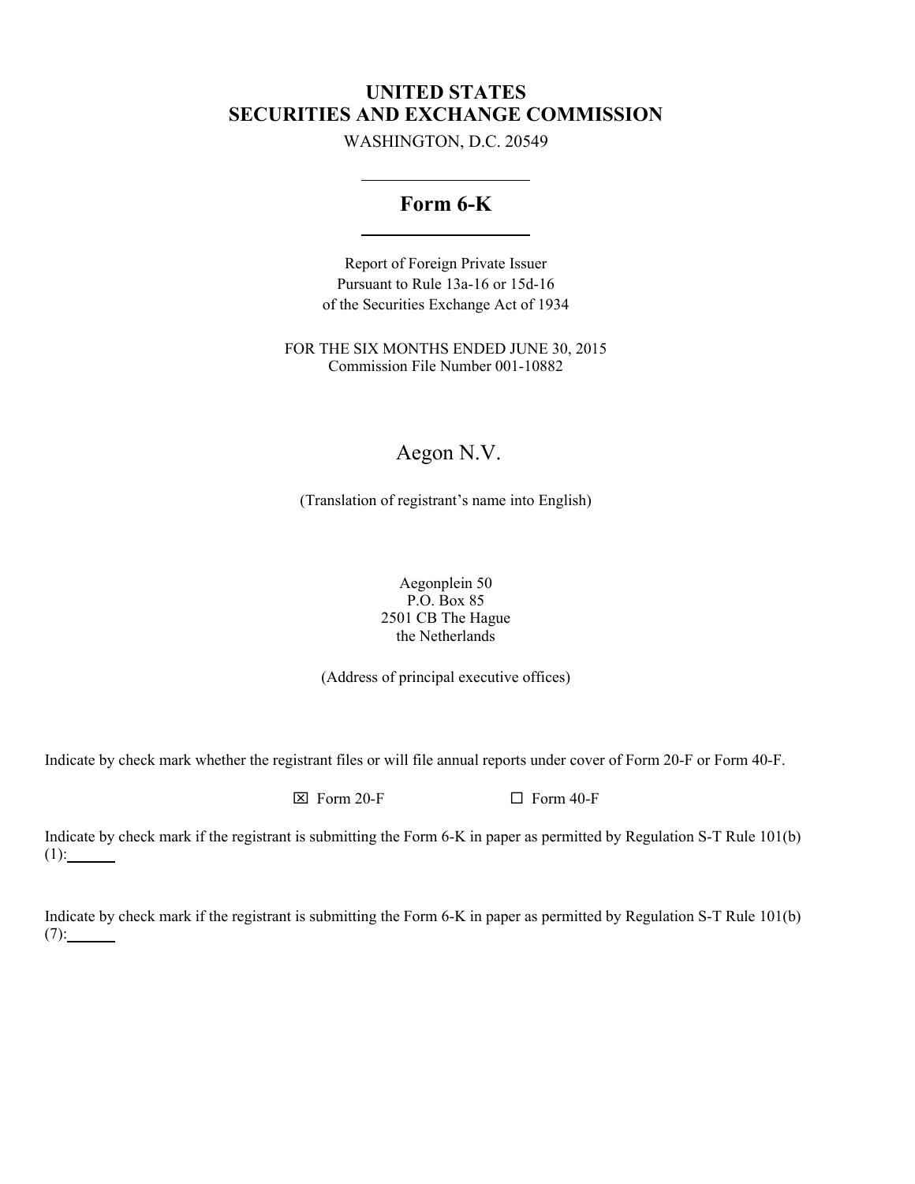# UNITED STATES
# SECURITIES AND EXCHANGE COMMISSION

WASHINGTON, D.C. 20549

---

## Form 6-K

---

Report of Foreign Private Issuer
Pursuant to Rule 13a-16 or 15d-16
of the Securities Exchange Act of 1934

FOR THE SIX MONTHS ENDED JUNE 30, 2015
Commission File Number 001-10882

Aegon N.V.

(Translation of registrant's name into English)

Aegonplein 50
P.O. Box 85
2501 CB The Hague
the Netherlands

(Address of principal executive offices)

Indicate by check mark whether the registrant files or will file annual reports under cover of Form 20-F or Form 40-F.

☒ Form 20-F ☐ Form 40-F

Indicate by check mark if the registrant is submitting the Form 6-K in paper as permitted by Regulation S-T Rule 101(b)(1): ______

Indicate by check mark if the registrant is submitting the Form 6-K in paper as permitted by Regulation S-T Rule 101(b)(7): ______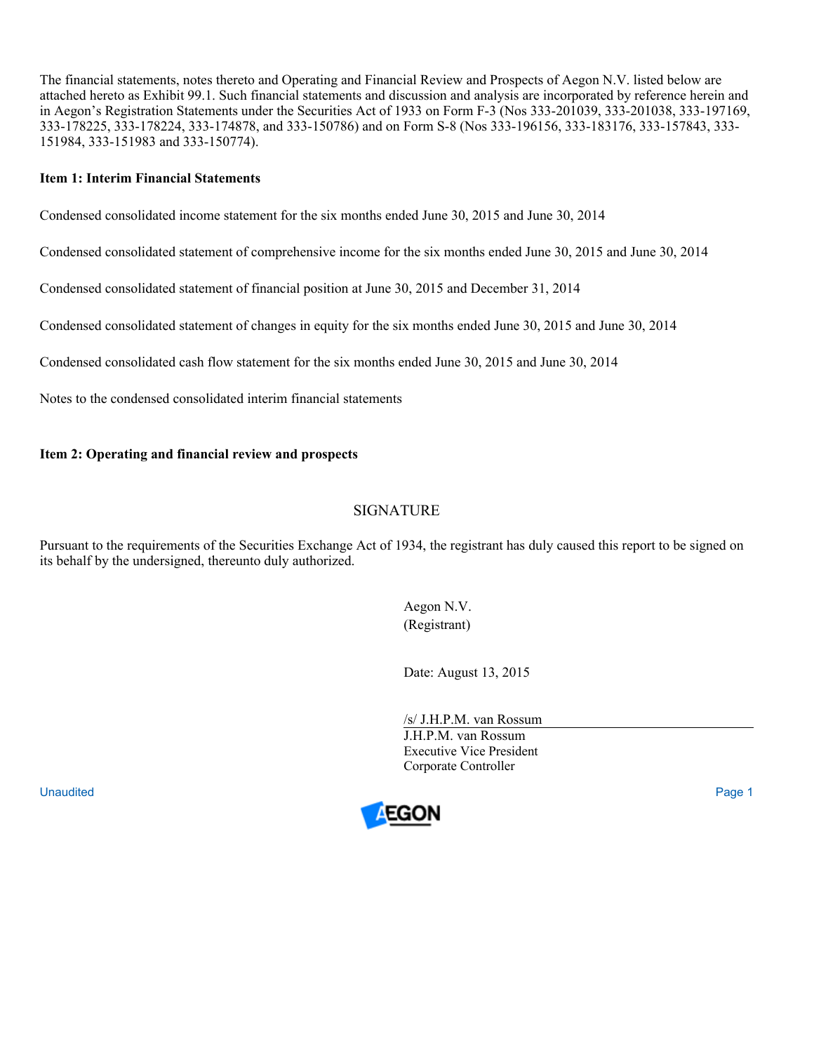The financial statements, notes thereto and Operating and Financial Review and Prospects of Aegon N.V. listed below are attached hereto as Exhibit 99.1. Such financial statements and discussion and analysis are incorporated by reference herein and in Aegon's Registration Statements under the Securities Act of 1933 on Form F-3 (Nos 333-201039, 333-201038, 333-197169, 333-178225, 333-178224, 333-174878, and 333-150786) and on Form S-8 (Nos 333-196156, 333-183176, 333-157843, 333-151984, 333-151983 and 333-150774).

**Item 1: Interim Financial Statements**

Condensed consolidated income statement for the six months ended June 30, 2015 and June 30, 2014

Condensed consolidated statement of comprehensive income for the six months ended June 30, 2015 and June 30, 2014

Condensed consolidated statement of financial position at June 30, 2015 and December 31, 2014

Condensed consolidated statement of changes in equity for the six months ended June 30, 2015 and June 30, 2014

Condensed consolidated cash flow statement for the six months ended June 30, 2015 and June 30, 2014

Notes to the condensed consolidated interim financial statements

**Item 2: Operating and financial review and prospects**

## SIGNATURE

Pursuant to the requirements of the Securities Exchange Act of 1934, the registrant has duly caused this report to be signed on its behalf by the undersigned, thereunto duly authorized.

Aegon N.V.
(Registrant)

Date: August 13, 2015

/s/ J.H.P.M. van Rossum
J.H.P.M. van Rossum
Executive Vice President
Corporate Controller

Unaudited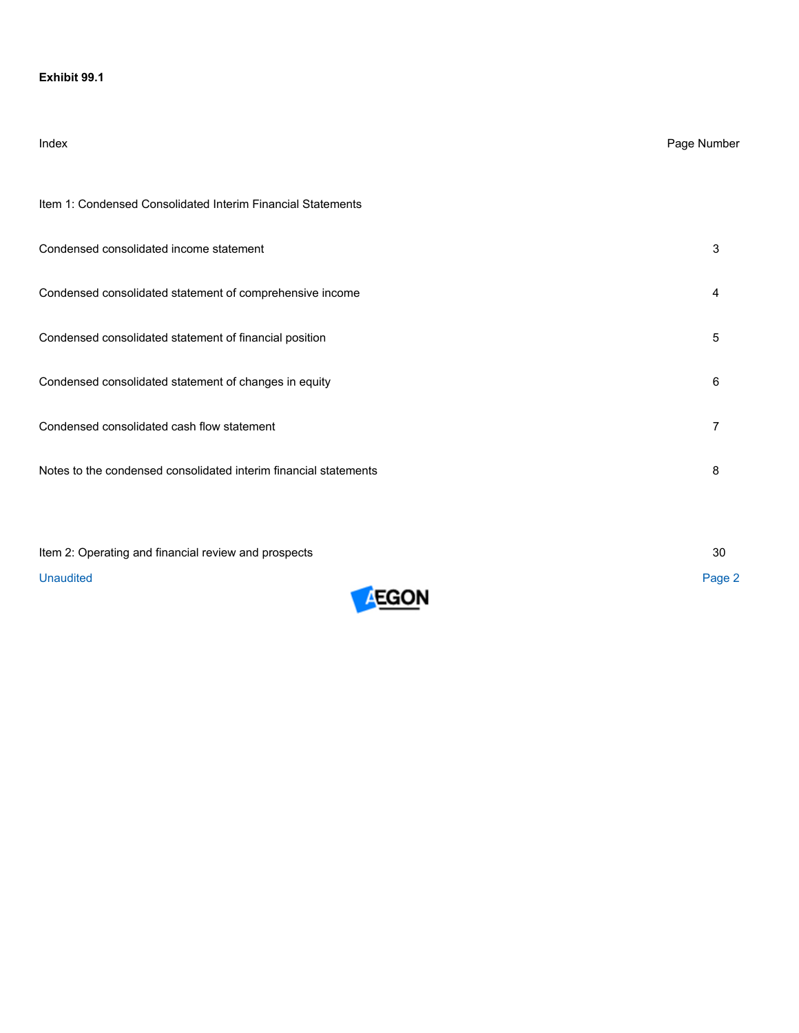**Exhibit 99.1**

| Index | Page Number |
| --- | --- |
| Item 1: Condensed Consolidated Interim Financial Statements | |
| Condensed consolidated income statement | 3 |
| Condensed consolidated statement of comprehensive income | 4 |
| Condensed consolidated statement of financial position | 5 |
| Condensed consolidated statement of changes in equity | 6 |
| Condensed consolidated cash flow statement | 7 |
| Notes to the condensed consolidated interim financial statements | 8 |
| Item 2: Operating and financial review and prospects | 30 |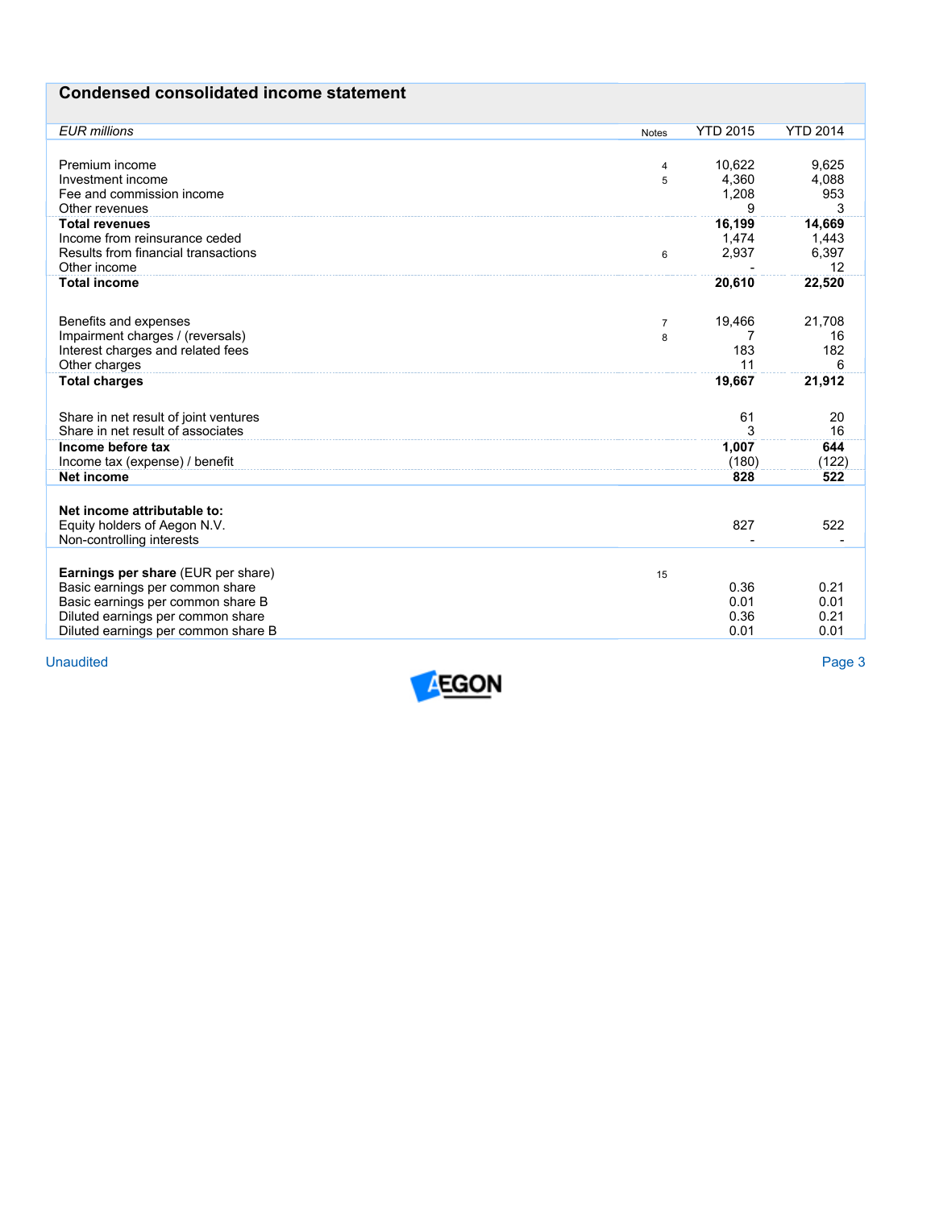## Condensed consolidated income statement

| *EUR millions* | Notes | YTD 2015 | YTD 2014 |
|---|---|---|---|
| Premium income | 4 | 10,622 | 9,625 |
| Investment income | 5 | 4,360 | 4,088 |
| Fee and commission income | | 1,208 | 953 |
| Other revenues | | 9 | 3 |
| **Total revenues** | | **16,199** | **14,669** |
| Income from reinsurance ceded | | 1,474 | 1,443 |
| Results from financial transactions | 6 | 2,937 | 6,397 |
| Other income | | - | 12 |
| **Total income** | | **20,610** | **22,520** |
| | | | |
| Benefits and expenses | 7 | 19,466 | 21,708 |
| Impairment charges / (reversals) | 8 | 7 | 16 |
| Interest charges and related fees | | 183 | 182 |
| Other charges | | 11 | 6 |
| **Total charges** | | **19,667** | **21,912** |
| | | | |
| Share in net result of joint ventures | | 61 | 20 |
| Share in net result of associates | | 3 | 16 |
| **Income before tax** | | **1,007** | **644** |
| Income tax (expense) / benefit | | (180) | (122) |
| **Net income** | | **828** | **522** |
| | | | |
| **Net income attributable to:** | | | |
| Equity holders of Aegon N.V. | | 827 | 522 |
| Non-controlling interests | | - | - |
| | | | |
| **Earnings per share** (EUR per share) | 15 | | |
| Basic earnings per common share | | 0.36 | 0.21 |
| Basic earnings per common share B | | 0.01 | 0.01 |
| Diluted earnings per common share | | 0.36 | 0.21 |
| Diluted earnings per common share B | | 0.01 | 0.01 |

Unaudited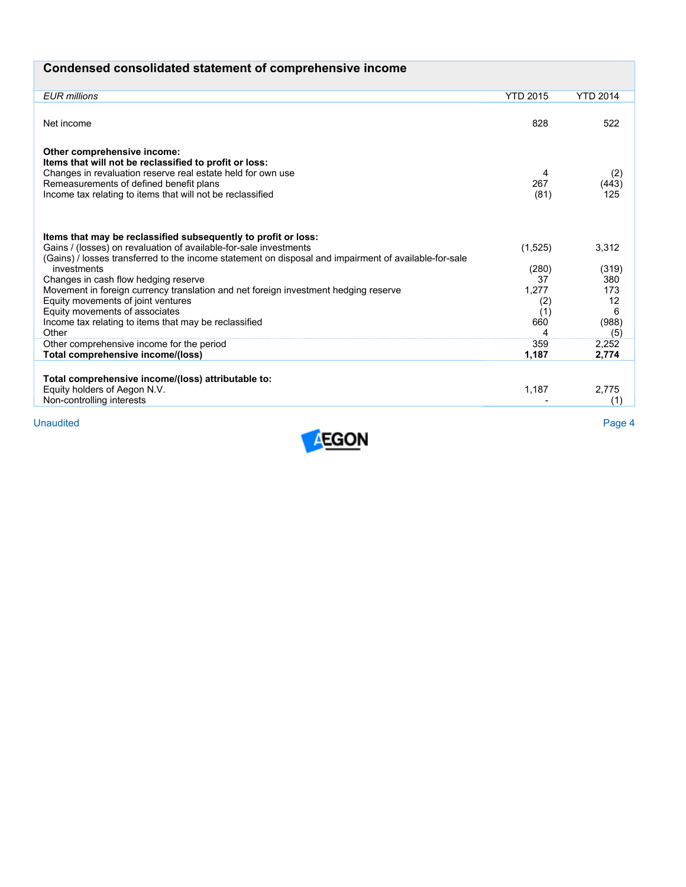## Condensed consolidated statement of comprehensive income

| *EUR millions* | YTD 2015 | YTD 2014 |
|---|---|---|
| Net income | 828 | 522 |
| **Other comprehensive income:** | | |
| **Items that will not be reclassified to profit or loss:** | | |
| Changes in revaluation reserve real estate held for own use | 4 | (2) |
| Remeasurements of defined benefit plans | 267 | (443) |
| Income tax relating to items that will not be reclassified | (81) | 125 |
| **Items that may be reclassified subsequently to profit or loss:** | | |
| Gains / (losses) on revaluation of available-for-sale investments | (1,525) | 3,312 |
| (Gains) / losses transferred to the income statement on disposal and impairment of available-for-sale investments | (280) | (319) |
| Changes in cash flow hedging reserve | 37 | 380 |
| Movement in foreign currency translation and net foreign investment hedging reserve | 1,277 | 173 |
| Equity movements of joint ventures | (2) | 12 |
| Equity movements of associates | (1) | 6 |
| Income tax relating to items that may be reclassified | 660 | (988) |
| Other | 4 | (5) |
| Other comprehensive income for the period | 359 | 2,252 |
| **Total comprehensive income/(loss)** | **1,187** | **2,774** |
| **Total comprehensive income/(loss) attributable to:** | | |
| Equity holders of Aegon N.V. | 1,187 | 2,775 |
| Non-controlling interests | - | (1) |

Unaudited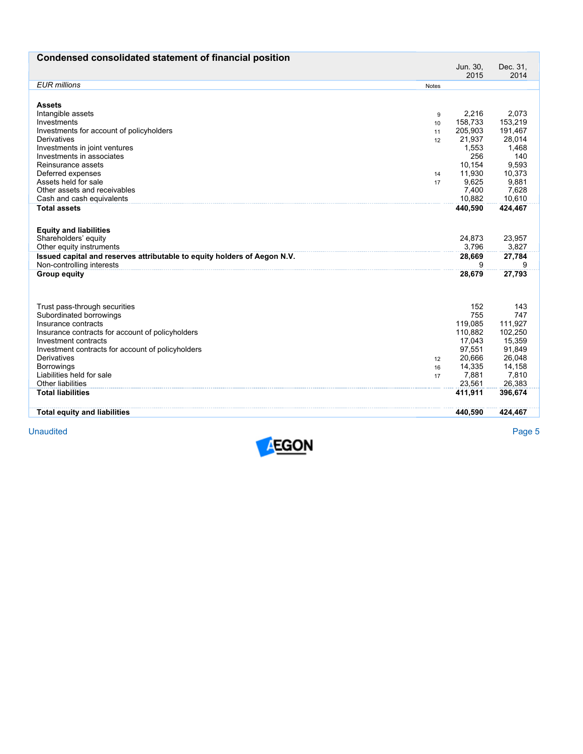## Condensed consolidated statement of financial position

| *EUR millions* | Notes | Jun. 30, 2015 | Dec. 31, 2014 |
|---|---|---|---|
| **Assets** | | | |
| Intangible assets | 9 | 2,216 | 2,073 |
| Investments | 10 | 158,733 | 153,219 |
| Investments for account of policyholders | 11 | 205,903 | 191,467 |
| Derivatives | 12 | 21,937 | 28,014 |
| Investments in joint ventures | | 1,553 | 1,468 |
| Investments in associates | | 256 | 140 |
| Reinsurance assets | | 10,154 | 9,593 |
| Deferred expenses | 14 | 11,930 | 10,373 |
| Assets held for sale | 17 | 9,625 | 9,881 |
| Other assets and receivables | | 7,400 | 7,628 |
| Cash and cash equivalents | | 10,882 | 10,610 |
| **Total assets** | | **440,590** | **424,467** |
| | | | |
| **Equity and liabilities** | | | |
| Shareholders' equity | | 24,873 | 23,957 |
| Other equity instruments | | 3,796 | 3,827 |
| **Issued capital and reserves attributable to equity holders of Aegon N.V.** | | **28,669** | **27,784** |
| Non-controlling interests | | 9 | 9 |
| **Group equity** | | **28,679** | **27,793** |
| | | | |
| Trust pass-through securities | | 152 | 143 |
| Subordinated borrowings | | 755 | 747 |
| Insurance contracts | | 119,085 | 111,927 |
| Insurance contracts for account of policyholders | | 110,882 | 102,250 |
| Investment contracts | | 17,043 | 15,359 |
| Investment contracts for account of policyholders | | 97,551 | 91,849 |
| Derivatives | 12 | 20,666 | 26,048 |
| Borrowings | 16 | 14,335 | 14,158 |
| Liabilities held for sale | 17 | 7,881 | 7,810 |
| Other liabilities | | 23,561 | 26,383 |
| **Total liabilities** | | **411,911** | **396,674** |
| | | | |
| **Total equity and liabilities** | | **440,590** | **424,467** |

Unaudited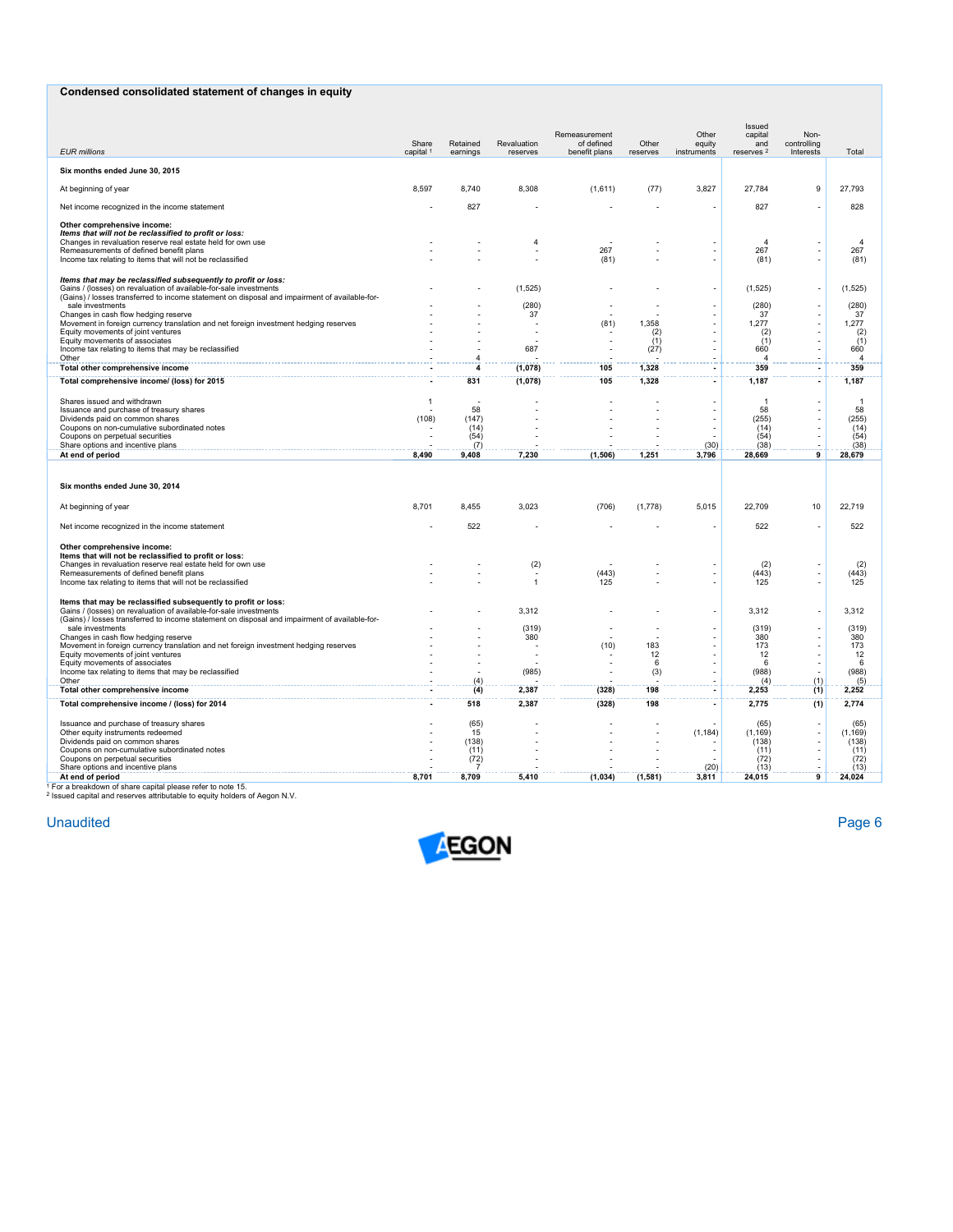## Condensed consolidated statement of changes in equity

| EUR millions | Share capital [1] | Retained earnings | Revaluation reserves | Remeasurement of defined benefit plans | Other reserves | Other equity instruments | Issued capital and reserves [2] | Non-controlling Interests | Total |
|---|---|---|---|---|---|---|---|---|---|
| **Six months ended June 30, 2015** | | | | | | | | | |
| At beginning of year | 8,597 | 8,740 | 8,308 | (1,611) | (77) | 3,827 | 27,784 | 9 | 27,793 |
| Net income recognized in the income statement | - | 827 | - | - | - | - | 827 | - | 828 |
| **Other comprehensive income:** | | | | | | | | | |
| ***Items that will not be reclassified to profit or loss:*** | | | | | | | | | |
| Changes in revaluation reserve real estate held for own use | - | - | 4 | - | - | - | 4 | - | 4 |
| Remeasurements of defined benefit plans | - | - | - | 267 | - | - | 267 | - | 267 |
| Income tax relating to items that will not be reclassified | - | - | - | (81) | - | - | (81) | - | (81) |
| ***Items that may be reclassified subsequently to profit or loss:*** | | | | | | | | | |
| Gains / (losses) on revaluation of available-for-sale investments | - | - | (1,525) | - | - | - | (1,525) | - | (1,525) |
| (Gains) / losses transferred to income statement on disposal and impairment of available-for-sale investments | - | - | (280) | - | - | - | (280) | - | (280) |
| Changes in cash flow hedging reserve | - | - | 37 | - | - | - | 37 | - | 37 |
| Movement in foreign currency translation and net foreign investment hedging reserves | - | - | - | (81) | 1,358 | - | 1,277 | - | 1,277 |
| Equity movements of joint ventures | - | - | - | - | (2) | - | (2) | - | (2) |
| Equity movements of associates | - | - | - | - | (1) | - | (1) | - | (1) |
| Income tax relating to items that may be reclassified | - | - | 687 | - | (27) | - | 660 | - | 660 |
| Other | - | 4 | - | - | - | - | 4 | - | 4 |
| **Total other comprehensive income** | **-** | **4** | **(1,078)** | **105** | **1,328** | **-** | **359** | **-** | **359** |
| **Total comprehensive income/ (loss) for 2015** | **-** | **831** | **(1,078)** | **105** | **1,328** | **-** | **1,187** | **-** | **1,187** |
| Shares issued and withdrawn | 1 | - | - | - | - | - | 1 | - | 1 |
| Issuance and purchase of treasury shares | - | 58 | - | - | - | - | 58 | - | 58 |
| Dividends paid on common shares | (108) | (147) | - | - | - | - | (255) | - | (255) |
| Coupons on non-cumulative subordinated notes | - | (14) | - | - | - | - | (14) | - | (14) |
| Coupons on perpetual securities | - | (54) | - | - | - | - | (54) | - | (54) |
| Share options and incentive plans | - | (7) | - | - | - | (30) | (38) | - | (38) |
| **At end of period** | **8,490** | **9,408** | **7,230** | **(1,506)** | **1,251** | **3,796** | **28,669** | **9** | **28,679** |
| **Six months ended June 30, 2014** | | | | | | | | | |
| At beginning of year | 8,701 | 8,455 | 3,023 | (706) | (1,778) | 5,015 | 22,709 | 10 | 22,719 |
| Net income recognized in the income statement | - | 522 | - | - | - | - | 522 | - | 522 |
| **Other comprehensive income:** | | | | | | | | | |
| **Items that will not be reclassified to profit or loss:** | | | | | | | | | |
| Changes in revaluation reserve real estate held for own use | - | - | (2) | - | - | - | (2) | - | (2) |
| Remeasurements of defined benefit plans | - | - | - | (443) | - | - | (443) | - | (443) |
| Income tax relating to items that will not be reclassified | - | - | 1 | 125 | - | - | 125 | - | 125 |
| **Items that may be reclassified subsequently to profit or loss:** | | | | | | | | | |
| Gains / (losses) on revaluation of available-for-sale investments | - | - | 3,312 | - | - | - | 3,312 | - | 3,312 |
| (Gains) / losses transferred to income statement on disposal and impairment of available-for-sale investments | - | - | (319) | - | - | - | (319) | - | (319) |
| Changes in cash flow hedging reserve | - | - | 380 | - | - | - | 380 | - | 380 |
| Movement in foreign currency translation and net foreign investment hedging reserves | - | - | - | (10) | 183 | - | 173 | - | 173 |
| Equity movements of joint ventures | - | - | - | - | 12 | - | 12 | - | 12 |
| Equity movements of associates | - | - | - | - | 6 | - | 6 | - | 6 |
| Income tax relating to items that may be reclassified | - | - | (985) | - | (3) | - | (988) | - | (988) |
| Other | - | (4) | - | - | - | - | (4) | (1) | (5) |
| **Total other comprehensive income** | **-** | **(4)** | **2,387** | **(328)** | **198** | **-** | **2,253** | **(1)** | **2,252** |
| **Total comprehensive income / (loss) for 2014** | **-** | **518** | **2,387** | **(328)** | **198** | **-** | **2,775** | **(1)** | **2,774** |
| Issuance and purchase of treasury shares | - | (65) | - | - | - | - | (65) | - | (65) |
| Other equity instruments redeemed | - | 15 | - | - | - | (1,184) | (1,169) | - | (1,169) |
| Dividends paid on common shares | - | (138) | - | - | - | - | (138) | - | (138) |
| Coupons on non-cumulative subordinated notes | - | (11) | - | - | - | - | (11) | - | (11) |
| Coupons on perpetual securities | - | (72) | - | - | - | - | (72) | - | (72) |
| Share options and incentive plans | - | 7 | - | - | - | (20) | (13) | - | (13) |
| **At end of period** | **8,701** | **8,709** | **5,410** | **(1,034)** | **(1,581)** | **3,811** | **24,015** | **9** | **24,024** |

[1] For a breakdown of share capital please refer to note 15.
[2] Issued capital and reserves attributable to equity holders of Aegon N.V.

Unaudited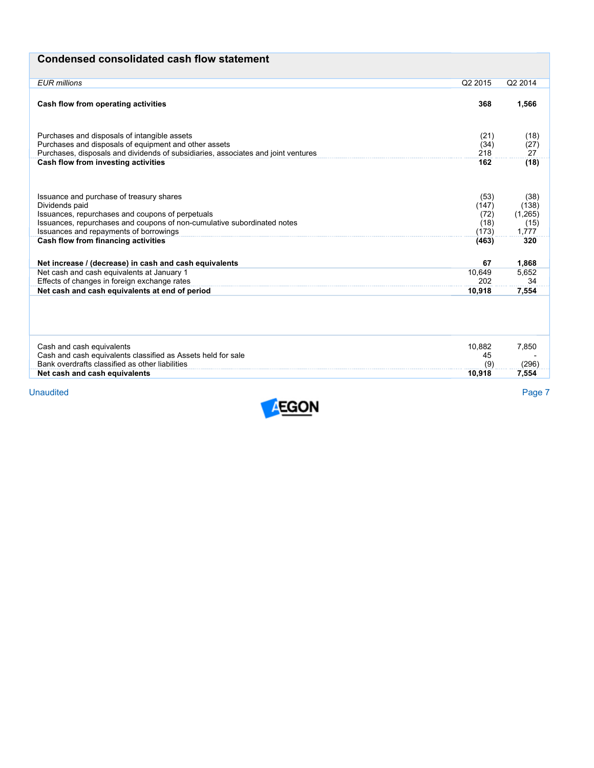## Condensed consolidated cash flow statement

| *EUR millions* | Q2 2015 | Q2 2014 |
|---|---|---|
| **Cash flow from operating activities** | **368** | **1,566** |
| | | |
| Purchases and disposals of intangible assets | (21) | (18) |
| Purchases and disposals of equipment and other assets | (34) | (27) |
| Purchases, disposals and dividends of subsidiaries, associates and joint ventures | 218 | 27 |
| **Cash flow from investing activities** | **162** | **(18)** |
| | | |
| Issuance and purchase of treasury shares | (53) | (38) |
| Dividends paid | (147) | (138) |
| Issuances, repurchases and coupons of perpetuals | (72) | (1,265) |
| Issuances, repurchases and coupons of non-cumulative subordinated notes | (18) | (15) |
| Issuances and repayments of borrowings | (173) | 1,777 |
| **Cash flow from financing activities** | **(463)** | **320** |
| | | |
| **Net increase / (decrease) in cash and cash equivalents** | **67** | **1,868** |
| Net cash and cash equivalents at January 1 | 10,649 | 5,652 |
| Effects of changes in foreign exchange rates | 202 | 34 |
| **Net cash and cash equivalents at end of period** | **10,918** | **7,554** |
| | | |
| Cash and cash equivalents | 10,882 | 7,850 |
| Cash and cash equivalents classified as Assets held for sale | 45 | - |
| Bank overdrafts classified as other liabilities | (9) | (296) |
| **Net cash and cash equivalents** | **10,918** | **7,554** |

Unaudited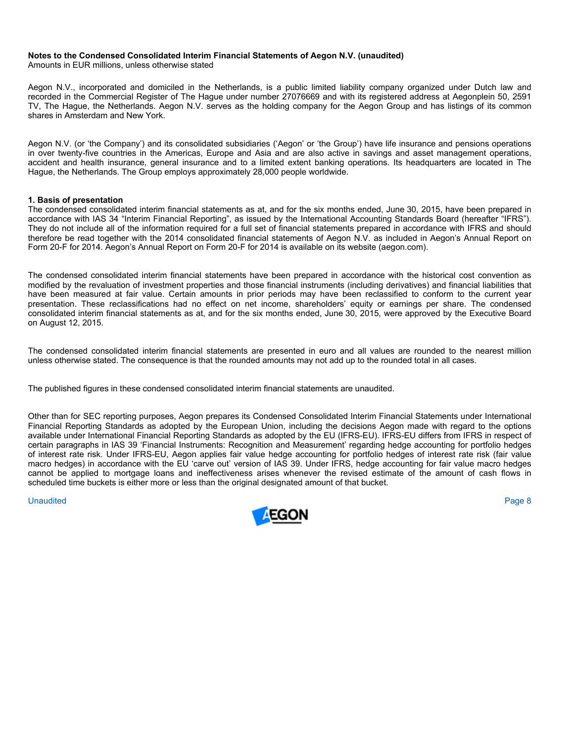**Notes to the Condensed Consolidated Interim Financial Statements of Aegon N.V. (unaudited)**
Amounts in EUR millions, unless otherwise stated

Aegon N.V., incorporated and domiciled in the Netherlands, is a public limited liability company organized under Dutch law and recorded in the Commercial Register of The Hague under number 27076669 and with its registered address at Aegonplein 50, 2591 TV, The Hague, the Netherlands. Aegon N.V. serves as the holding company for the Aegon Group and has listings of its common shares in Amsterdam and New York.

Aegon N.V. (or 'the Company') and its consolidated subsidiaries ('Aegon' or 'the Group') have life insurance and pensions operations in over twenty-five countries in the Americas, Europe and Asia and are also active in savings and asset management operations, accident and health insurance, general insurance and to a limited extent banking operations. Its headquarters are located in The Hague, the Netherlands. The Group employs approximately 28,000 people worldwide.

## 1. Basis of presentation

The condensed consolidated interim financial statements as at, and for the six months ended, June 30, 2015, have been prepared in accordance with IAS 34 "Interim Financial Reporting", as issued by the International Accounting Standards Board (hereafter "IFRS"). They do not include all of the information required for a full set of financial statements prepared in accordance with IFRS and should therefore be read together with the 2014 consolidated financial statements of Aegon N.V. as included in Aegon's Annual Report on Form 20-F for 2014. Aegon's Annual Report on Form 20-F for 2014 is available on its website (aegon.com).

The condensed consolidated interim financial statements have been prepared in accordance with the historical cost convention as modified by the revaluation of investment properties and those financial instruments (including derivatives) and financial liabilities that have been measured at fair value. Certain amounts in prior periods may have been reclassified to conform to the current year presentation. These reclassifications had no effect on net income, shareholders' equity or earnings per share. The condensed consolidated interim financial statements as at, and for the six months ended, June 30, 2015, were approved by the Executive Board on August 12, 2015.

The condensed consolidated interim financial statements are presented in euro and all values are rounded to the nearest million unless otherwise stated. The consequence is that the rounded amounts may not add up to the rounded total in all cases.

The published figures in these condensed consolidated interim financial statements are unaudited.

Other than for SEC reporting purposes, Aegon prepares its Condensed Consolidated Interim Financial Statements under International Financial Reporting Standards as adopted by the European Union, including the decisions Aegon made with regard to the options available under International Financial Reporting Standards as adopted by the EU (IFRS-EU). IFRS-EU differs from IFRS in respect of certain paragraphs in IAS 39 'Financial Instruments: Recognition and Measurement' regarding hedge accounting for portfolio hedges of interest rate risk. Under IFRS-EU, Aegon applies fair value hedge accounting for portfolio hedges of interest rate risk (fair value macro hedges) in accordance with the EU 'carve out' version of IAS 39. Under IFRS, hedge accounting for fair value macro hedges cannot be applied to mortgage loans and ineffectiveness arises whenever the revised estimate of the amount of cash flows in scheduled time buckets is either more or less than the original designated amount of that bucket.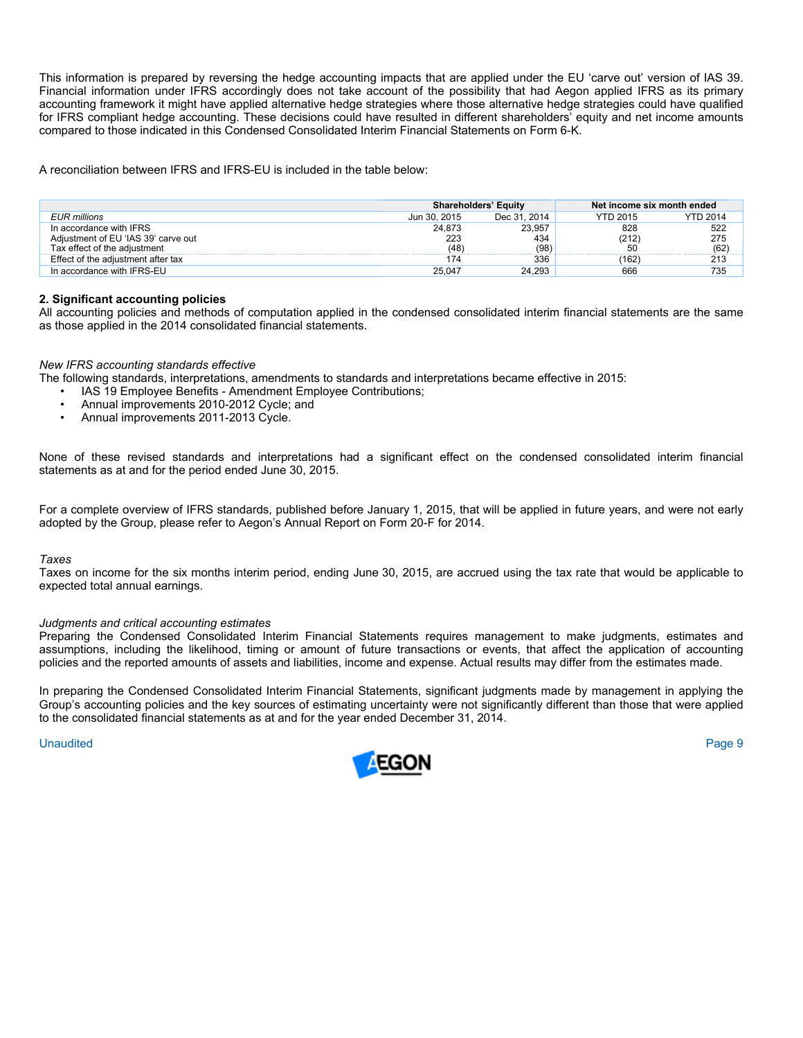This information is prepared by reversing the hedge accounting impacts that are applied under the EU 'carve out' version of IAS 39. Financial information under IFRS accordingly does not take account of the possibility that had Aegon applied IFRS as its primary accounting framework it might have applied alternative hedge strategies where those alternative hedge strategies could have qualified for IFRS compliant hedge accounting. These decisions could have resulted in different shareholders' equity and net income amounts compared to those indicated in this Condensed Consolidated Interim Financial Statements on Form 6-K.

A reconciliation between IFRS and IFRS-EU is included in the table below:

| | Shareholders' Equity | | Net income six month ended | |
|---|---|---|---|---|
| *EUR millions* | Jun 30, 2015 | Dec 31, 2014 | YTD 2015 | YTD 2014 |
| In accordance with IFRS | 24,873 | 23,957 | 828 | 522 |
| Adjustment of EU 'IAS 39' carve out | 223 | 434 | (212) | 275 |
| Tax effect of the adjustment | (48) | (98) | 50 | (62) |
| Effect of the adjustment after tax | 174 | 336 | (162) | 213 |
| In accordance with IFRS-EU | 25,047 | 24,293 | 666 | 735 |

## 2. Significant accounting policies

All accounting policies and methods of computation applied in the condensed consolidated interim financial statements are the same as those applied in the 2014 consolidated financial statements.

*New IFRS accounting standards effective*

The following standards, interpretations, amendments to standards and interpretations became effective in 2015:

- IAS 19 Employee Benefits - Amendment Employee Contributions;
- Annual improvements 2010-2012 Cycle; and
- Annual improvements 2011-2013 Cycle.

None of these revised standards and interpretations had a significant effect on the condensed consolidated interim financial statements as at and for the period ended June 30, 2015.

For a complete overview of IFRS standards, published before January 1, 2015, that will be applied in future years, and were not early adopted by the Group, please refer to Aegon's Annual Report on Form 20-F for 2014.

*Taxes*

Taxes on income for the six months interim period, ending June 30, 2015, are accrued using the tax rate that would be applicable to expected total annual earnings.

*Judgments and critical accounting estimates*

Preparing the Condensed Consolidated Interim Financial Statements requires management to make judgments, estimates and assumptions, including the likelihood, timing or amount of future transactions or events, that affect the application of accounting policies and the reported amounts of assets and liabilities, income and expense. Actual results may differ from the estimates made.

In preparing the Condensed Consolidated Interim Financial Statements, significant judgments made by management in applying the Group's accounting policies and the key sources of estimating uncertainty were not significantly different than those that were applied to the consolidated financial statements as at and for the year ended December 31, 2014.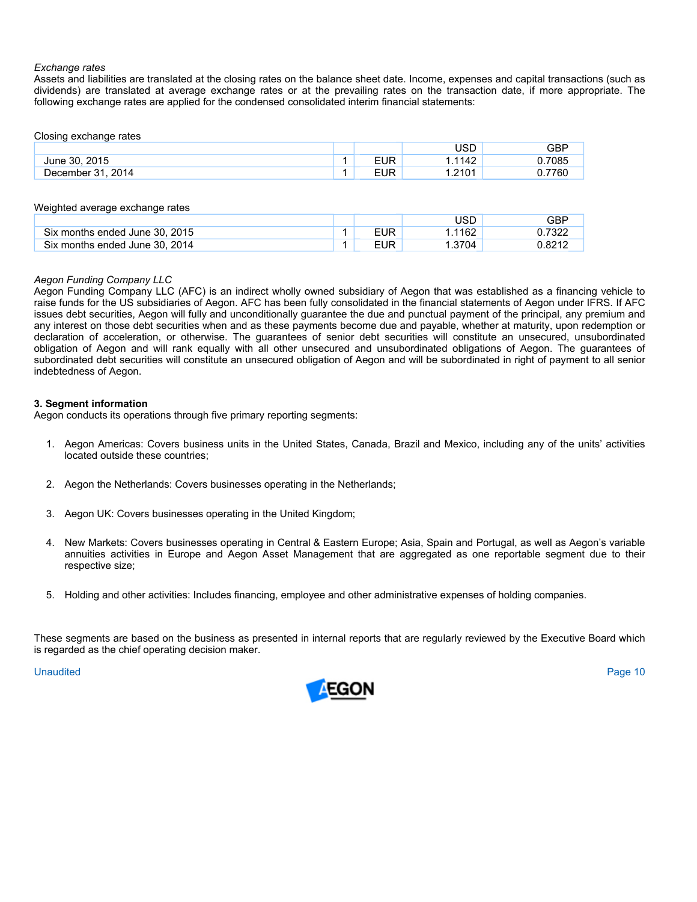*Exchange rates*

Assets and liabilities are translated at the closing rates on the balance sheet date. Income, expenses and capital transactions (such as dividends) are translated at average exchange rates or at the prevailing rates on the transaction date, if more appropriate. The following exchange rates are applied for the condensed consolidated interim financial statements:

Closing exchange rates

| | | | USD | GBP |
|---|---|---|---|---|
| June 30, 2015 | 1 | EUR | 1.1142 | 0.7085 |
| December 31, 2014 | 1 | EUR | 1.2101 | 0.7760 |

Weighted average exchange rates

| | | | USD | GBP |
|---|---|---|---|---|
| Six months ended June 30, 2015 | 1 | EUR | 1.1162 | 0.7322 |
| Six months ended June 30, 2014 | 1 | EUR | 1.3704 | 0.8212 |

*Aegon Funding Company LLC*

Aegon Funding Company LLC (AFC) is an indirect wholly owned subsidiary of Aegon that was established as a financing vehicle to raise funds for the US subsidiaries of Aegon. AFC has been fully consolidated in the financial statements of Aegon under IFRS. If AFC issues debt securities, Aegon will fully and unconditionally guarantee the due and punctual payment of the principal, any premium and any interest on those debt securities when and as these payments become due and payable, whether at maturity, upon redemption or declaration of acceleration, or otherwise. The guarantees of senior debt securities will constitute an unsecured, unsubordinated obligation of Aegon and will rank equally with all other unsecured and unsubordinated obligations of Aegon. The guarantees of subordinated debt securities will constitute an unsecured obligation of Aegon and will be subordinated in right of payment to all senior indebtedness of Aegon.

**3. Segment information**

Aegon conducts its operations through five primary reporting segments:

1. Aegon Americas: Covers business units in the United States, Canada, Brazil and Mexico, including any of the units' activities located outside these countries;
2. Aegon the Netherlands: Covers businesses operating in the Netherlands;
3. Aegon UK: Covers businesses operating in the United Kingdom;
4. New Markets: Covers businesses operating in Central & Eastern Europe; Asia, Spain and Portugal, as well as Aegon's variable annuities activities in Europe and Aegon Asset Management that are aggregated as one reportable segment due to their respective size;
5. Holding and other activities: Includes financing, employee and other administrative expenses of holding companies.

These segments are based on the business as presented in internal reports that are regularly reviewed by the Executive Board which is regarded as the chief operating decision maker.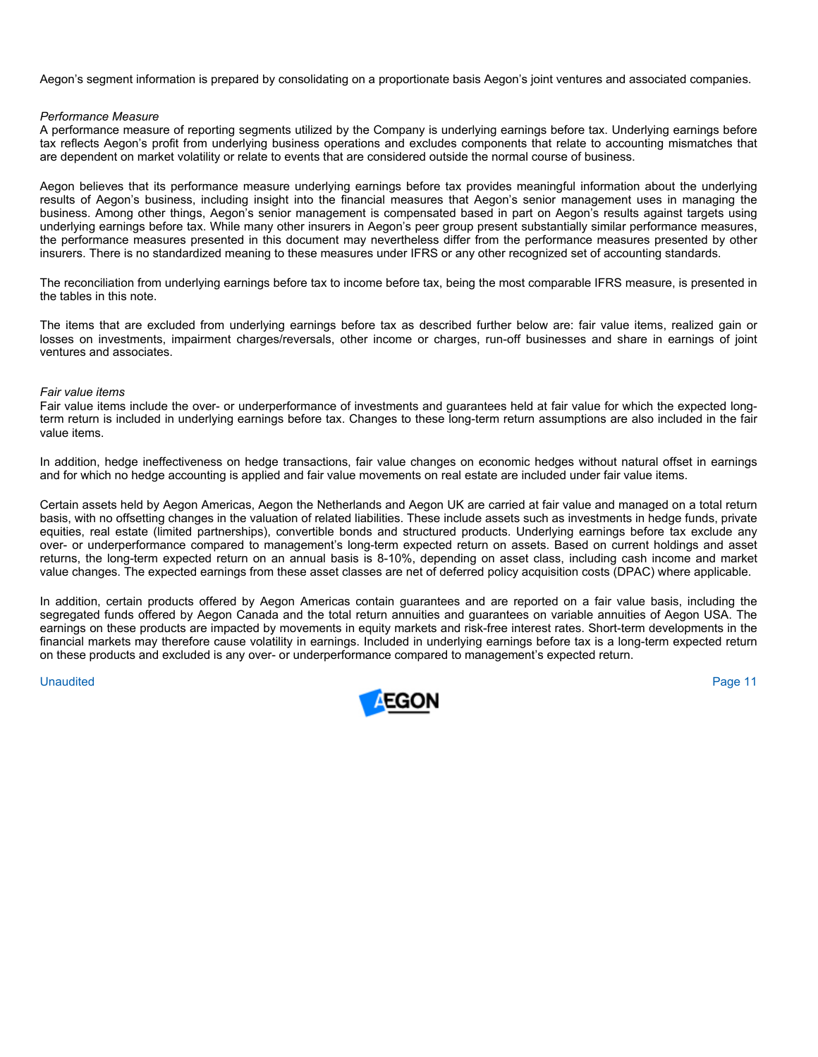Aegon's segment information is prepared by consolidating on a proportionate basis Aegon's joint ventures and associated companies.

*Performance Measure*

A performance measure of reporting segments utilized by the Company is underlying earnings before tax. Underlying earnings before tax reflects Aegon's profit from underlying business operations and excludes components that relate to accounting mismatches that are dependent on market volatility or relate to events that are considered outside the normal course of business.

Aegon believes that its performance measure underlying earnings before tax provides meaningful information about the underlying results of Aegon's business, including insight into the financial measures that Aegon's senior management uses in managing the business. Among other things, Aegon's senior management is compensated based in part on Aegon's results against targets using underlying earnings before tax. While many other insurers in Aegon's peer group present substantially similar performance measures, the performance measures presented in this document may nevertheless differ from the performance measures presented by other insurers. There is no standardized meaning to these measures under IFRS or any other recognized set of accounting standards.

The reconciliation from underlying earnings before tax to income before tax, being the most comparable IFRS measure, is presented in the tables in this note.

The items that are excluded from underlying earnings before tax as described further below are: fair value items, realized gain or losses on investments, impairment charges/reversals, other income or charges, run-off businesses and share in earnings of joint ventures and associates.

*Fair value items*

Fair value items include the over- or underperformance of investments and guarantees held at fair value for which the expected long-term return is included in underlying earnings before tax. Changes to these long-term return assumptions are also included in the fair value items.

In addition, hedge ineffectiveness on hedge transactions, fair value changes on economic hedges without natural offset in earnings and for which no hedge accounting is applied and fair value movements on real estate are included under fair value items.

Certain assets held by Aegon Americas, Aegon the Netherlands and Aegon UK are carried at fair value and managed on a total return basis, with no offsetting changes in the valuation of related liabilities. These include assets such as investments in hedge funds, private equities, real estate (limited partnerships), convertible bonds and structured products. Underlying earnings before tax exclude any over- or underperformance compared to management's long-term expected return on assets. Based on current holdings and asset returns, the long-term expected return on an annual basis is 8-10%, depending on asset class, including cash income and market value changes. The expected earnings from these asset classes are net of deferred policy acquisition costs (DPAC) where applicable.

In addition, certain products offered by Aegon Americas contain guarantees and are reported on a fair value basis, including the segregated funds offered by Aegon Canada and the total return annuities and guarantees on variable annuities of Aegon USA. The earnings on these products are impacted by movements in equity markets and risk-free interest rates. Short-term developments in the financial markets may therefore cause volatility in earnings. Included in underlying earnings before tax is a long-term expected return on these products and excluded is any over- or underperformance compared to management's expected return.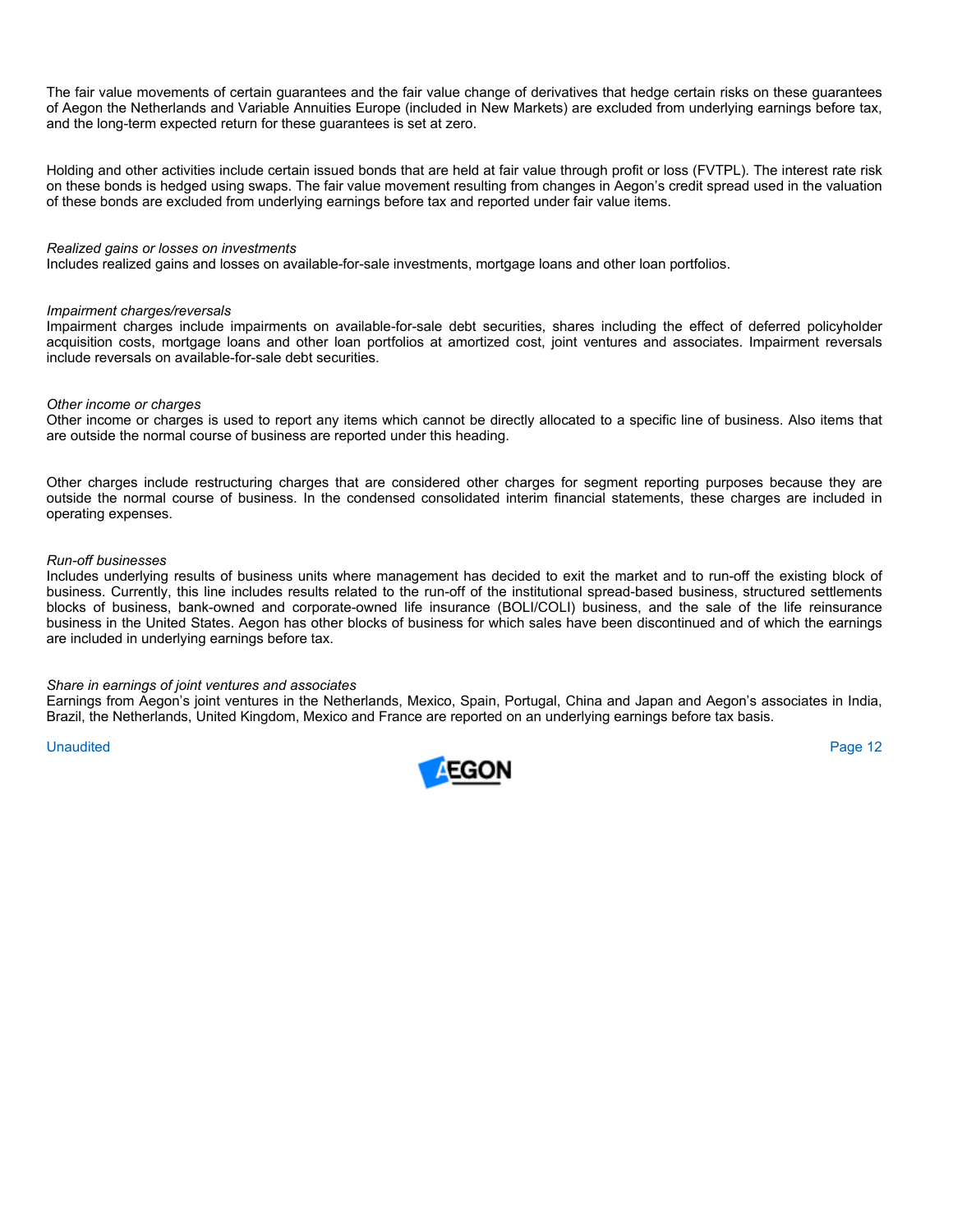The fair value movements of certain guarantees and the fair value change of derivatives that hedge certain risks on these guarantees of Aegon the Netherlands and Variable Annuities Europe (included in New Markets) are excluded from underlying earnings before tax, and the long-term expected return for these guarantees is set at zero.

Holding and other activities include certain issued bonds that are held at fair value through profit or loss (FVTPL). The interest rate risk on these bonds is hedged using swaps. The fair value movement resulting from changes in Aegon's credit spread used in the valuation of these bonds are excluded from underlying earnings before tax and reported under fair value items.

*Realized gains or losses on investments*
Includes realized gains and losses on available-for-sale investments, mortgage loans and other loan portfolios.

*Impairment charges/reversals*
Impairment charges include impairments on available-for-sale debt securities, shares including the effect of deferred policyholder acquisition costs, mortgage loans and other loan portfolios at amortized cost, joint ventures and associates. Impairment reversals include reversals on available-for-sale debt securities.

*Other income or charges*
Other income or charges is used to report any items which cannot be directly allocated to a specific line of business. Also items that are outside the normal course of business are reported under this heading.

Other charges include restructuring charges that are considered other charges for segment reporting purposes because they are outside the normal course of business. In the condensed consolidated interim financial statements, these charges are included in operating expenses.

*Run-off businesses*
Includes underlying results of business units where management has decided to exit the market and to run-off the existing block of business. Currently, this line includes results related to the run-off of the institutional spread-based business, structured settlements blocks of business, bank-owned and corporate-owned life insurance (BOLI/COLI) business, and the sale of the life reinsurance business in the United States. Aegon has other blocks of business for which sales have been discontinued and of which the earnings are included in underlying earnings before tax.

*Share in earnings of joint ventures and associates*
Earnings from Aegon's joint ventures in the Netherlands, Mexico, Spain, Portugal, China and Japan and Aegon's associates in India, Brazil, the Netherlands, United Kingdom, Mexico and France are reported on an underlying earnings before tax basis.

Unaudited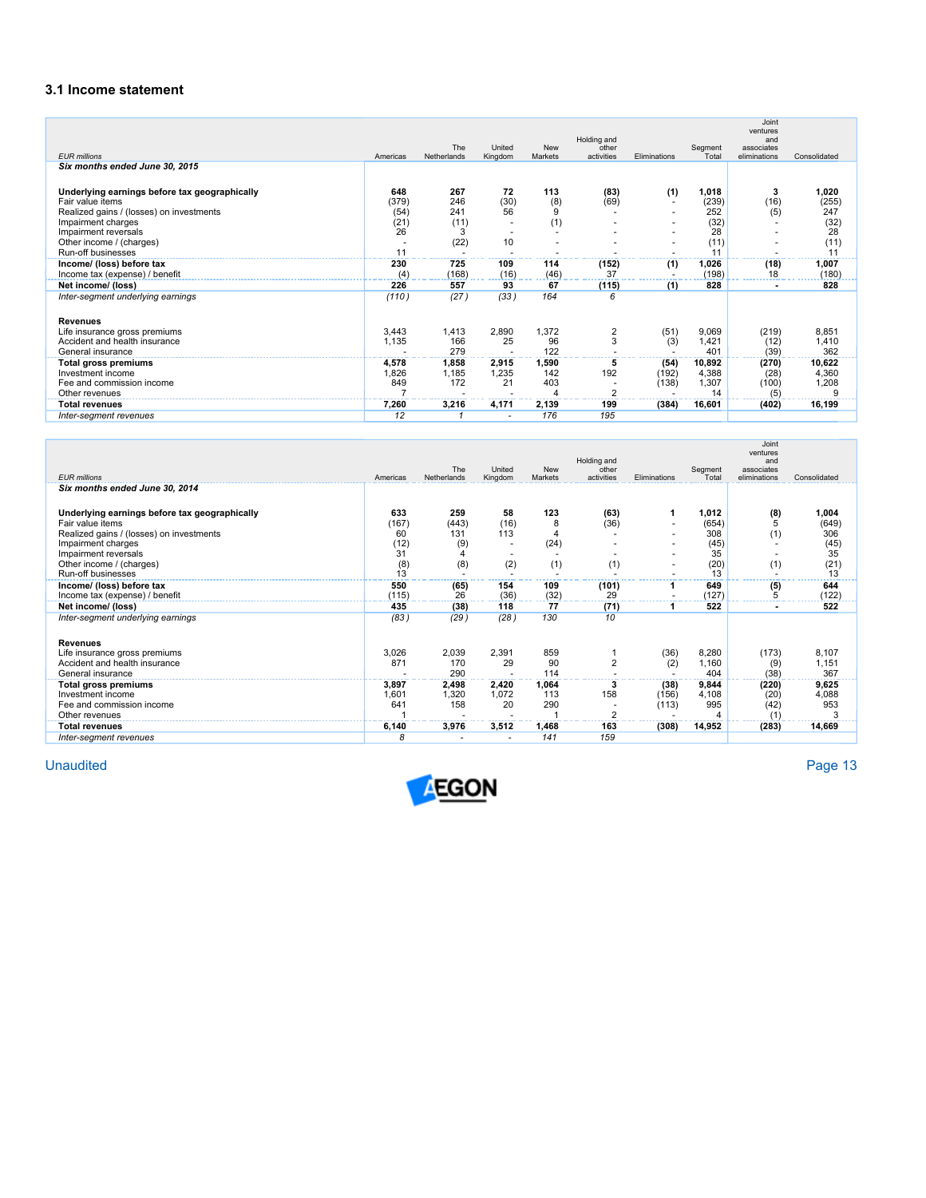### 3.1 Income statement

| EUR millions | Americas | The Netherlands | United Kingdom | New Markets | Holding and other activities | Eliminations | Segment Total | Joint ventures and associates eliminations | Consolidated |
|---|---|---|---|---|---|---|---|---|---|
| ***Six months ended June 30, 2015*** | | | | | | | | | |
| **Underlying earnings before tax geographically** | **648** | **267** | **72** | **113** | **(83)** | **(1)** | **1,018** | **3** | **1,020** |
| Fair value items | (379) | 246 | (30) | (8) | (69) | - | (239) | (16) | (255) |
| Realized gains / (losses) on investments | (54) | 241 | 56 | 9 | - | - | 252 | (5) | 247 |
| Impairment charges | (21) | (11) | - | (1) | - | - | (32) | - | (32) |
| Impairment reversals | 26 | 3 | - | - | - | - | 28 | - | 28 |
| Other income / (charges) | - | (22) | 10 | - | - | - | (11) | - | (11) |
| Run-off businesses | 11 | - | - | - | - | - | 11 | - | 11 |
| **Income/ (loss) before tax** | **230** | **725** | **109** | **114** | **(152)** | **(1)** | **1,026** | **(18)** | **1,007** |
| Income tax (expense) / benefit | (4) | (168) | (16) | (46) | 37 | - | (198) | 18 | (180) |
| **Net income/ (loss)** | **226** | **557** | **93** | **67** | **(115)** | **(1)** | **828** | **-** | **828** |
| *Inter-segment underlying earnings* | *(110)* | *(27)* | *(33)* | *164* | *6* | | | | |
| **Revenues** | | | | | | | | | |
| Life insurance gross premiums | 3,443 | 1,413 | 2,890 | 1,372 | 2 | (51) | 9,069 | (219) | 8,851 |
| Accident and health insurance | 1,135 | 166 | 25 | 96 | 3 | (3) | 1,421 | (12) | 1,410 |
| General insurance | - | 279 | - | 122 | - | - | 401 | (39) | 362 |
| **Total gross premiums** | **4,578** | **1,858** | **2,915** | **1,590** | **5** | **(54)** | **10,892** | **(270)** | **10,622** |
| Investment income | 1,826 | 1,185 | 1,235 | 142 | 192 | (192) | 4,388 | (28) | 4,360 |
| Fee and commission income | 849 | 172 | 21 | 403 | - | (138) | 1,307 | (100) | 1,208 |
| Other revenues | 7 | - | - | 4 | 2 | - | 14 | (5) | 9 |
| **Total revenues** | **7,260** | **3,216** | **4,171** | **2,139** | **199** | **(384)** | **16,601** | **(402)** | **16,199** |
| *Inter-segment revenues* | *12* | *1* | *-* | *176* | *195* | | | | |

| EUR millions | Americas | The Netherlands | United Kingdom | New Markets | Holding and other activities | Eliminations | Segment Total | Joint ventures and associates eliminations | Consolidated |
|---|---|---|---|---|---|---|---|---|---|
| ***Six months ended June 30, 2014*** | | | | | | | | | |
| **Underlying earnings before tax geographically** | **633** | **259** | **58** | **123** | **(63)** | **1** | **1,012** | **(8)** | **1,004** |
| Fair value items | (167) | (443) | (16) | 8 | (36) | - | (654) | 5 | (649) |
| Realized gains / (losses) on investments | 60 | 131 | 113 | 4 | - | - | 308 | (1) | 306 |
| Impairment charges | (12) | (9) | - | (24) | - | - | (45) | - | (45) |
| Impairment reversals | 31 | 4 | - | - | - | - | 35 | - | 35 |
| Other income / (charges) | (8) | (8) | (2) | (1) | (1) | - | (20) | (1) | (21) |
| Run-off businesses | 13 | - | - | - | - | - | 13 | - | 13 |
| **Income/ (loss) before tax** | **550** | **(65)** | **154** | **109** | **(101)** | **1** | **649** | **(5)** | **644** |
| Income tax (expense) / benefit | (115) | 26 | (36) | (32) | 29 | - | (127) | 5 | (122) |
| **Net income/ (loss)** | **435** | **(38)** | **118** | **77** | **(71)** | **1** | **522** | **-** | **522** |
| *Inter-segment underlying earnings* | *(83)* | *(29)* | *(28)* | *130* | *10* | | | | |
| **Revenues** | | | | | | | | | |
| Life insurance gross premiums | 3,026 | 2,039 | 2,391 | 859 | 1 | (36) | 8,280 | (173) | 8,107 |
| Accident and health insurance | 871 | 170 | 29 | 90 | 2 | (2) | 1,160 | (9) | 1,151 |
| General insurance | - | 290 | - | 114 | - | - | 404 | (38) | 367 |
| **Total gross premiums** | **3,897** | **2,498** | **2,420** | **1,064** | **3** | **(38)** | **9,844** | **(220)** | **9,625** |
| Investment income | 1,601 | 1,320 | 1,072 | 113 | 158 | (156) | 4,108 | (20) | 4,088 |
| Fee and commission income | 641 | 158 | 20 | 290 | - | (113) | 995 | (42) | 953 |
| Other revenues | 1 | - | - | 1 | 2 | - | 4 | (1) | 3 |
| **Total revenues** | **6,140** | **3,976** | **3,512** | **1,468** | **163** | **(308)** | **14,952** | **(283)** | **14,669** |
| *Inter-segment revenues* | *8* | *-* | *-* | *141* | *159* | | | | |

Unaudited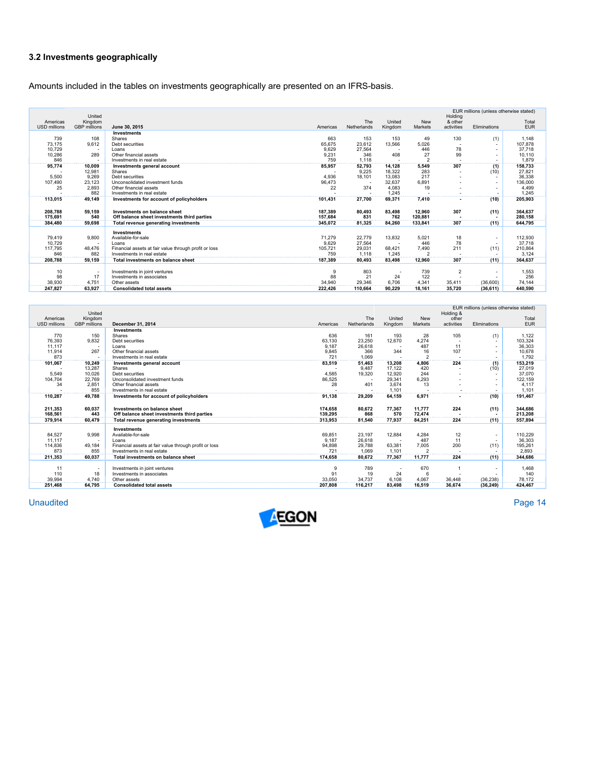## 3.2 Investments geographically

Amounts included in the tables on investments geographically are presented on an IFRS-basis.

EUR millions (unless otherwise stated)

| Americas USD millions | United Kingdom GBP millions | June 30, 2015 | Americas | The Netherlands | United Kingdom | New Markets | Holding & other activities | Eliminations | Total EUR |
|---|---|---|---|---|---|---|---|---|---|
| | | **Investments** | | | | | | | |
| 739 | 108 | Shares | 663 | 153 | 153 | 49 | 130 | (1) | 1,148 |
| 73,175 | 9,612 | Debt securities | 65,675 | 23,612 | 13,566 | 5,026 | - | - | 107,878 |
| 10,729 | - | Loans | 9,629 | 27,564 | - | 446 | 78 | - | 37,718 |
| 10,286 | 289 | Other financial assets | 9,231 | 346 | 408 | 27 | 99 | - | 10,110 |
| 846 | - | Investments in real estate | 759 | 1,118 | - | 2 | - | - | 1,879 |
| **95,774** | **10,009** | **Investments general account** | **85,957** | **52,793** | **14,128** | **5,549** | **307** | **(1)** | **158,733** |
| - | 12,981 | Shares | - | 9,225 | 18,322 | 283 | - | (10) | 27,821 |
| 5,500 | 9,269 | Debt securities | 4,936 | 18,101 | 13,083 | 217 | - | - | 36,338 |
| 107,490 | 23,123 | Unconsolidated investment funds | 96,473 | - | 32,637 | 6,891 | - | - | 136,000 |
| 25 | 2,893 | Other financial assets | 22 | 374 | 4,083 | 19 | - | - | 4,499 |
| - | 882 | Investments in real estate | - | - | 1,245 | - | - | - | 1,245 |
| **113,015** | **49,149** | **Investments for account of policyholders** | **101,431** | **27,700** | **69,371** | **7,410** | **-** | **(10)** | **205,903** |
| | | | | | | | | | |
| **208,788** | **59,159** | **Investments on balance sheet** | **187,389** | **80,493** | **83,498** | **12,960** | **307** | **(11)** | **364,637** |
| **175,691** | **540** | **Off balance sheet investments third parties** | **157,684** | **831** | **762** | **120,881** | **-** | **-** | **280,158** |
| **384,480** | **59,698** | **Total revenue generating investments** | **345,072** | **81,325** | **84,260** | **133,841** | **307** | **(11)** | **644,795** |
| | | | | | | | | | |
| | | **Investments** | | | | | | | |
| 79,419 | 9,800 | Available-for-sale | 71,279 | 22,779 | 13,832 | 5,021 | 18 | - | 112,930 |
| 10,729 | - | Loans | 9,629 | 27,564 | - | 446 | 78 | - | 37,718 |
| 117,795 | 48,476 | Financial assets at fair value through profit or loss | 105,721 | 29,031 | 68,421 | 7,490 | 211 | (11) | 210,864 |
| 846 | 882 | Investments in real estate | 759 | 1,118 | 1,245 | 2 | - | - | 3,124 |
| **208,788** | **59,159** | **Total investments on balance sheet** | **187,389** | **80,493** | **83,498** | **12,960** | **307** | **(11)** | **364,637** |
| | | | | | | | | | |
| 10 | - | Investments in joint ventures | 9 | 803 | - | 739 | 2 | - | 1,553 |
| 98 | 17 | Investments in associates | 88 | 21 | 24 | 122 | - | - | 256 |
| 38,930 | 4,751 | Other assets | 34,940 | 29,346 | 6,706 | 4,341 | 35,411 | (36,600) | 74,144 |
| **247,827** | **63,927** | **Consolidated total assets** | **222,426** | **110,664** | **90,229** | **18,161** | **35,720** | **(36,611)** | **440,590** |

EUR millions (unless otherwise stated)

| Americas USD millions | United Kingdom GBP millions | December 31, 2014 | Americas | The Netherlands | United Kingdom | New Markets | Holding & other activities | Eliminations | Total EUR |
|---|---|---|---|---|---|---|---|---|---|
| | | **Investments** | | | | | | | |
| 770 | 150 | Shares | 636 | 161 | 193 | 28 | 105 | (1) | 1,122 |
| 76,393 | 9,832 | Debt securities | 63,130 | 23,250 | 12,670 | 4,274 | - | - | 103,324 |
| 11,117 | - | Loans | 9,187 | 26,618 | - | 487 | 11 | - | 36,303 |
| 11,914 | 267 | Other financial assets | 9,845 | 366 | 344 | 16 | 107 | - | 10,678 |
| 873 | - | Investments in real estate | 721 | 1,069 | - | 2 | - | - | 1,792 |
| **101,067** | **10,249** | **Investments general account** | **83,519** | **51,463** | **13,208** | **4,806** | **224** | **(1)** | **153,219** |
| - | 13,287 | Shares | - | 9,487 | 17,122 | 420 | - | (10) | 27,019 |
| 5,549 | 10,026 | Debt securities | 4,585 | 19,320 | 12,920 | 244 | - | - | 37,070 |
| 104,704 | 22,769 | Unconsolidated investment funds | 86,525 | - | 29,341 | 6,293 | - | - | 122,159 |
| 34 | 2,851 | Other financial assets | 28 | 401 | 3,674 | 13 | - | - | 4,117 |
| - | 855 | Investments in real estate | - | - | 1,101 | - | - | - | 1,101 |
| **110,287** | **49,788** | **Investments for account of policyholders** | **91,138** | **29,209** | **64,159** | **6,971** | **-** | **(10)** | **191,467** |
| | | | | | | | | | |
| **211,353** | **60,037** | **Investments on balance sheet** | **174,658** | **80,672** | **77,367** | **11,777** | **224** | **(11)** | **344,686** |
| **168,561** | **443** | **Off balance sheet investments third parties** | **139,295** | **868** | **570** | **72,474** | **-** | **-** | **213,208** |
| **379,914** | **60,479** | **Total revenue generating investments** | **313,953** | **81,540** | **77,937** | **84,251** | **224** | **(11)** | **557,894** |
| | | | | | | | | | |
| | | **Investments** | | | | | | | |
| 84,527 | 9,998 | Available-for-sale | 69,851 | 23,197 | 12,884 | 4,284 | 12 | - | 110,229 |
| 11,117 | - | Loans | 9,187 | 26,618 | - | 487 | 11 | - | 36,303 |
| 114,836 | 49,184 | Financial assets at fair value through profit or loss | 94,898 | 29,788 | 63,381 | 7,005 | 200 | (11) | 195,261 |
| 873 | 855 | Investments in real estate | 721 | 1,069 | 1,101 | 2 | - | - | 2,893 |
| **211,353** | **60,037** | **Total investments on balance sheet** | **174,658** | **80,672** | **77,367** | **11,777** | **224** | **(11)** | **344,686** |
| | | | | | | | | | |
| 11 | - | Investments in joint ventures | 9 | 789 | - | 670 | 1 | - | 1,468 |
| 110 | 18 | Investments in associates | 91 | 19 | 24 | 6 | - | - | 140 |
| 39,994 | 4,740 | Other assets | 33,050 | 34,737 | 6,108 | 4,067 | 36,448 | (36,238) | 78,172 |
| **251,468** | **64,795** | **Consolidated total assets** | **207,808** | **116,217** | **83,498** | **16,519** | **36,674** | **(36,249)** | **424,467** |

Unaudited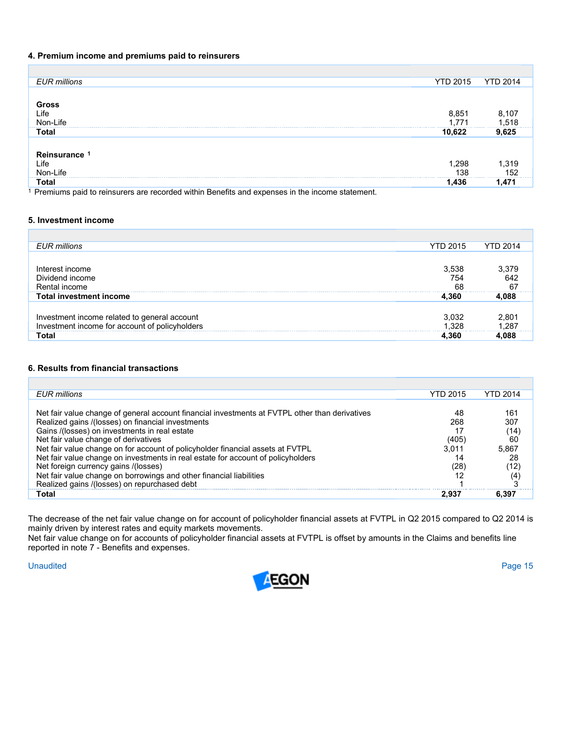## 4. Premium income and premiums paid to reinsurers

| *EUR millions* | YTD 2015 | YTD 2014 |
|---|---|---|
| **Gross** | | |
| Life | 8,851 | 8,107 |
| Non-Life | 1,771 | 1,518 |
| **Total** | **10,622** | **9,625** |
| | | |
| **Reinsurance** [1] | | |
| Life | 1,298 | 1,319 |
| Non-Life | 138 | 152 |
| **Total** | **1,436** | **1,471** |

[1] Premiums paid to reinsurers are recorded within Benefits and expenses in the income statement.

## 5. Investment income

| *EUR millions* | YTD 2015 | YTD 2014 |
|---|---|---|
| Interest income | 3,538 | 3,379 |
| Dividend income | 754 | 642 |
| Rental income | 68 | 67 |
| **Total investment income** | **4,360** | **4,088** |
| | | |
| Investment income related to general account | 3,032 | 2,801 |
| Investment income for account of policyholders | 1,328 | 1,287 |
| **Total** | **4,360** | **4,088** |

## 6. Results from financial transactions

| *EUR millions* | YTD 2015 | YTD 2014 |
|---|---|---|
| Net fair value change of general account financial investments at FVTPL other than derivatives | 48 | 161 |
| Realized gains /(losses) on financial investments | 268 | 307 |
| Gains /(losses) on investments in real estate | 17 | (14) |
| Net fair value change of derivatives | (405) | 60 |
| Net fair value change on for account of policyholder financial assets at FVTPL | 3,011 | 5,867 |
| Net fair value change on investments in real estate for account of policyholders | 14 | 28 |
| Net foreign currency gains /(losses) | (28) | (12) |
| Net fair value change on borrowings and other financial liabilities | 12 | (4) |
| Realized gains /(losses) on repurchased debt | 1 | 3 |
| **Total** | **2,937** | **6,397** |

The decrease of the net fair value change on for account of policyholder financial assets at FVTPL in Q2 2015 compared to Q2 2014 is mainly driven by interest rates and equity markets movements.
Net fair value change on for accounts of policyholder financial assets at FVTPL is offset by amounts in the Claims and benefits line reported in note 7 - Benefits and expenses.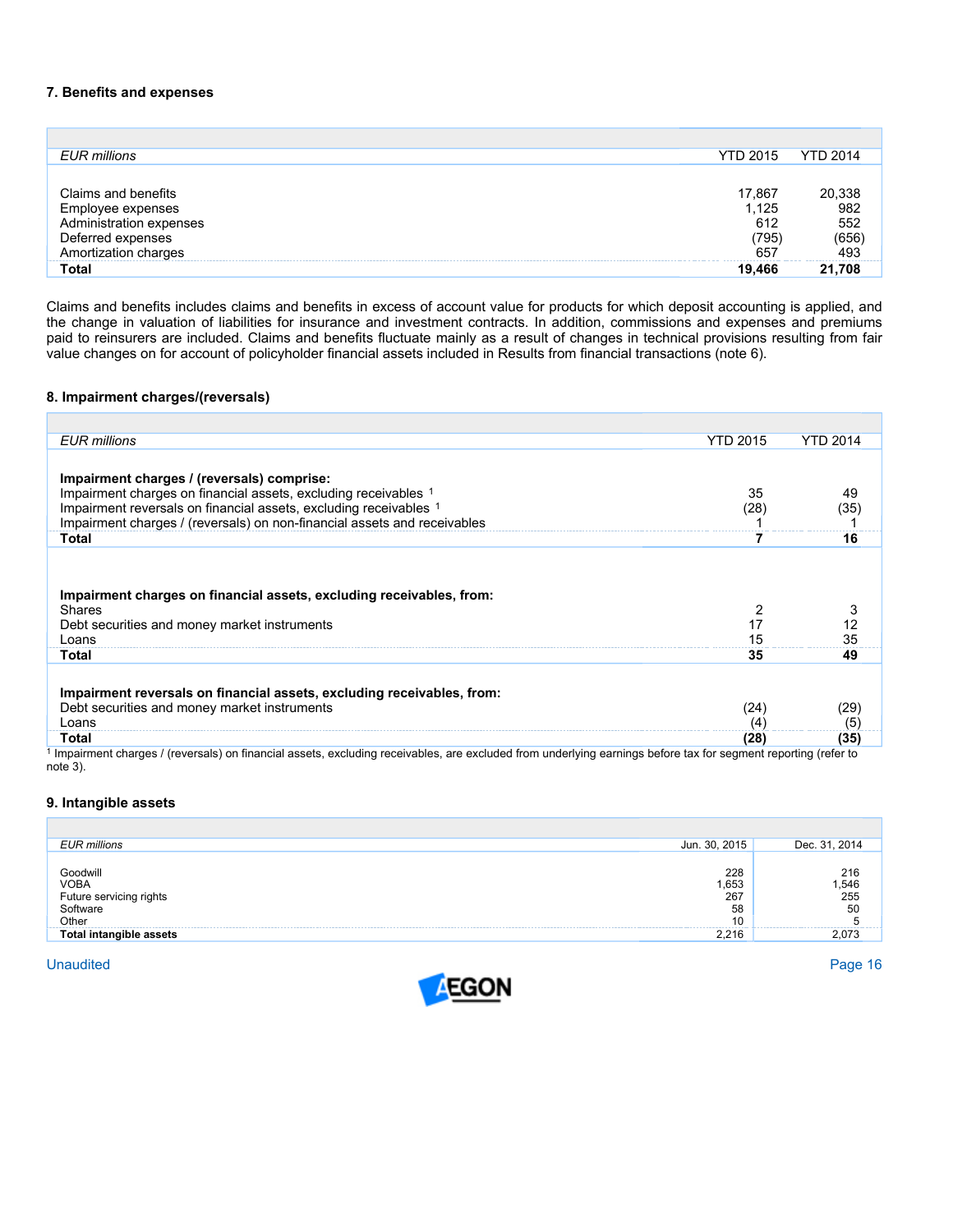## 7. Benefits and expenses

| *EUR millions* | YTD 2015 | YTD 2014 |
|---|---|---|
| Claims and benefits | 17,867 | 20,338 |
| Employee expenses | 1,125 | 982 |
| Administration expenses | 612 | 552 |
| Deferred expenses | (795) | (656) |
| Amortization charges | 657 | 493 |
| **Total** | **19,466** | **21,708** |

Claims and benefits includes claims and benefits in excess of account value for products for which deposit accounting is applied, and the change in valuation of liabilities for insurance and investment contracts. In addition, commissions and expenses and premiums paid to reinsurers are included. Claims and benefits fluctuate mainly as a result of changes in technical provisions resulting from fair value changes on for account of policyholder financial assets included in Results from financial transactions (note 6).

## 8. Impairment charges/(reversals)

| *EUR millions* | YTD 2015 | YTD 2014 |
|---|---|---|
| **Impairment charges / (reversals) comprise:** | | |
| Impairment charges on financial assets, excluding receivables [1] | 35 | 49 |
| Impairment reversals on financial assets, excluding receivables [1] | (28) | (35) |
| Impairment charges / (reversals) on non-financial assets and receivables | 1 | 1 |
| **Total** | **7** | **16** |
| | | |
| **Impairment charges on financial assets, excluding receivables, from:** | | |
| Shares | 2 | 3 |
| Debt securities and money market instruments | 17 | 12 |
| Loans | 15 | 35 |
| **Total** | **35** | **49** |
| | | |
| **Impairment reversals on financial assets, excluding receivables, from:** | | |
| Debt securities and money market instruments | (24) | (29) |
| Loans | (4) | (5) |
| **Total** | **(28)** | **(35)** |

[1] Impairment charges / (reversals) on financial assets, excluding receivables, are excluded from underlying earnings before tax for segment reporting (refer to note 3).

## 9. Intangible assets

| *EUR millions* | Jun. 30, 2015 | Dec. 31, 2014 |
|---|---|---|
| Goodwill | 228 | 216 |
| VOBA | 1,653 | 1,546 |
| Future servicing rights | 267 | 255 |
| Software | 58 | 50 |
| Other | 10 | 5 |
| **Total intangible assets** | 2,216 | 2,073 |

Unaudited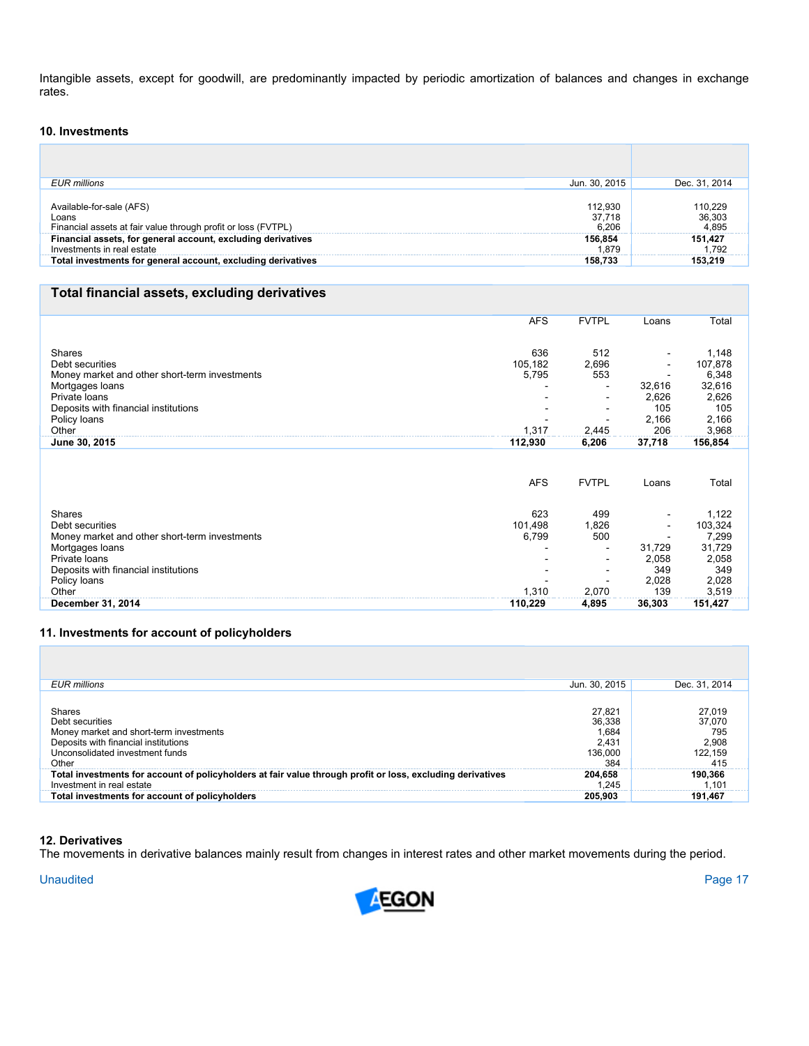Intangible assets, except for goodwill, are predominantly impacted by periodic amortization of balances and changes in exchange rates.

### 10. Investments

| *EUR millions* | Jun. 30, 2015 | Dec. 31, 2014 |
|---|---|---|
| Available-for-sale (AFS) | 112,930 | 110,229 |
| Loans | 37,718 | 36,303 |
| Financial assets at fair value through profit or loss (FVTPL) | 6,206 | 4,895 |
| **Financial assets, for general account, excluding derivatives** | **156,854** | **151,427** |
| Investments in real estate | 1,879 | 1,792 |
| **Total investments for general account, excluding derivatives** | **158,733** | **153,219** |

#### Total financial assets, excluding derivatives

| | AFS | FVTPL | Loans | Total |
|---|---|---|---|---|
| Shares | 636 | 512 | - | 1,148 |
| Debt securities | 105,182 | 2,696 | - | 107,878 |
| Money market and other short-term investments | 5,795 | 553 | - | 6,348 |
| Mortgages loans | - | - | 32,616 | 32,616 |
| Private loans | - | - | 2,626 | 2,626 |
| Deposits with financial institutions | - | - | 105 | 105 |
| Policy loans | - | - | 2,166 | 2,166 |
| Other | 1,317 | 2,445 | 206 | 3,968 |
| **June 30, 2015** | **112,930** | **6,206** | **37,718** | **156,854** |

| | AFS | FVTPL | Loans | Total |
|---|---|---|---|---|
| Shares | 623 | 499 | - | 1,122 |
| Debt securities | 101,498 | 1,826 | - | 103,324 |
| Money market and other short-term investments | 6,799 | 500 | - | 7,299 |
| Mortgages loans | - | - | 31,729 | 31,729 |
| Private loans | - | - | 2,058 | 2,058 |
| Deposits with financial institutions | - | - | 349 | 349 |
| Policy loans | - | - | 2,028 | 2,028 |
| Other | 1,310 | 2,070 | 139 | 3,519 |
| **December 31, 2014** | **110,229** | **4,895** | **36,303** | **151,427** |

### 11. Investments for account of policyholders

| *EUR millions* | Jun. 30, 2015 | Dec. 31, 2014 |
|---|---|---|
| Shares | 27,821 | 27,019 |
| Debt securities | 36,338 | 37,070 |
| Money market and short-term investments | 1,684 | 795 |
| Deposits with financial institutions | 2,431 | 2,908 |
| Unconsolidated investment funds | 136,000 | 122,159 |
| Other | 384 | 415 |
| **Total investments for account of policyholders at fair value through profit or loss, excluding derivatives** | **204,658** | **190,366** |
| Investment in real estate | 1,245 | 1,101 |
| **Total investments for account of policyholders** | **205,903** | **191,467** |

### 12. Derivatives

The movements in derivative balances mainly result from changes in interest rates and other market movements during the period.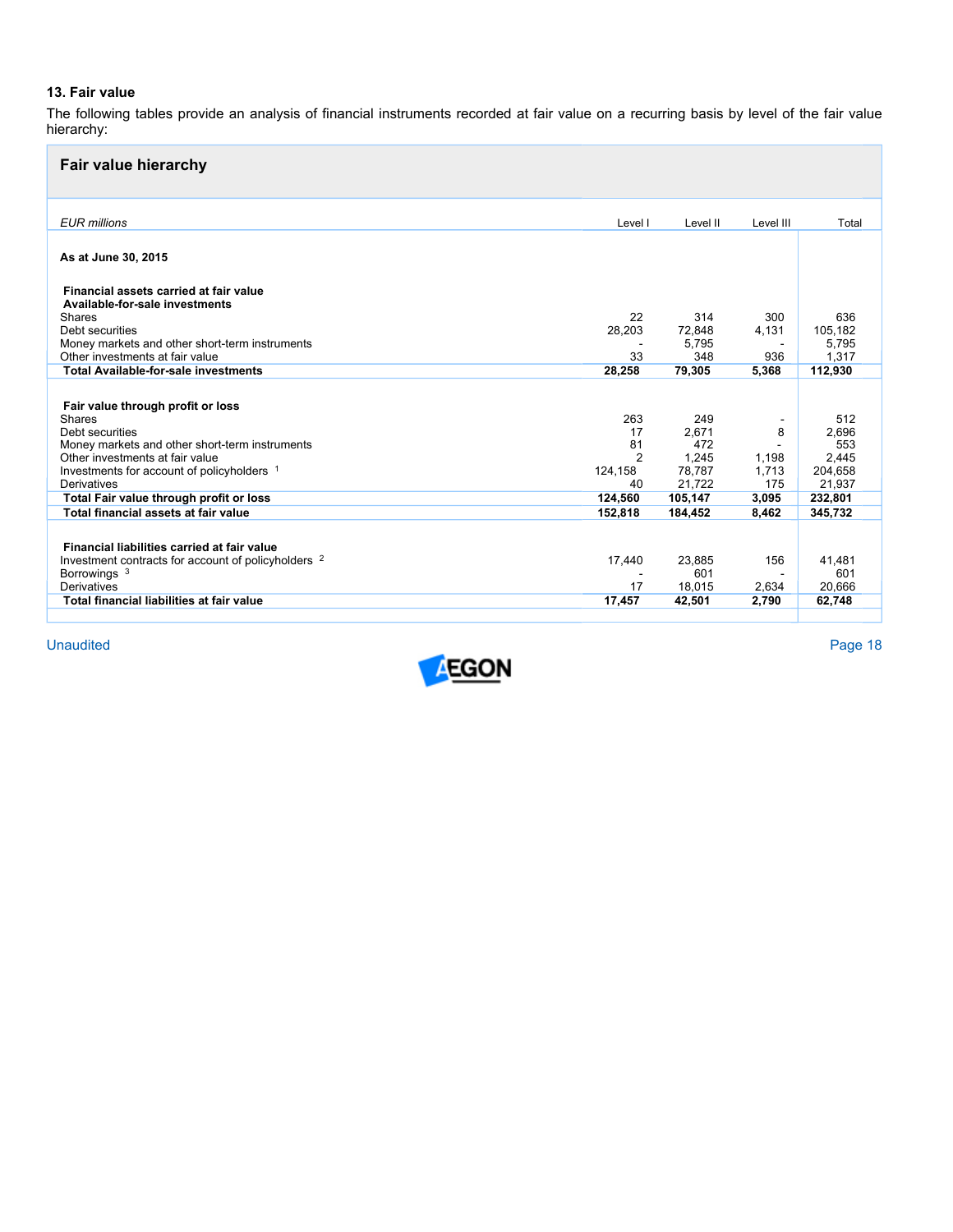## 13. Fair value

The following tables provide an analysis of financial instruments recorded at fair value on a recurring basis by level of the fair value hierarchy:

### Fair value hierarchy

| *EUR millions* | Level I | Level II | Level III | Total |
|---|---|---|---|---|
| **As at June 30, 2015** | | | | |
| **Financial assets carried at fair value** | | | | |
| **Available-for-sale investments** | | | | |
| Shares | 22 | 314 | 300 | 636 |
| Debt securities | 28,203 | 72,848 | 4,131 | 105,182 |
| Money markets and other short-term instruments | - | 5,795 | - | 5,795 |
| Other investments at fair value | 33 | 348 | 936 | 1,317 |
| **Total Available-for-sale investments** | **28,258** | **79,305** | **5,368** | **112,930** |
| **Fair value through profit or loss** | | | | |
| Shares | 263 | 249 | - | 512 |
| Debt securities | 17 | 2,671 | 8 | 2,696 |
| Money markets and other short-term instruments | 81 | 472 | - | 553 |
| Other investments at fair value | 2 | 1,245 | 1,198 | 2,445 |
| Investments for account of policyholders [1] | 124,158 | 78,787 | 1,713 | 204,658 |
| Derivatives | 40 | 21,722 | 175 | 21,937 |
| **Total Fair value through profit or loss** | **124,560** | **105,147** | **3,095** | **232,801** |
| **Total financial assets at fair value** | **152,818** | **184,452** | **8,462** | **345,732** |
| **Financial liabilities carried at fair value** | | | | |
| Investment contracts for account of policyholders [2] | 17,440 | 23,885 | 156 | 41,481 |
| Borrowings [3] | - | 601 | - | 601 |
| Derivatives | 17 | 18,015 | 2,634 | 20,666 |
| **Total financial liabilities at fair value** | **17,457** | **42,501** | **2,790** | **62,748** |

Unaudited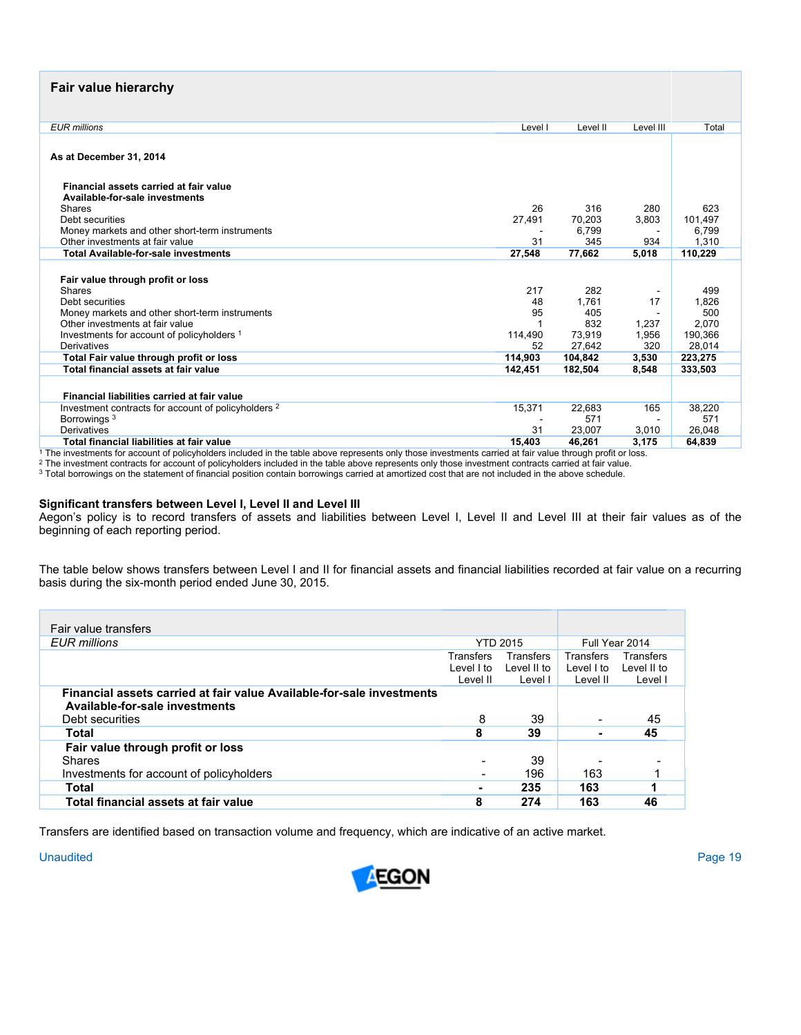## Fair value hierarchy

| *EUR millions* | Level I | Level II | Level III | Total |
|---|---|---|---|---|
| **As at December 31, 2014** | | | | |
| **Financial assets carried at fair value** | | | | |
| **Available-for-sale investments** | | | | |
| Shares | 26 | 316 | 280 | 623 |
| Debt securities | 27,491 | 70,203 | 3,803 | 101,497 |
| Money markets and other short-term instruments | - | 6,799 | - | 6,799 |
| Other investments at fair value | 31 | 345 | 934 | 1,310 |
| **Total Available-for-sale investments** | **27,548** | **77,662** | **5,018** | **110,229** |
| **Fair value through profit or loss** | | | | |
| Shares | 217 | 282 | - | 499 |
| Debt securities | 48 | 1,761 | 17 | 1,826 |
| Money markets and other short-term instruments | 95 | 405 | - | 500 |
| Other investments at fair value | 1 | 832 | 1,237 | 2,070 |
| Investments for account of policyholders [1] | 114,490 | 73,919 | 1,956 | 190,366 |
| Derivatives | 52 | 27,642 | 320 | 28,014 |
| **Total Fair value through profit or loss** | **114,903** | **104,842** | **3,530** | **223,275** |
| **Total financial assets at fair value** | **142,451** | **182,504** | **8,548** | **333,503** |
| **Financial liabilities carried at fair value** | | | | |
| Investment contracts for account of policyholders [2] | 15,371 | 22,683 | 165 | 38,220 |
| Borrowings [3] | - | 571 | - | 571 |
| Derivatives | 31 | 23,007 | 3,010 | 26,048 |
| **Total financial liabilities at fair value** | **15,403** | **46,261** | **3,175** | **64,839** |

[1] The investments for account of policyholders included in the table above represents only those investments carried at fair value through profit or loss.
[2] The investment contracts for account of policyholders included in the table above represents only those investment contracts carried at fair value.
[3] Total borrowings on the statement of financial position contain borrowings carried at amortized cost that are not included in the above schedule.

**Significant transfers between Level I, Level II and Level III**

Aegon's policy is to record transfers of assets and liabilities between Level I, Level II and Level III at their fair values as of the beginning of each reporting period.

The table below shows transfers between Level I and II for financial assets and financial liabilities recorded at fair value on a recurring basis during the six-month period ended June 30, 2015.

**Fair value transfers**

| *EUR millions* | YTD 2015 | | Full Year 2014 | |
|---|---|---|---|---|
| | Transfers Level I to Level II | Transfers Level II to Level I | Transfers Level I to Level II | Transfers Level II to Level I |
| **Financial assets carried at fair value Available-for-sale investments** | | | | |
| **Available-for-sale investments** | | | | |
| Debt securities | 8 | 39 | - | 45 |
| **Total** | **8** | **39** | **-** | **45** |
| **Fair value through profit or loss** | | | | |
| Shares | - | 39 | - | - |
| Investments for account of policyholders | - | 196 | 163 | 1 |
| **Total** | **-** | **235** | **163** | **1** |
| **Total financial assets at fair value** | **8** | **274** | **163** | **46** |

Transfers are identified based on transaction volume and frequency, which are indicative of an active market.

Unaudited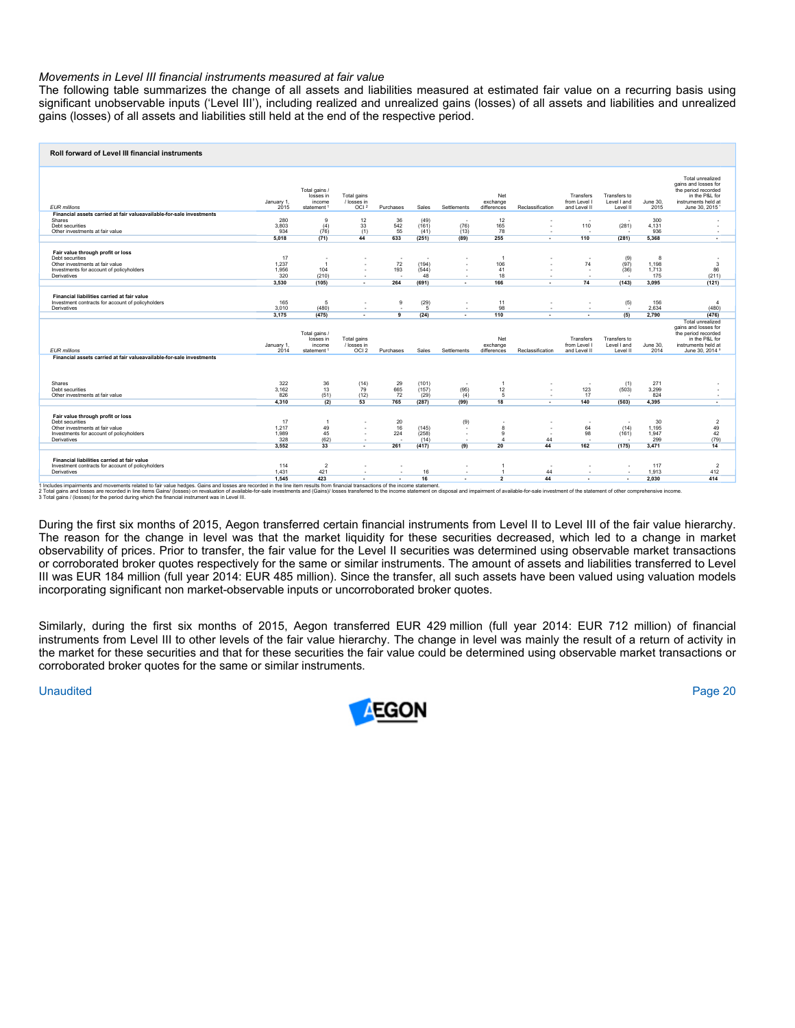*Movements in Level III financial instruments measured at fair value*

The following table summarizes the change of all assets and liabilities measured at estimated fair value on a recurring basis using significant unobservable inputs ('Level III'), including realized and unrealized gains (losses) of all assets and liabilities and unrealized gains (losses) of all assets and liabilities still held at the end of the respective period.

**Roll forward of Level III financial instruments**

| EUR millions | January 1, 2015 | Total gains / losses in income statement [1] | Total gains / losses in OCI [2] | Purchases | Sales | Settlements | Net exchange differences | Reclassification | Transfers from Level I and Level II | Transfers to Level I and Level II | June 30, 2015 | Total unrealized gains and losses for the period recorded in the P&L for instruments held at June 30, 2015 [3] |
|---|---|---|---|---|---|---|---|---|---|---|---|---|
| **Financial assets carried at fair valueavailable-for-sale investments** | | | | | | | | | | | | |
| Shares | 280 | 9 | 12 | 36 | (49) | - | 12 | - | - | - | 300 | - |
| Debt securities | 3,803 | (4) | 33 | 542 | (161) | (76) | 165 | - | 110 | (281) | 4,131 | - |
| Other investments at fair value | 934 | (76) | (1) | 55 | (41) | (13) | 78 | - | - | - | 936 | - |
| | **5,018** | **(71)** | **44** | **633** | **(251)** | **(89)** | **255** | **-** | **110** | **(281)** | **5,368** | **-** |
| **Fair value through profit or loss** | | | | | | | | | | | | |
| Debt securities | 17 | - | - | - | - | - | 1 | - | - | (9) | 8 | - |
| Other investments at fair value | 1,237 | 1 | - | 72 | (194) | - | 106 | - | 74 | (97) | 1,198 | 3 |
| Investments for account of policyholders | 1,956 | 104 | - | 193 | (544) | - | 41 | - | - | (36) | 1,713 | 86 |
| Derivatives | 320 | (210) | - | - | 48 | - | 18 | - | - | - | 175 | (211) |
| | **3,530** | **(105)** | **-** | **264** | **(691)** | **-** | **166** | **-** | **74** | **(143)** | **3,095** | **(121)** |
| **Financial liabilities carried at fair value** | | | | | | | | | | | | |
| Investment contracts for account of policyholders | 165 | 5 | - | 9 | (29) | - | 11 | - | - | (5) | 156 | 4 |
| Derivatives | 3,010 | (480) | - | - | 5 | - | 98 | - | - | - | 2,634 | (480) |
| | **3,175** | **(475)** | **-** | **9** | **(24)** | **-** | **110** | **-** | **-** | **(5)** | **2,790** | **(476)** |
| **EUR millions** | **January 1, 2014** | **Total gains / losses in income statement [1]** | **Total gains / losses in OCI [2]** | **Purchases** | **Sales** | **Settlements** | **Net exchange differences** | **Reclassification** | **Transfers from Level I and Level II** | **Transfers to Level I and Level II** | **June 30, 2014** | **Total unrealized gains and losses for the period recorded in the P&L for instruments held at June 30, 2014 [3]** |
| **Financial assets carried at fair valueavailable-for-sale investments** | | | | | | | | | | | | |
| Shares | 322 | 36 | (14) | 29 | (101) | - | 1 | - | - | (1) | 271 | - |
| Debt securities | 3,162 | 13 | 79 | 665 | (157) | (95) | 12 | - | 123 | (503) | 3,299 | - |
| Other investments at fair value | 826 | (51) | (12) | 72 | (29) | (4) | 5 | - | 17 | - | 824 | - |
| | **4,310** | **(2)** | **53** | **765** | **(287)** | **(99)** | **18** | **-** | **140** | **(503)** | **4,395** | **-** |
| **Fair value through profit or loss** | | | | | | | | | | | | |
| Debt securities | 17 | 1 | - | 20 | - | (9) | - | - | - | - | 30 | 2 |
| Other investments at fair value | 1,217 | 49 | - | 16 | (145) | - | 8 | - | 64 | (14) | 1,195 | 49 |
| Investments for account of policyholders | 1,989 | 45 | - | 224 | (258) | - | 9 | - | 98 | (161) | 1,947 | 42 |
| Derivatives | 328 | (62) | - | - | (14) | - | 4 | 44 | - | - | 299 | (79) |
| | **3,552** | **33** | **-** | **261** | **(417)** | **(9)** | **20** | **44** | **162** | **(175)** | **3,471** | **14** |
| **Financial liabilities carried at fair value** | | | | | | | | | | | | |
| Investment contracts for account of policyholders | 114 | 2 | - | - | - | - | 1 | - | - | - | 117 | 2 |
| Derivatives | 1,431 | 421 | - | - | 16 | - | 1 | 44 | - | - | 1,913 | 412 |
| | **1,545** | **423** | **-** | **-** | **16** | **-** | **2** | **44** | **-** | **-** | **2,030** | **414** |

1 Includes impairments and movements related to fair value hedges. Gains and losses are recorded in the line item results from financial transactions of the income statement.
2 Total gains and losses are recorded in line items Gains/ (losses) on revaluation of available-for-sale investments and (Gains)/ losses transferred to the income statement on disposal and impairment of available-for-sale investment of the statement of other comprehensive income.
3 Total gains / (losses) for the period during which the financial instrument was in Level III.

During the first six months of 2015, Aegon transferred certain financial instruments from Level II to Level III of the fair value hierarchy. The reason for the change in level was that the market liquidity for these securities decreased, which led to a change in market observability of prices. Prior to transfer, the fair value for the Level II securities was determined using observable market transactions or corroborated broker quotes respectively for the same or similar instruments. The amount of assets and liabilities transferred to Level III was EUR 184 million (full year 2014: EUR 485 million). Since the transfer, all such assets have been valued using valuation models incorporating significant non market-observable inputs or uncorroborated broker quotes.

Similarly, during the first six months of 2015, Aegon transferred EUR 429 million (full year 2014: EUR 712 million) of financial instruments from Level III to other levels of the fair value hierarchy. The change in level was mainly the result of a return of activity in the market for these securities and that for these securities the fair value could be determined using observable market transactions or corroborated broker quotes for the same or similar instruments.

Unaudited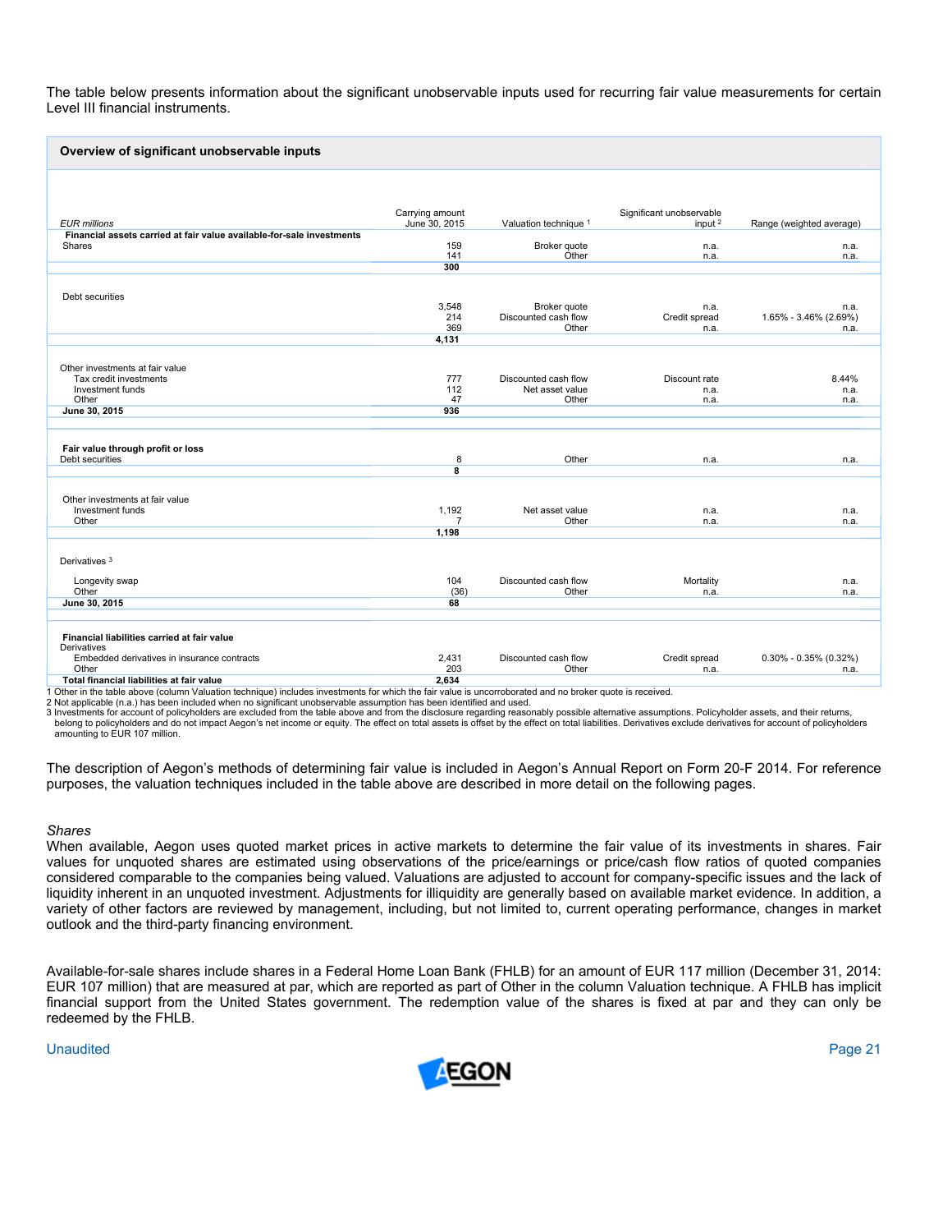The table below presents information about the significant unobservable inputs used for recurring fair value measurements for certain Level III financial instruments.

**Overview of significant unobservable inputs**

| *EUR millions* | Carrying amount June 30, 2015 | Valuation technique [1] | Significant unobservable input [2] | Range (weighted average) |
|---|---|---|---|---|
| **Financial assets carried at fair value available-for-sale investments** | | | | |
| Shares | 159 | Broker quote | n.a. | n.a. |
| | 141 | Other | n.a. | n.a. |
| | **300** | | | |
| Debt securities | | | | |
| | 3,548 | Broker quote | n.a. | n.a. |
| | 214 | Discounted cash flow | Credit spread | 1.65% - 3.46% (2.69%) |
| | 369 | Other | n.a. | n.a. |
| | **4,131** | | | |
| Other investments at fair value | | | | |
| Tax credit investments | 777 | Discounted cash flow | Discount rate | 8.44% |
| Investment funds | 112 | Net asset value | n.a. | n.a. |
| Other | 47 | Other | n.a. | n.a. |
| **June 30, 2015** | **936** | | | |
| **Fair value through profit or loss** | | | | |
| Debt securities | 8 | Other | n.a. | n.a. |
| | **8** | | | |
| Other investments at fair value | | | | |
| Investment funds | 1,192 | Net asset value | n.a. | n.a. |
| Other | 7 | Other | n.a. | n.a. |
| | **1,198** | | | |
| Derivatives [3] | | | | |
| Longevity swap | 104 | Discounted cash flow | Mortality | n.a. |
| Other | (36) | Other | n.a. | n.a. |
| **June 30, 2015** | **68** | | | |
| **Financial liabilities carried at fair value** | | | | |
| Derivatives | | | | |
| Embedded derivatives in insurance contracts | 2,431 | Discounted cash flow | Credit spread | 0.30% - 0.35% (0.32%) |
| Other | 203 | Other | n.a. | n.a. |
| **Total financial liabilities at fair value** | **2,634** | | | |

1 Other in the table above (column Valuation technique) includes investments for which the fair value is uncorroborated and no broker quote is received.
2 Not applicable (n.a.) has been included when no significant unobservable assumption has been identified and used.
3 Investments for account of policyholders are excluded from the table above and from the disclosure regarding reasonably possible alternative assumptions. Policyholder assets, and their returns, belong to policyholders and do not impact Aegon's net income or equity. The effect on total assets is offset by the effect on total liabilities. Derivatives exclude derivatives for account of policyholders amounting to EUR 107 million.

The description of Aegon's methods of determining fair value is included in Aegon's Annual Report on Form 20-F 2014. For reference purposes, the valuation techniques included in the table above are described in more detail on the following pages.

*Shares*

When available, Aegon uses quoted market prices in active markets to determine the fair value of its investments in shares. Fair values for unquoted shares are estimated using observations of the price/earnings or price/cash flow ratios of quoted companies considered comparable to the companies being valued. Valuations are adjusted to account for company-specific issues and the lack of liquidity inherent in an unquoted investment. Adjustments for illiquidity are generally based on available market evidence. In addition, a variety of other factors are reviewed by management, including, but not limited to, current operating performance, changes in market outlook and the third-party financing environment.

Available-for-sale shares include shares in a Federal Home Loan Bank (FHLB) for an amount of EUR 117 million (December 31, 2014: EUR 107 million) that are measured at par, which are reported as part of Other in the column Valuation technique. A FHLB has implicit financial support from the United States government. The redemption value of the shares is fixed at par and they can only be redeemed by the FHLB.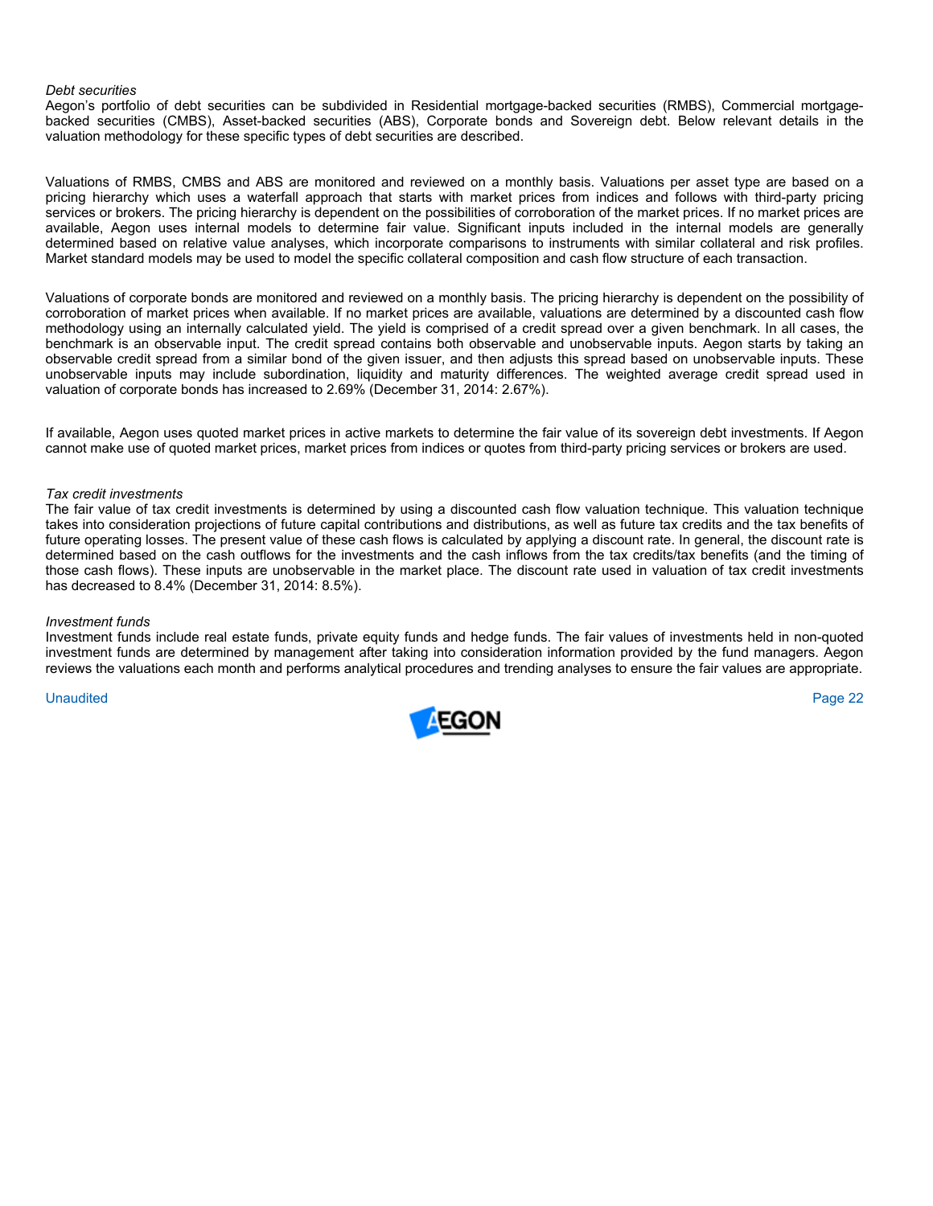*Debt securities*

Aegon's portfolio of debt securities can be subdivided in Residential mortgage-backed securities (RMBS), Commercial mortgage-backed securities (CMBS), Asset-backed securities (ABS), Corporate bonds and Sovereign debt. Below relevant details in the valuation methodology for these specific types of debt securities are described.

Valuations of RMBS, CMBS and ABS are monitored and reviewed on a monthly basis. Valuations per asset type are based on a pricing hierarchy which uses a waterfall approach that starts with market prices from indices and follows with third-party pricing services or brokers. The pricing hierarchy is dependent on the possibilities of corroboration of the market prices. If no market prices are available, Aegon uses internal models to determine fair value. Significant inputs included in the internal models are generally determined based on relative value analyses, which incorporate comparisons to instruments with similar collateral and risk profiles. Market standard models may be used to model the specific collateral composition and cash flow structure of each transaction.

Valuations of corporate bonds are monitored and reviewed on a monthly basis. The pricing hierarchy is dependent on the possibility of corroboration of market prices when available. If no market prices are available, valuations are determined by a discounted cash flow methodology using an internally calculated yield. The yield is comprised of a credit spread over a given benchmark. In all cases, the benchmark is an observable input. The credit spread contains both observable and unobservable inputs. Aegon starts by taking an observable credit spread from a similar bond of the given issuer, and then adjusts this spread based on unobservable inputs. These unobservable inputs may include subordination, liquidity and maturity differences. The weighted average credit spread used in valuation of corporate bonds has increased to 2.69% (December 31, 2014: 2.67%).

If available, Aegon uses quoted market prices in active markets to determine the fair value of its sovereign debt investments. If Aegon cannot make use of quoted market prices, market prices from indices or quotes from third-party pricing services or brokers are used.

*Tax credit investments*

The fair value of tax credit investments is determined by using a discounted cash flow valuation technique. This valuation technique takes into consideration projections of future capital contributions and distributions, as well as future tax credits and the tax benefits of future operating losses. The present value of these cash flows is calculated by applying a discount rate. In general, the discount rate is determined based on the cash outflows for the investments and the cash inflows from the tax credits/tax benefits (and the timing of those cash flows). These inputs are unobservable in the market place. The discount rate used in valuation of tax credit investments has decreased to 8.4% (December 31, 2014: 8.5%).

*Investment funds*

Investment funds include real estate funds, private equity funds and hedge funds. The fair values of investments held in non-quoted investment funds are determined by management after taking into consideration information provided by the fund managers. Aegon reviews the valuations each month and performs analytical procedures and trending analyses to ensure the fair values are appropriate.

Unaudited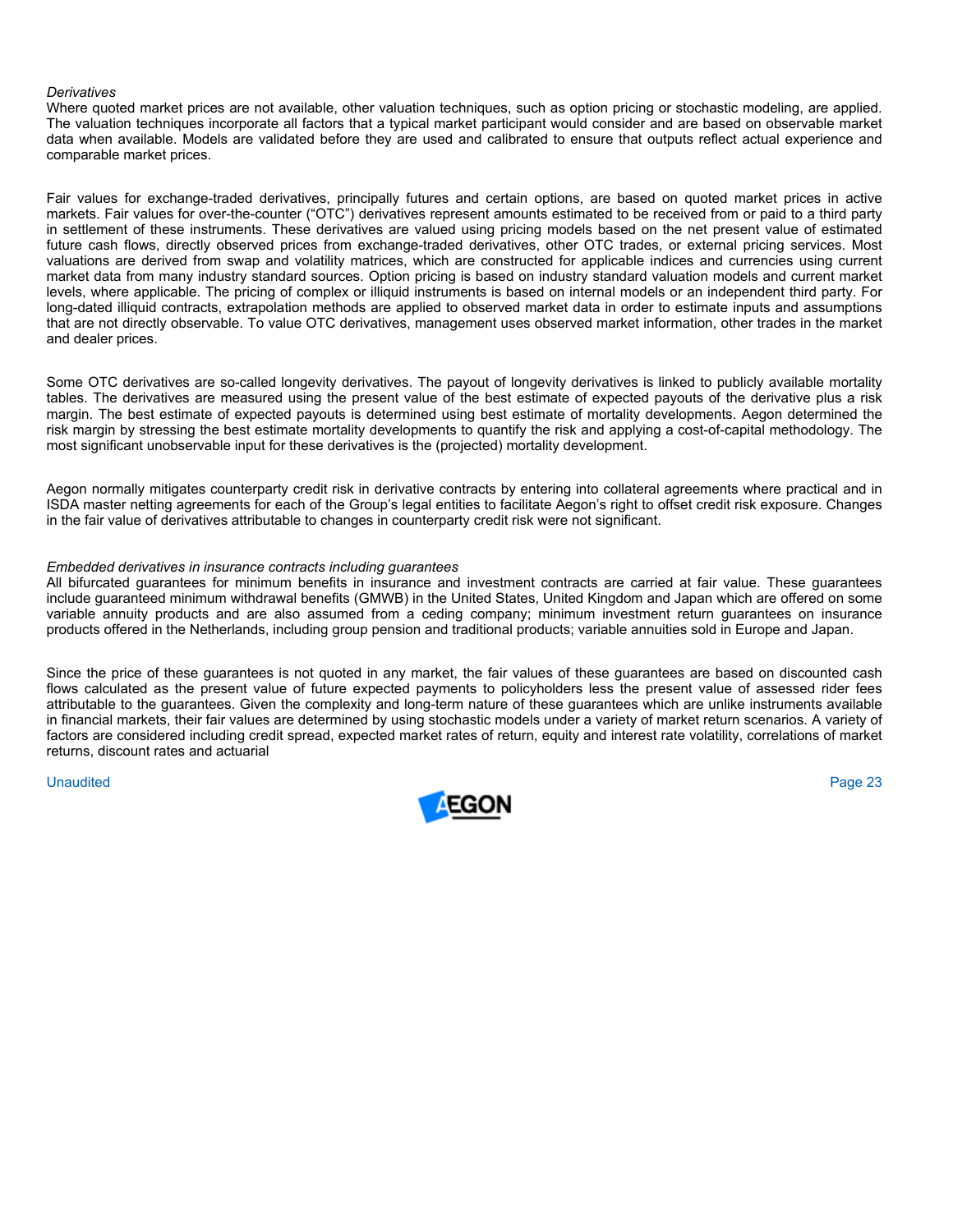*Derivatives*

Where quoted market prices are not available, other valuation techniques, such as option pricing or stochastic modeling, are applied. The valuation techniques incorporate all factors that a typical market participant would consider and are based on observable market data when available. Models are validated before they are used and calibrated to ensure that outputs reflect actual experience and comparable market prices.

Fair values for exchange-traded derivatives, principally futures and certain options, are based on quoted market prices in active markets. Fair values for over-the-counter ("OTC") derivatives represent amounts estimated to be received from or paid to a third party in settlement of these instruments. These derivatives are valued using pricing models based on the net present value of estimated future cash flows, directly observed prices from exchange-traded derivatives, other OTC trades, or external pricing services. Most valuations are derived from swap and volatility matrices, which are constructed for applicable indices and currencies using current market data from many industry standard sources. Option pricing is based on industry standard valuation models and current market levels, where applicable. The pricing of complex or illiquid instruments is based on internal models or an independent third party. For long-dated illiquid contracts, extrapolation methods are applied to observed market data in order to estimate inputs and assumptions that are not directly observable. To value OTC derivatives, management uses observed market information, other trades in the market and dealer prices.

Some OTC derivatives are so-called longevity derivatives. The payout of longevity derivatives is linked to publicly available mortality tables. The derivatives are measured using the present value of the best estimate of expected payouts of the derivative plus a risk margin. The best estimate of expected payouts is determined using best estimate of mortality developments. Aegon determined the risk margin by stressing the best estimate mortality developments to quantify the risk and applying a cost-of-capital methodology. The most significant unobservable input for these derivatives is the (projected) mortality development.

Aegon normally mitigates counterparty credit risk in derivative contracts by entering into collateral agreements where practical and in ISDA master netting agreements for each of the Group's legal entities to facilitate Aegon's right to offset credit risk exposure. Changes in the fair value of derivatives attributable to changes in counterparty credit risk were not significant.

*Embedded derivatives in insurance contracts including guarantees*

All bifurcated guarantees for minimum benefits in insurance and investment contracts are carried at fair value. These guarantees include guaranteed minimum withdrawal benefits (GMWB) in the United States, United Kingdom and Japan which are offered on some variable annuity products and are also assumed from a ceding company; minimum investment return guarantees on insurance products offered in the Netherlands, including group pension and traditional products; variable annuities sold in Europe and Japan.

Since the price of these guarantees is not quoted in any market, the fair values of these guarantees are based on discounted cash flows calculated as the present value of future expected payments to policyholders less the present value of assessed rider fees attributable to the guarantees. Given the complexity and long-term nature of these guarantees which are unlike instruments available in financial markets, their fair values are determined by using stochastic models under a variety of market return scenarios. A variety of factors are considered including credit spread, expected market rates of return, equity and interest rate volatility, correlations of market returns, discount rates and actuarial

Unaudited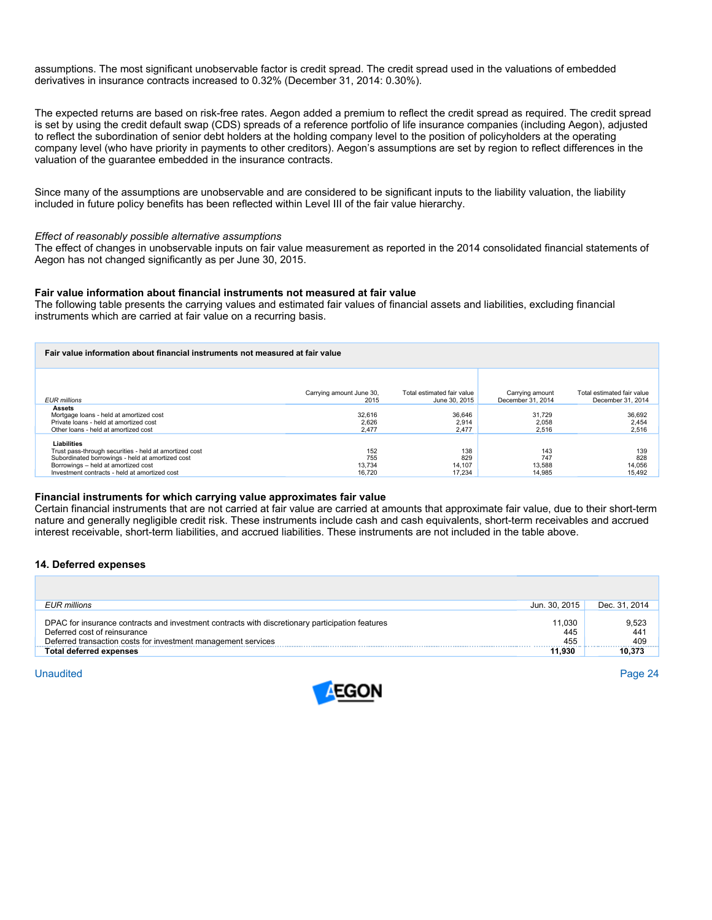assumptions. The most significant unobservable factor is credit spread. The credit spread used in the valuations of embedded derivatives in insurance contracts increased to 0.32% (December 31, 2014: 0.30%).

The expected returns are based on risk-free rates. Aegon added a premium to reflect the credit spread as required. The credit spread is set by using the credit default swap (CDS) spreads of a reference portfolio of life insurance companies (including Aegon), adjusted to reflect the subordination of senior debt holders at the holding company level to the position of policyholders at the operating company level (who have priority in payments to other creditors). Aegon's assumptions are set by region to reflect differences in the valuation of the guarantee embedded in the insurance contracts.

Since many of the assumptions are unobservable and are considered to be significant inputs to the liability valuation, the liability included in future policy benefits has been reflected within Level III of the fair value hierarchy.

*Effect of reasonably possible alternative assumptions*

The effect of changes in unobservable inputs on fair value measurement as reported in the 2014 consolidated financial statements of Aegon has not changed significantly as per June 30, 2015.

**Fair value information about financial instruments not measured at fair value**

The following table presents the carrying values and estimated fair values of financial assets and liabilities, excluding financial instruments which are carried at fair value on a recurring basis.

**Fair value information about financial instruments not measured at fair value**

| *EUR millions* | Carrying amount June 30, 2015 | Total estimated fair value June 30, 2015 | Carrying amount December 31, 2014 | Total estimated fair value December 31, 2014 |
|---|---|---|---|---|
| **Assets** | | | | |
| Mortgage loans - held at amortized cost | 32,616 | 36,646 | 31,729 | 36,692 |
| Private loans - held at amortized cost | 2,626 | 2,914 | 2,058 | 2,454 |
| Other loans - held at amortized cost | 2,477 | 2,477 | 2,516 | 2,516 |
| **Liabilities** | | | | |
| Trust pass-through securities - held at amortized cost | 152 | 138 | 143 | 139 |
| Subordinated borrowings - held at amortized cost | 755 | 829 | 747 | 828 |
| Borrowings – held at amortized cost | 13,734 | 14,107 | 13,588 | 14,056 |
| Investment contracts - held at amortized cost | 16,720 | 17,234 | 14,985 | 15,492 |

**Financial instruments for which carrying value approximates fair value**

Certain financial instruments that are not carried at fair value are carried at amounts that approximate fair value, due to their short-term nature and generally negligible credit risk. These instruments include cash and cash equivalents, short-term receivables and accrued interest receivable, short-term liabilities, and accrued liabilities. These instruments are not included in the table above.

## 14. Deferred expenses

| *EUR millions* | Jun. 30, 2015 | Dec. 31, 2014 |
|---|---|---|
| DPAC for insurance contracts and investment contracts with discretionary participation features | 11,030 | 9,523 |
| Deferred cost of reinsurance | 445 | 441 |
| Deferred transaction costs for investment management services | 455 | 409 |
| **Total deferred expenses** | **11,930** | **10,373** |

Unaudited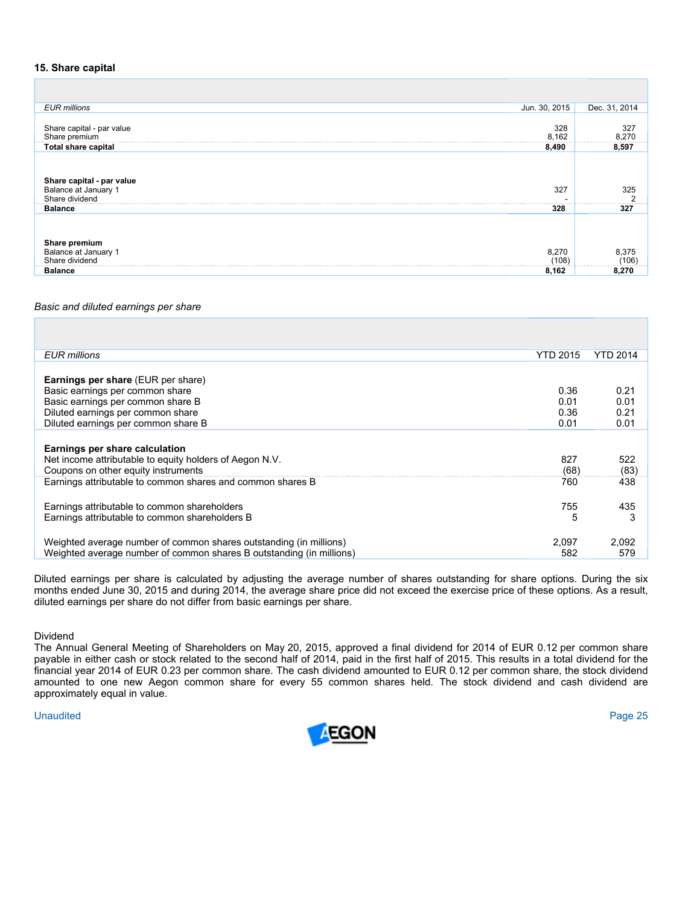## 15. Share capital

| EUR millions | Jun. 30, 2015 | Dec. 31, 2014 |
|---|---|---|
| Share capital - par value | 328 | 327 |
| Share premium | 8,162 | 8,270 |
| **Total share capital** | **8,490** | **8,597** |
| | | |
| **Share capital - par value** | | |
| Balance at January 1 | 327 | 325 |
| Share dividend | - | 2 |
| **Balance** | **328** | **327** |
| | | |
| **Share premium** | | |
| Balance at January 1 | 8,270 | 8,375 |
| Share dividend | (108) | (106) |
| **Balance** | **8,162** | **8,270** |

*Basic and diluted earnings per share*

| EUR millions | YTD 2015 | YTD 2014 |
|---|---|---|
| **Earnings per share** (EUR per share) | | |
| Basic earnings per common share | 0.36 | 0.21 |
| Basic earnings per common share B | 0.01 | 0.01 |
| Diluted earnings per common share | 0.36 | 0.21 |
| Diluted earnings per common share B | 0.01 | 0.01 |
| | | |
| **Earnings per share calculation** | | |
| Net income attributable to equity holders of Aegon N.V. | 827 | 522 |
| Coupons on other equity instruments | (68) | (83) |
| Earnings attributable to common shares and common shares B | 760 | 438 |
| | | |
| Earnings attributable to common shareholders | 755 | 435 |
| Earnings attributable to common shareholders B | 5 | 3 |
| | | |
| Weighted average number of common shares outstanding (in millions) | 2,097 | 2,092 |
| Weighted average number of common shares B outstanding (in millions) | 582 | 579 |

Diluted earnings per share is calculated by adjusting the average number of shares outstanding for share options. During the six months ended June 30, 2015 and during 2014, the average share price did not exceed the exercise price of these options. As a result, diluted earnings per share do not differ from basic earnings per share.

Dividend

The Annual General Meeting of Shareholders on May 20, 2015, approved a final dividend for 2014 of EUR 0.12 per common share payable in either cash or stock related to the second half of 2014, paid in the first half of 2015. This results in a total dividend for the financial year 2014 of EUR 0.23 per common share. The cash dividend amounted to EUR 0.12 per common share, the stock dividend amounted to one new Aegon common share for every 55 common shares held. The stock dividend and cash dividend are approximately equal in value.

Unaudited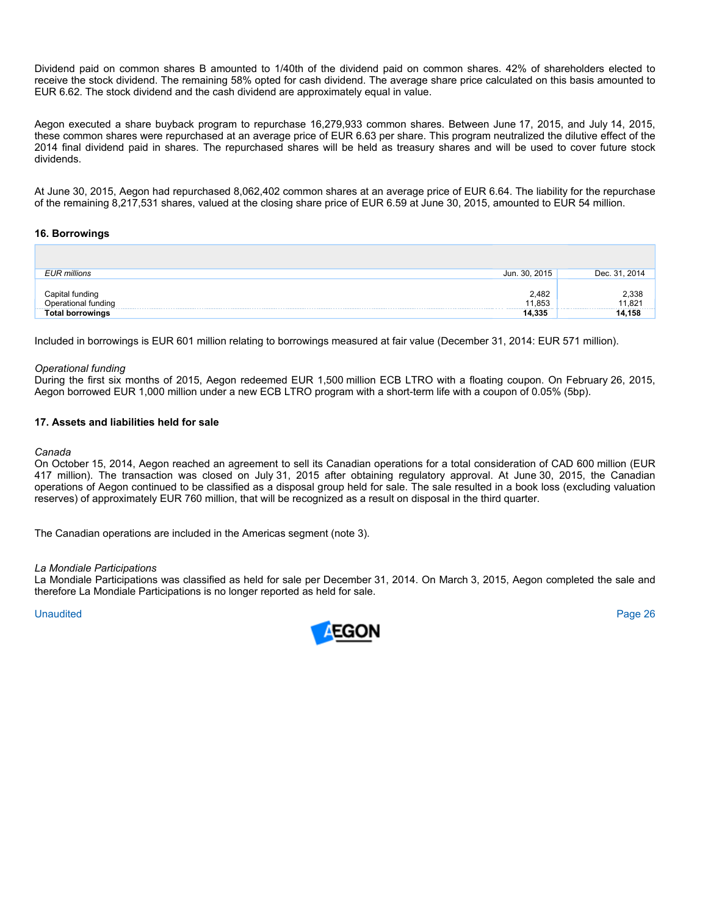Dividend paid on common shares B amounted to 1/40th of the dividend paid on common shares. 42% of shareholders elected to receive the stock dividend. The remaining 58% opted for cash dividend. The average share price calculated on this basis amounted to EUR 6.62. The stock dividend and the cash dividend are approximately equal in value.

Aegon executed a share buyback program to repurchase 16,279,933 common shares. Between June 17, 2015, and July 14, 2015, these common shares were repurchased at an average price of EUR 6.63 per share. This program neutralized the dilutive effect of the 2014 final dividend paid in shares. The repurchased shares will be held as treasury shares and will be used to cover future stock dividends.

At June 30, 2015, Aegon had repurchased 8,062,402 common shares at an average price of EUR 6.64. The liability for the repurchase of the remaining 8,217,531 shares, valued at the closing share price of EUR 6.59 at June 30, 2015, amounted to EUR 54 million.

### 16. Borrowings

| *EUR millions* | Jun. 30, 2015 | Dec. 31, 2014 |
|---|---|---|
| Capital funding | 2,482 | 2,338 |
| Operational funding | 11,853 | 11,821 |
| **Total borrowings** | **14,335** | **14,158** |

Included in borrowings is EUR 601 million relating to borrowings measured at fair value (December 31, 2014: EUR 571 million).

*Operational funding*
During the first six months of 2015, Aegon redeemed EUR 1,500 million ECB LTRO with a floating coupon. On February 26, 2015, Aegon borrowed EUR 1,000 million under a new ECB LTRO program with a short-term life with a coupon of 0.05% (5bp).

### 17. Assets and liabilities held for sale

*Canada*
On October 15, 2014, Aegon reached an agreement to sell its Canadian operations for a total consideration of CAD 600 million (EUR 417 million). The transaction was closed on July 31, 2015 after obtaining regulatory approval. At June 30, 2015, the Canadian operations of Aegon continued to be classified as a disposal group held for sale. The sale resulted in a book loss (excluding valuation reserves) of approximately EUR 760 million, that will be recognized as a result on disposal in the third quarter.

The Canadian operations are included in the Americas segment (note 3).

*La Mondiale Participations*
La Mondiale Participations was classified as held for sale per December 31, 2014. On March 3, 2015, Aegon completed the sale and therefore La Mondiale Participations is no longer reported as held for sale.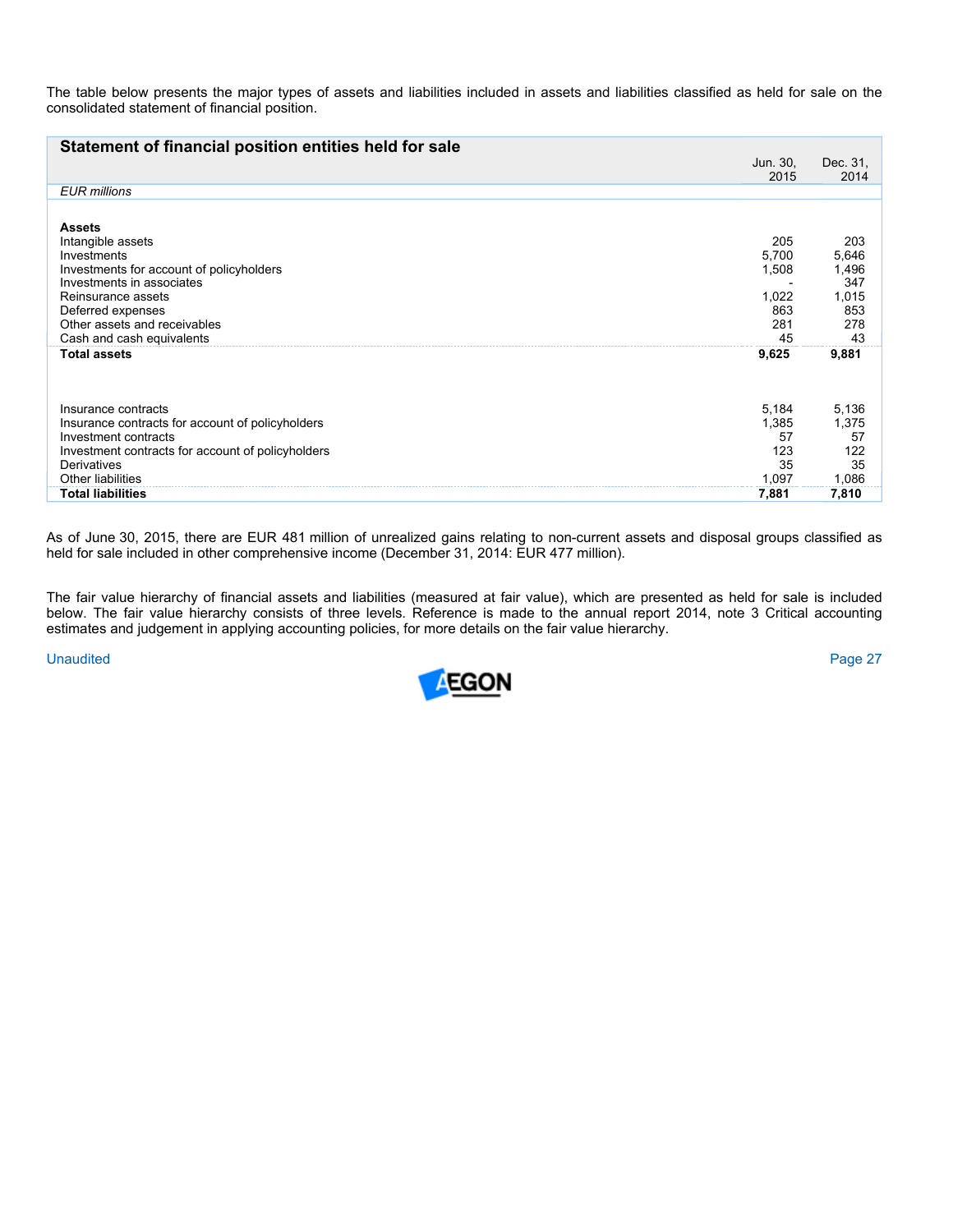The table below presents the major types of assets and liabilities included in assets and liabilities classified as held for sale on the consolidated statement of financial position.

| **Statement of financial position entities held for sale** | Jun. 30, 2015 | Dec. 31, 2014 |
|---|---|---|
| *EUR millions* | | |
| **Assets** | | |
| Intangible assets | 205 | 203 |
| Investments | 5,700 | 5,646 |
| Investments for account of policyholders | 1,508 | 1,496 |
| Investments in associates | - | 347 |
| Reinsurance assets | 1,022 | 1,015 |
| Deferred expenses | 863 | 853 |
| Other assets and receivables | 281 | 278 |
| Cash and cash equivalents | 45 | 43 |
| **Total assets** | **9,625** | **9,881** |
| | | |
| Insurance contracts | 5,184 | 5,136 |
| Insurance contracts for account of policyholders | 1,385 | 1,375 |
| Investment contracts | 57 | 57 |
| Investment contracts for account of policyholders | 123 | 122 |
| Derivatives | 35 | 35 |
| Other liabilities | 1,097 | 1,086 |
| **Total liabilities** | **7,881** | **7,810** |

As of June 30, 2015, there are EUR 481 million of unrealized gains relating to non-current assets and disposal groups classified as held for sale included in other comprehensive income (December 31, 2014: EUR 477 million).

The fair value hierarchy of financial assets and liabilities (measured at fair value), which are presented as held for sale is included below. The fair value hierarchy consists of three levels. Reference is made to the annual report 2014, note 3 Critical accounting estimates and judgement in applying accounting policies, for more details on the fair value hierarchy.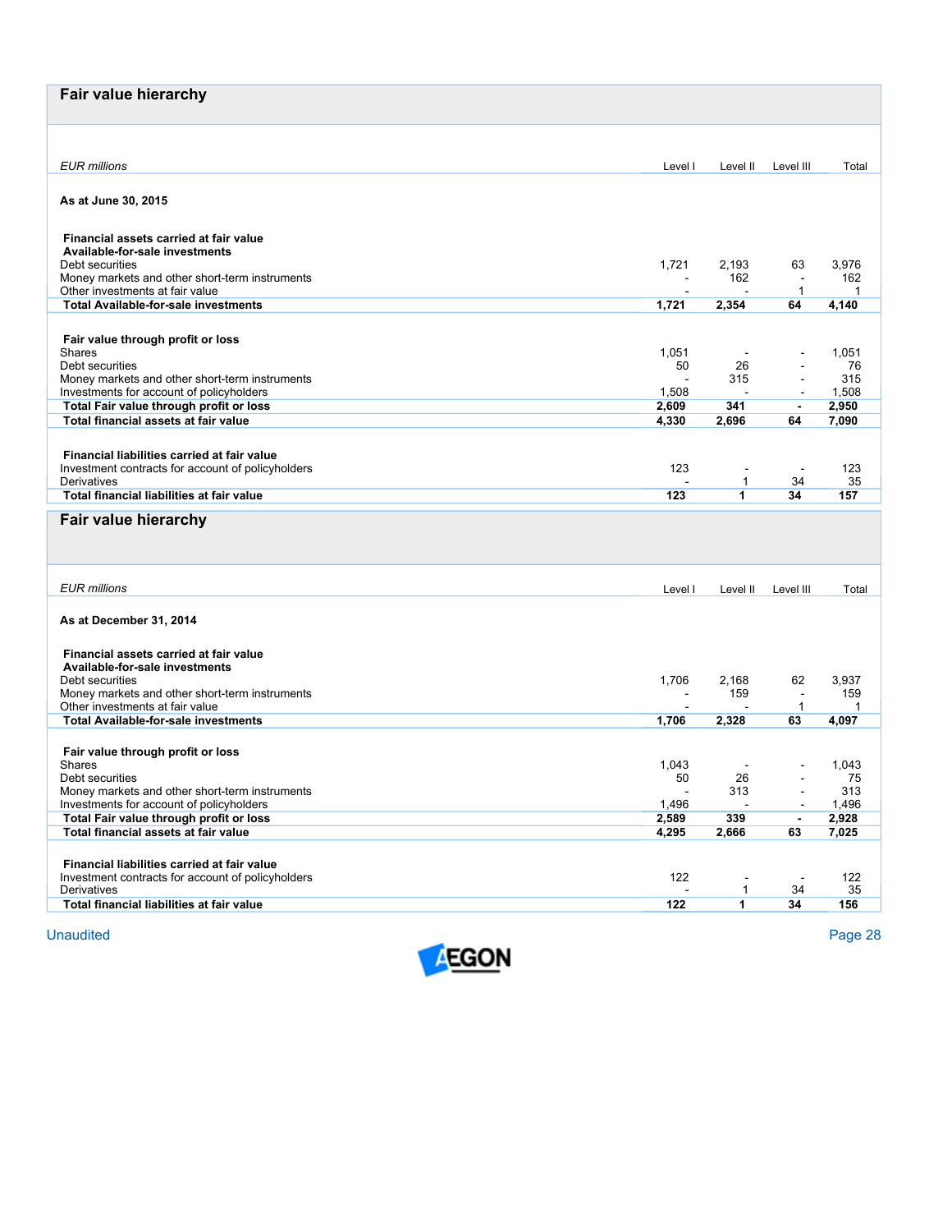## Fair value hierarchy

| *EUR millions* | Level I | Level II | Level III | Total |
|---|---|---|---|---|
| **As at June 30, 2015** | | | | |
| **Financial assets carried at fair value** | | | | |
| **Available-for-sale investments** | | | | |
| Debt securities | 1,721 | 2,193 | 63 | 3,976 |
| Money markets and other short-term instruments | - | 162 | - | 162 |
| Other investments at fair value | - | - | 1 | 1 |
| **Total Available-for-sale investments** | **1,721** | **2,354** | **64** | **4,140** |
| **Fair value through profit or loss** | | | | |
| Shares | 1,051 | - | - | 1,051 |
| Debt securities | 50 | 26 | - | 76 |
| Money markets and other short-term instruments | - | 315 | - | 315 |
| Investments for account of policyholders | 1,508 | - | - | 1,508 |
| **Total Fair value through profit or loss** | **2,609** | **341** | **-** | **2,950** |
| **Total financial assets at fair value** | **4,330** | **2,696** | **64** | **7,090** |
| **Financial liabilities carried at fair value** | | | | |
| Investment contracts for account of policyholders | 123 | - | - | 123 |
| Derivatives | - | 1 | 34 | 35 |
| **Total financial liabilities at fair value** | **123** | **1** | **34** | **157** |

## Fair value hierarchy

| *EUR millions* | Level I | Level II | Level III | Total |
|---|---|---|---|---|
| **As at December 31, 2014** | | | | |
| **Financial assets carried at fair value** | | | | |
| **Available-for-sale investments** | | | | |
| Debt securities | 1,706 | 2,168 | 62 | 3,937 |
| Money markets and other short-term instruments | - | 159 | - | 159 |
| Other investments at fair value | - | - | 1 | 1 |
| **Total Available-for-sale investments** | **1,706** | **2,328** | **63** | **4,097** |
| **Fair value through profit or loss** | | | | |
| Shares | 1,043 | - | - | 1,043 |
| Debt securities | 50 | 26 | - | 75 |
| Money markets and other short-term instruments | - | 313 | - | 313 |
| Investments for account of policyholders | 1,496 | - | - | 1,496 |
| **Total Fair value through profit or loss** | **2,589** | **339** | **-** | **2,928** |
| **Total financial assets at fair value** | **4,295** | **2,666** | **63** | **7,025** |
| **Financial liabilities carried at fair value** | | | | |
| Investment contracts for account of policyholders | 122 | - | - | 122 |
| Derivatives | - | 1 | 34 | 35 |
| **Total financial liabilities at fair value** | **122** | **1** | **34** | **156** |

Unaudited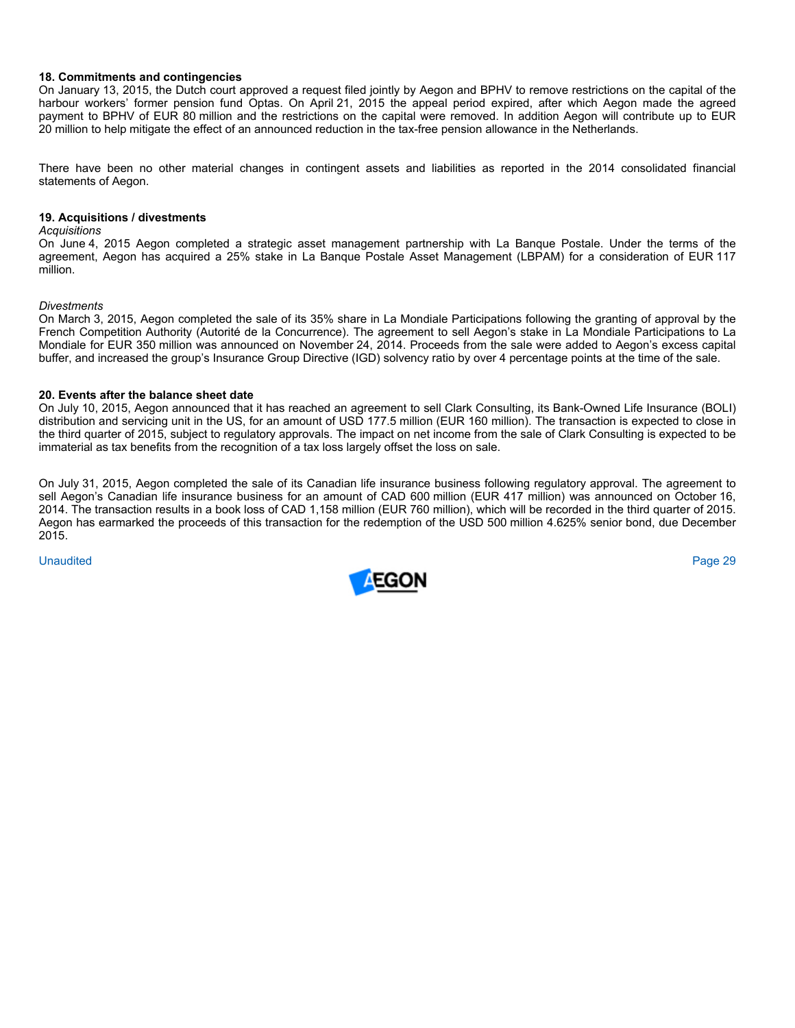**18. Commitments and contingencies**

On January 13, 2015, the Dutch court approved a request filed jointly by Aegon and BPHV to remove restrictions on the capital of the harbour workers' former pension fund Optas. On April 21, 2015 the appeal period expired, after which Aegon made the agreed payment to BPHV of EUR 80 million and the restrictions on the capital were removed. In addition Aegon will contribute up to EUR 20 million to help mitigate the effect of an announced reduction in the tax-free pension allowance in the Netherlands.

There have been no other material changes in contingent assets and liabilities as reported in the 2014 consolidated financial statements of Aegon.

**19. Acquisitions / divestments**

*Acquisitions*

On June 4, 2015 Aegon completed a strategic asset management partnership with La Banque Postale. Under the terms of the agreement, Aegon has acquired a 25% stake in La Banque Postale Asset Management (LBPAM) for a consideration of EUR 117 million.

*Divestments*

On March 3, 2015, Aegon completed the sale of its 35% share in La Mondiale Participations following the granting of approval by the French Competition Authority (Autorité de la Concurrence). The agreement to sell Aegon's stake in La Mondiale Participations to La Mondiale for EUR 350 million was announced on November 24, 2014. Proceeds from the sale were added to Aegon's excess capital buffer, and increased the group's Insurance Group Directive (IGD) solvency ratio by over 4 percentage points at the time of the sale.

**20. Events after the balance sheet date**

On July 10, 2015, Aegon announced that it has reached an agreement to sell Clark Consulting, its Bank-Owned Life Insurance (BOLI) distribution and servicing unit in the US, for an amount of USD 177.5 million (EUR 160 million). The transaction is expected to close in the third quarter of 2015, subject to regulatory approvals. The impact on net income from the sale of Clark Consulting is expected to be immaterial as tax benefits from the recognition of a tax loss largely offset the loss on sale.

On July 31, 2015, Aegon completed the sale of its Canadian life insurance business following regulatory approval. The agreement to sell Aegon's Canadian life insurance business for an amount of CAD 600 million (EUR 417 million) was announced on October 16, 2014. The transaction results in a book loss of CAD 1,158 million (EUR 760 million), which will be recorded in the third quarter of 2015. Aegon has earmarked the proceeds of this transaction for the redemption of the USD 500 million 4.625% senior bond, due December 2015.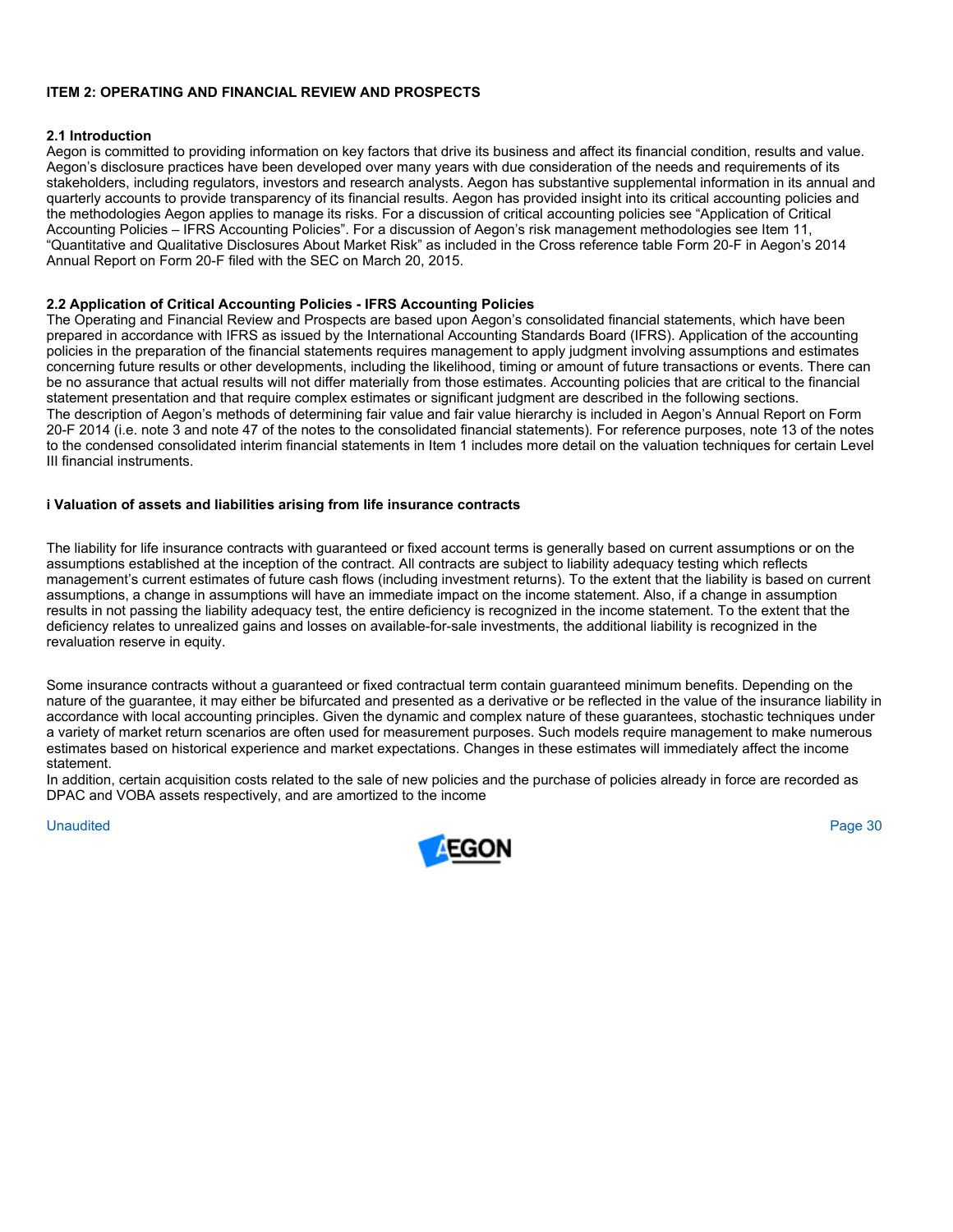## ITEM 2: OPERATING AND FINANCIAL REVIEW AND PROSPECTS

### 2.1 Introduction

Aegon is committed to providing information on key factors that drive its business and affect its financial condition, results and value. Aegon's disclosure practices have been developed over many years with due consideration of the needs and requirements of its stakeholders, including regulators, investors and research analysts. Aegon has substantive supplemental information in its annual and quarterly accounts to provide transparency of its financial results. Aegon has provided insight into its critical accounting policies and the methodologies Aegon applies to manage its risks. For a discussion of critical accounting policies see "Application of Critical Accounting Policies – IFRS Accounting Policies". For a discussion of Aegon's risk management methodologies see Item 11, "Quantitative and Qualitative Disclosures About Market Risk" as included in the Cross reference table Form 20-F in Aegon's 2014 Annual Report on Form 20-F filed with the SEC on March 20, 2015.

### 2.2 Application of Critical Accounting Policies - IFRS Accounting Policies

The Operating and Financial Review and Prospects are based upon Aegon's consolidated financial statements, which have been prepared in accordance with IFRS as issued by the International Accounting Standards Board (IFRS). Application of the accounting policies in the preparation of the financial statements requires management to apply judgment involving assumptions and estimates concerning future results or other developments, including the likelihood, timing or amount of future transactions or events. There can be no assurance that actual results will not differ materially from those estimates. Accounting policies that are critical to the financial statement presentation and that require complex estimates or significant judgment are described in the following sections.
The description of Aegon's methods of determining fair value and fair value hierarchy is included in Aegon's Annual Report on Form 20-F 2014 (i.e. note 3 and note 47 of the notes to the consolidated financial statements). For reference purposes, note 13 of the notes to the condensed consolidated interim financial statements in Item 1 includes more detail on the valuation techniques for certain Level III financial instruments.

#### i Valuation of assets and liabilities arising from life insurance contracts

The liability for life insurance contracts with guaranteed or fixed account terms is generally based on current assumptions or on the assumptions established at the inception of the contract. All contracts are subject to liability adequacy testing which reflects management's current estimates of future cash flows (including investment returns). To the extent that the liability is based on current assumptions, a change in assumptions will have an immediate impact on the income statement. Also, if a change in assumption results in not passing the liability adequacy test, the entire deficiency is recognized in the income statement. To the extent that the deficiency relates to unrealized gains and losses on available-for-sale investments, the additional liability is recognized in the revaluation reserve in equity.

Some insurance contracts without a guaranteed or fixed contractual term contain guaranteed minimum benefits. Depending on the nature of the guarantee, it may either be bifurcated and presented as a derivative or be reflected in the value of the insurance liability in accordance with local accounting principles. Given the dynamic and complex nature of these guarantees, stochastic techniques under a variety of market return scenarios are often used for measurement purposes. Such models require management to make numerous estimates based on historical experience and market expectations. Changes in these estimates will immediately affect the income statement.
In addition, certain acquisition costs related to the sale of new policies and the purchase of policies already in force are recorded as DPAC and VOBA assets respectively, and are amortized to the income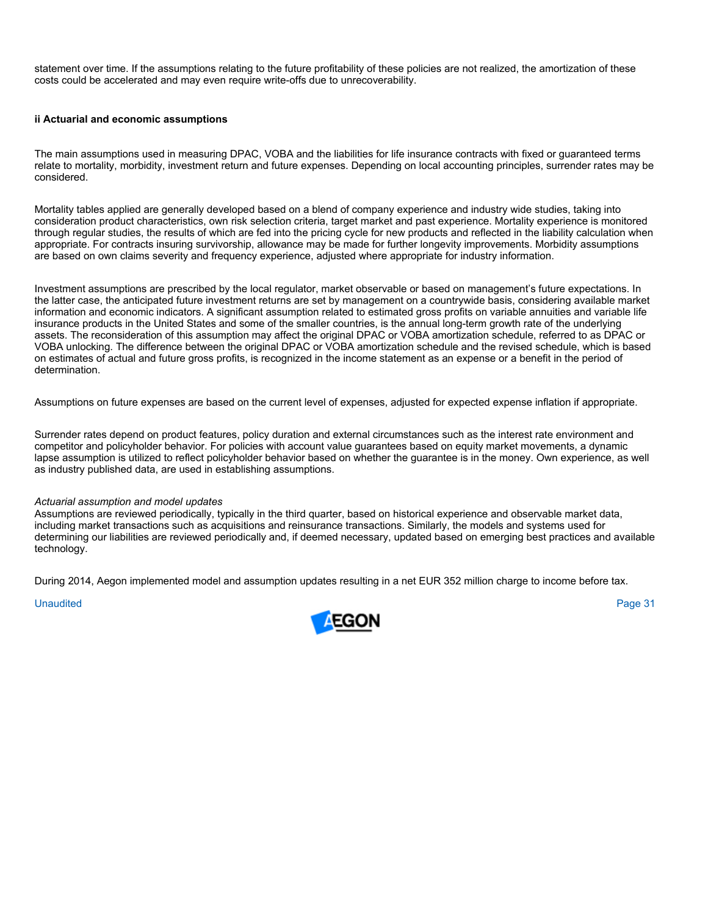statement over time. If the assumptions relating to the future profitability of these policies are not realized, the amortization of these costs could be accelerated and may even require write-offs due to unrecoverability.

**ii Actuarial and economic assumptions**

The main assumptions used in measuring DPAC, VOBA and the liabilities for life insurance contracts with fixed or guaranteed terms relate to mortality, morbidity, investment return and future expenses. Depending on local accounting principles, surrender rates may be considered.

Mortality tables applied are generally developed based on a blend of company experience and industry wide studies, taking into consideration product characteristics, own risk selection criteria, target market and past experience. Mortality experience is monitored through regular studies, the results of which are fed into the pricing cycle for new products and reflected in the liability calculation when appropriate. For contracts insuring survivorship, allowance may be made for further longevity improvements. Morbidity assumptions are based on own claims severity and frequency experience, adjusted where appropriate for industry information.

Investment assumptions are prescribed by the local regulator, market observable or based on management's future expectations. In the latter case, the anticipated future investment returns are set by management on a countrywide basis, considering available market information and economic indicators. A significant assumption related to estimated gross profits on variable annuities and variable life insurance products in the United States and some of the smaller countries, is the annual long-term growth rate of the underlying assets. The reconsideration of this assumption may affect the original DPAC or VOBA amortization schedule, referred to as DPAC or VOBA unlocking. The difference between the original DPAC or VOBA amortization schedule and the revised schedule, which is based on estimates of actual and future gross profits, is recognized in the income statement as an expense or a benefit in the period of determination.

Assumptions on future expenses are based on the current level of expenses, adjusted for expected expense inflation if appropriate.

Surrender rates depend on product features, policy duration and external circumstances such as the interest rate environment and competitor and policyholder behavior. For policies with account value guarantees based on equity market movements, a dynamic lapse assumption is utilized to reflect policyholder behavior based on whether the guarantee is in the money. Own experience, as well as industry published data, are used in establishing assumptions.

*Actuarial assumption and model updates*
Assumptions are reviewed periodically, typically in the third quarter, based on historical experience and observable market data, including market transactions such as acquisitions and reinsurance transactions. Similarly, the models and systems used for determining our liabilities are reviewed periodically and, if deemed necessary, updated based on emerging best practices and available technology.

During 2014, Aegon implemented model and assumption updates resulting in a net EUR 352 million charge to income before tax.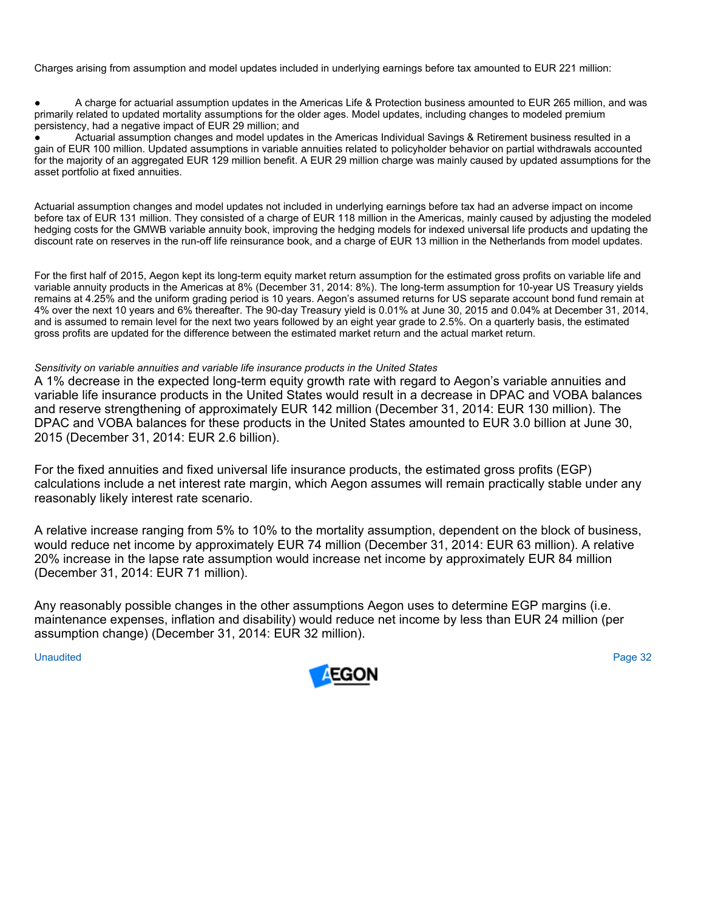Charges arising from assumption and model updates included in underlying earnings before tax amounted to EUR 221 million:

- A charge for actuarial assumption updates in the Americas Life & Protection business amounted to EUR 265 million, and was primarily related to updated mortality assumptions for the older ages. Model updates, including changes to modeled premium persistency, had a negative impact of EUR 29 million; and
- Actuarial assumption changes and model updates in the Americas Individual Savings & Retirement business resulted in a gain of EUR 100 million. Updated assumptions in variable annuities related to policyholder behavior on partial withdrawals accounted for the majority of an aggregated EUR 129 million benefit. A EUR 29 million charge was mainly caused by updated assumptions for the asset portfolio at fixed annuities.

Actuarial assumption changes and model updates not included in underlying earnings before tax had an adverse impact on income before tax of EUR 131 million. They consisted of a charge of EUR 118 million in the Americas, mainly caused by adjusting the modeled hedging costs for the GMWB variable annuity book, improving the hedging models for indexed universal life products and updating the discount rate on reserves in the run-off life reinsurance book, and a charge of EUR 13 million in the Netherlands from model updates.

For the first half of 2015, Aegon kept its long-term equity market return assumption for the estimated gross profits on variable life and variable annuity products in the Americas at 8% (December 31, 2014: 8%). The long-term assumption for 10-year US Treasury yields remains at 4.25% and the uniform grading period is 10 years. Aegon's assumed returns for US separate account bond fund remain at 4% over the next 10 years and 6% thereafter. The 90-day Treasury yield is 0.01% at June 30, 2015 and 0.04% at December 31, 2014, and is assumed to remain level for the next two years followed by an eight year grade to 2.5%. On a quarterly basis, the estimated gross profits are updated for the difference between the estimated market return and the actual market return.

*Sensitivity on variable annuities and variable life insurance products in the United States*

A 1% decrease in the expected long-term equity growth rate with regard to Aegon's variable annuities and variable life insurance products in the United States would result in a decrease in DPAC and VOBA balances and reserve strengthening of approximately EUR 142 million (December 31, 2014: EUR 130 million). The DPAC and VOBA balances for these products in the United States amounted to EUR 3.0 billion at June 30, 2015 (December 31, 2014: EUR 2.6 billion).

For the fixed annuities and fixed universal life insurance products, the estimated gross profits (EGP) calculations include a net interest rate margin, which Aegon assumes will remain practically stable under any reasonably likely interest rate scenario.

A relative increase ranging from 5% to 10% to the mortality assumption, dependent on the block of business, would reduce net income by approximately EUR 74 million (December 31, 2014: EUR 63 million). A relative 20% increase in the lapse rate assumption would increase net income by approximately EUR 84 million (December 31, 2014: EUR 71 million).

Any reasonably possible changes in the other assumptions Aegon uses to determine EGP margins (i.e. maintenance expenses, inflation and disability) would reduce net income by less than EUR 24 million (per assumption change) (December 31, 2014: EUR 32 million).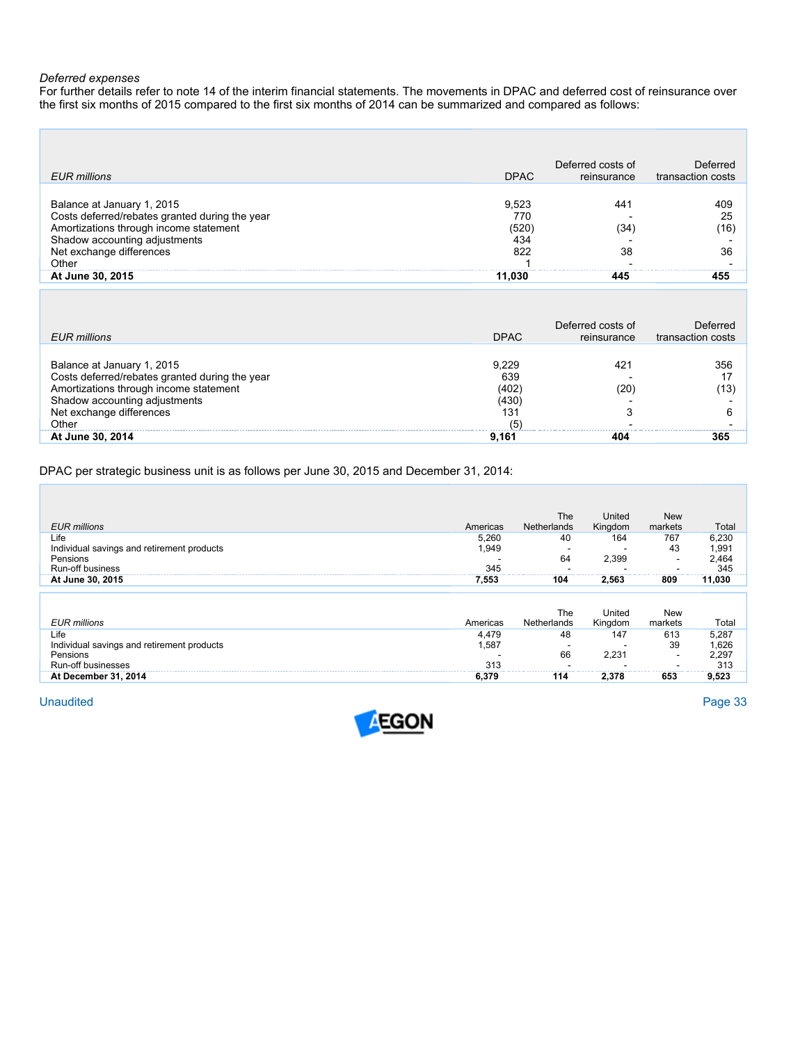*Deferred expenses*

For further details refer to note 14 of the interim financial statements. The movements in DPAC and deferred cost of reinsurance over the first six months of 2015 compared to the first six months of 2014 can be summarized and compared as follows:

| *EUR millions* | DPAC | Deferred costs of reinsurance | Deferred transaction costs |
|---|---|---|---|
| Balance at January 1, 2015 | 9,523 | 441 | 409 |
| Costs deferred/rebates granted during the year | 770 | - | 25 |
| Amortizations through income statement | (520) | (34) | (16) |
| Shadow accounting adjustments | 434 | - | - |
| Net exchange differences | 822 | 38 | 36 |
| Other | 1 | - | - |
| **At June 30, 2015** | **11,030** | **445** | **455** |

| *EUR millions* | DPAC | Deferred costs of reinsurance | Deferred transaction costs |
|---|---|---|---|
| Balance at January 1, 2015 | 9,229 | 421 | 356 |
| Costs deferred/rebates granted during the year | 639 | - | 17 |
| Amortizations through income statement | (402) | (20) | (13) |
| Shadow accounting adjustments | (430) | - | - |
| Net exchange differences | 131 | 3 | 6 |
| Other | (5) | - | - |
| **At June 30, 2014** | **9,161** | **404** | **365** |

DPAC per strategic business unit is as follows per June 30, 2015 and December 31, 2014:

| *EUR millions* | Americas | The Netherlands | United Kingdom | New markets | Total |
|---|---|---|---|---|---|
| Life | 5,260 | 40 | 164 | 767 | 6,230 |
| Individual savings and retirement products | 1,949 | - | - | 43 | 1,991 |
| Pensions | - | 64 | 2,399 | - | 2,464 |
| Run-off business | 345 | - | - | - | 345 |
| **At June 30, 2015** | **7,553** | **104** | **2,563** | **809** | **11,030** |

| *EUR millions* | Americas | The Netherlands | United Kingdom | New markets | Total |
|---|---|---|---|---|---|
| Life | 4,479 | 48 | 147 | 613 | 5,287 |
| Individual savings and retirement products | 1,587 | - | - | 39 | 1,626 |
| Pensions | - | 66 | 2,231 | - | 2,297 |
| Run-off businesses | 313 | - | - | - | 313 |
| **At December 31, 2014** | **6,379** | **114** | **2,378** | **653** | **9,523** |

Unaudited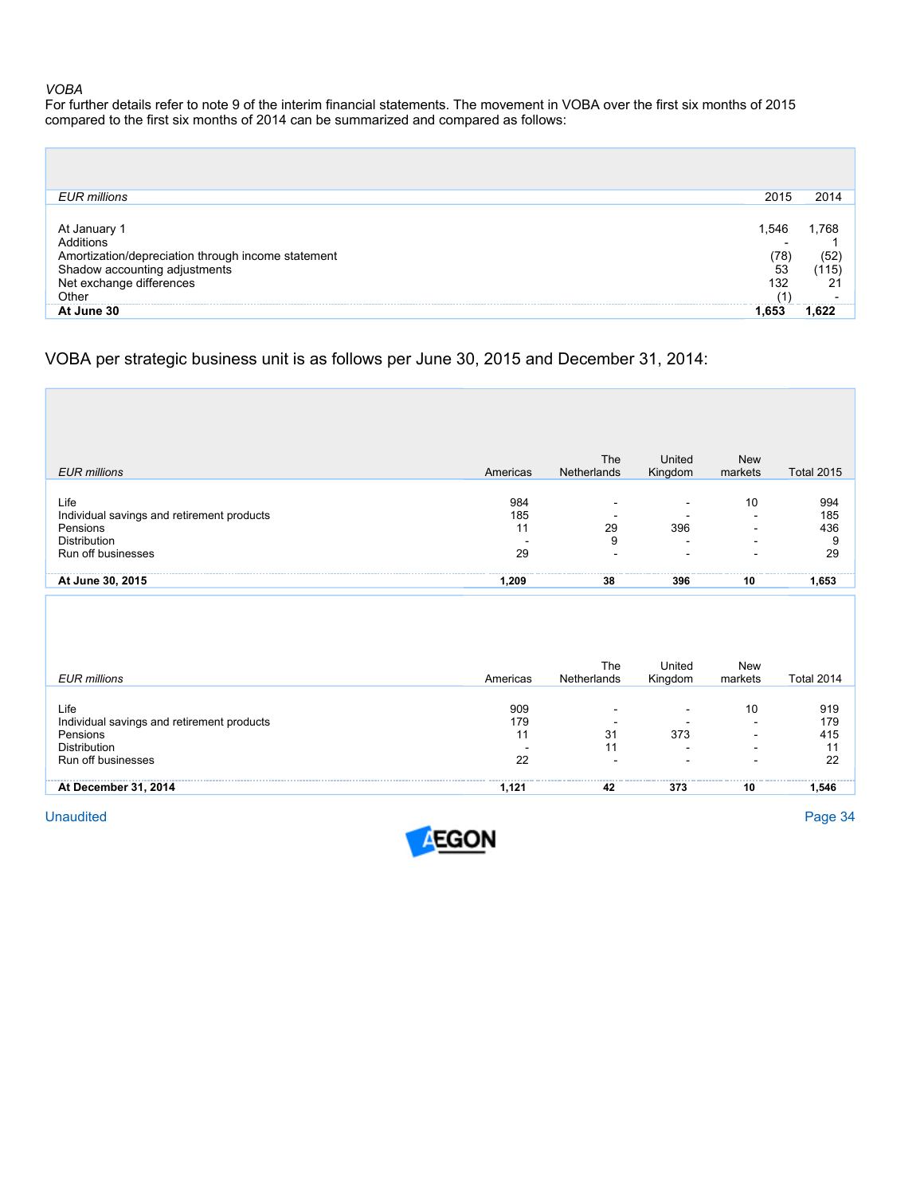*VOBA*

For further details refer to note 9 of the interim financial statements. The movement in VOBA over the first six months of 2015 compared to the first six months of 2014 can be summarized and compared as follows:

| *EUR millions* | 2015 | 2014 |
|---|---|---|
| At January 1 | 1,546 | 1,768 |
| Additions | - | 1 |
| Amortization/depreciation through income statement | (78) | (52) |
| Shadow accounting adjustments | 53 | (115) |
| Net exchange differences | 132 | 21 |
| Other | (1) | - |
| **At June 30** | **1,653** | **1,622** |

VOBA per strategic business unit is as follows per June 30, 2015 and December 31, 2014:

| *EUR millions* | Americas | The Netherlands | United Kingdom | New markets | Total 2015 |
|---|---|---|---|---|---|
| Life | 984 | - | - | 10 | 994 |
| Individual savings and retirement products | 185 | - | - | - | 185 |
| Pensions | 11 | 29 | 396 | - | 436 |
| Distribution | - | 9 | - | - | 9 |
| Run off businesses | 29 | - | - | - | 29 |
| **At June 30, 2015** | **1,209** | **38** | **396** | **10** | **1,653** |

| *EUR millions* | Americas | The Netherlands | United Kingdom | New markets | Total 2014 |
|---|---|---|---|---|---|
| Life | 909 | - | - | 10 | 919 |
| Individual savings and retirement products | 179 | - | - | - | 179 |
| Pensions | 11 | 31 | 373 | - | 415 |
| Distribution | - | 11 | - | - | 11 |
| Run off businesses | 22 | - | - | - | 22 |
| **At December 31, 2014** | **1,121** | **42** | **373** | **10** | **1,546** |

Unaudited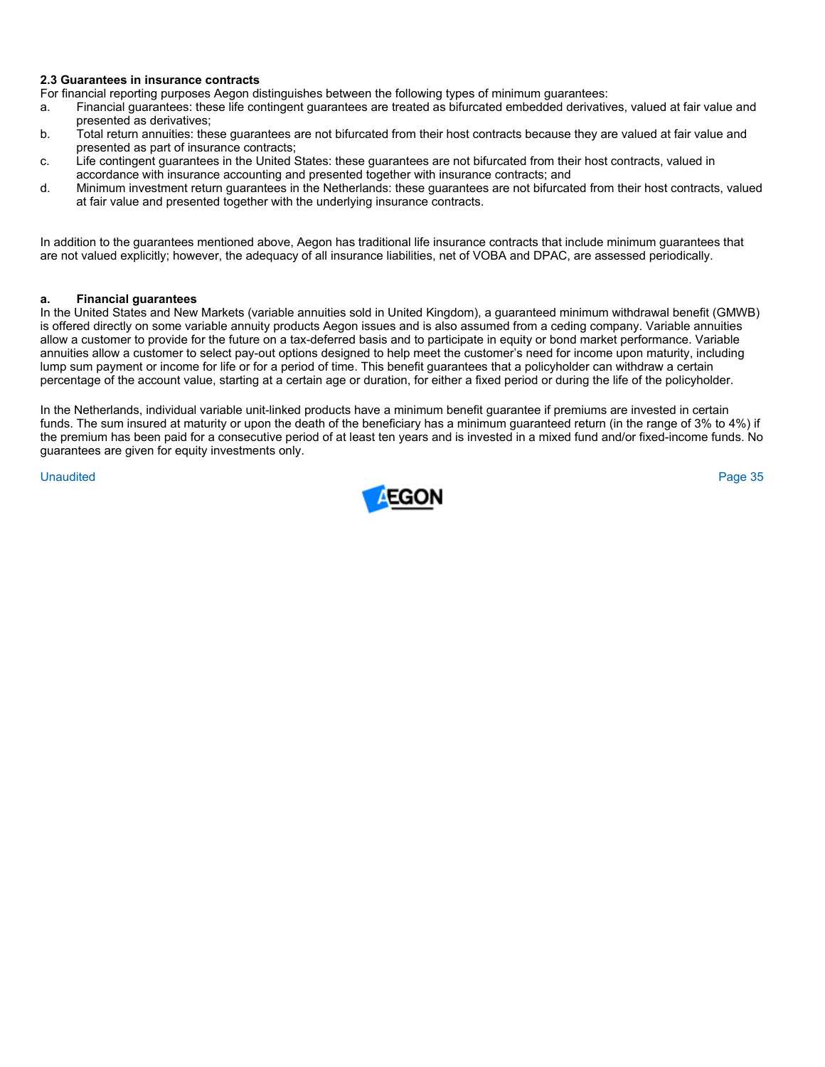### 2.3 Guarantees in insurance contracts

For financial reporting purposes Aegon distinguishes between the following types of minimum guarantees:

a. Financial guarantees: these life contingent guarantees are treated as bifurcated embedded derivatives, valued at fair value and presented as derivatives;
b. Total return annuities: these guarantees are not bifurcated from their host contracts because they are valued at fair value and presented as part of insurance contracts;
c. Life contingent guarantees in the United States: these guarantees are not bifurcated from their host contracts, valued in accordance with insurance accounting and presented together with insurance contracts; and
d. Minimum investment return guarantees in the Netherlands: these guarantees are not bifurcated from their host contracts, valued at fair value and presented together with the underlying insurance contracts.

In addition to the guarantees mentioned above, Aegon has traditional life insurance contracts that include minimum guarantees that are not valued explicitly; however, the adequacy of all insurance liabilities, net of VOBA and DPAC, are assessed periodically.

#### a. Financial guarantees

In the United States and New Markets (variable annuities sold in United Kingdom), a guaranteed minimum withdrawal benefit (GMWB) is offered directly on some variable annuity products Aegon issues and is also assumed from a ceding company. Variable annuities allow a customer to provide for the future on a tax-deferred basis and to participate in equity or bond market performance. Variable annuities allow a customer to select pay-out options designed to help meet the customer's need for income upon maturity, including lump sum payment or income for life or for a period of time. This benefit guarantees that a policyholder can withdraw a certain percentage of the account value, starting at a certain age or duration, for either a fixed period or during the life of the policyholder.

In the Netherlands, individual variable unit-linked products have a minimum benefit guarantee if premiums are invested in certain funds. The sum insured at maturity or upon the death of the beneficiary has a minimum guaranteed return (in the range of 3% to 4%) if the premium has been paid for a consecutive period of at least ten years and is invested in a mixed fund and/or fixed-income funds. No guarantees are given for equity investments only.

Unaudited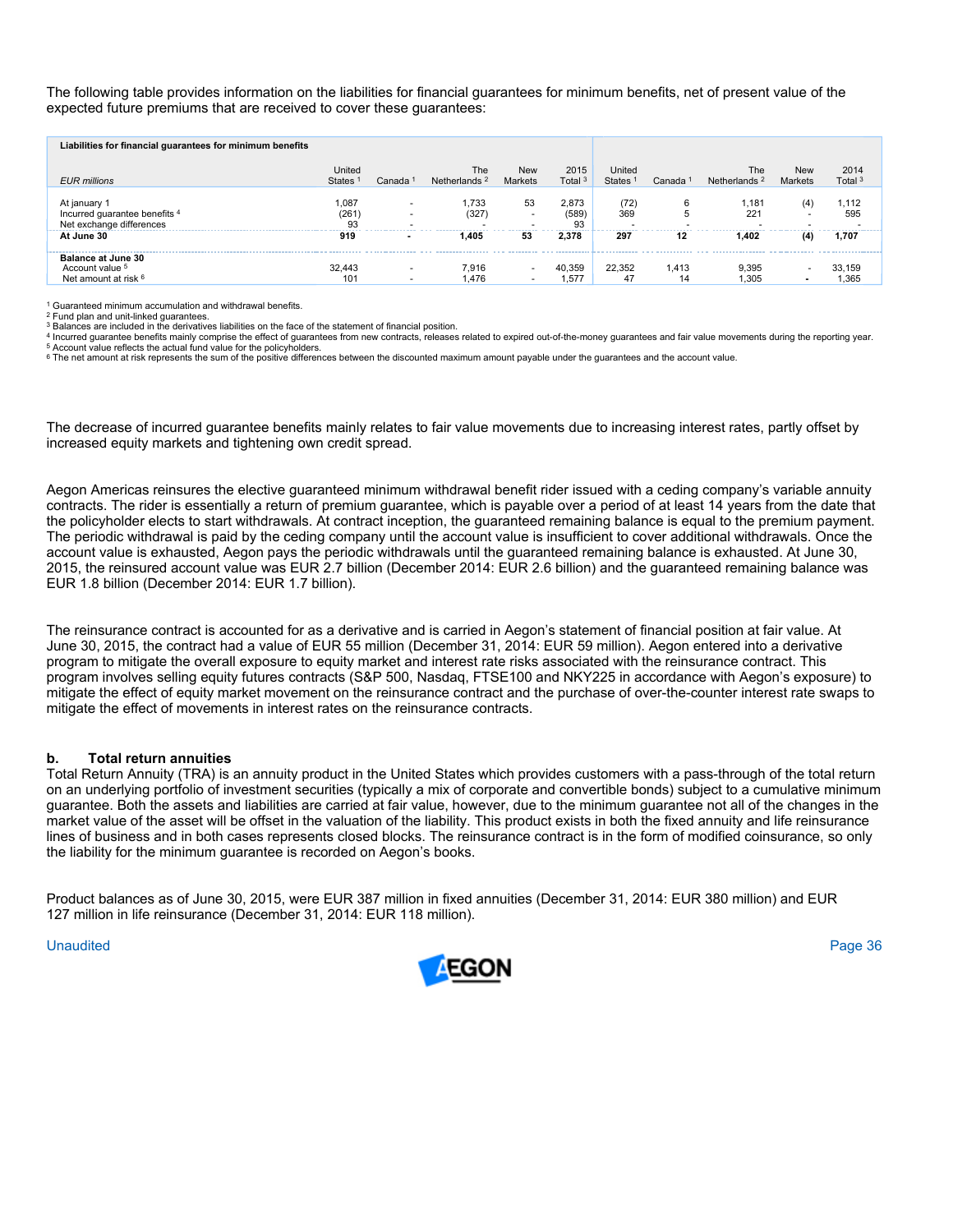The following table provides information on the liabilities for financial guarantees for minimum benefits, net of present value of the expected future premiums that are received to cover these guarantees:

| Liabilities for financial guarantees for minimum benefits | | | | | | | | | | |
|---|---|---|---|---|---|---|---|---|---|---|
| *EUR millions* | United States [1] | Canada [1] | The Netherlands [2] | New Markets | 2015 Total [3] | United States [1] | Canada [1] | The Netherlands [2] | New Markets | 2014 Total [3] |
| At january 1 | 1,087 | - | 1,733 | 53 | 2,873 | (72) | 6 | 1,181 | (4) | 1,112 |
| Incurred guarantee benefits [4] | (261) | - | (327) | - | (589) | 369 | 5 | 221 | - | 595 |
| Net exchange differences | 93 | - | - | - | 93 | - | - | - | - | - |
| **At June 30** | **919** | **-** | **1,405** | **53** | **2,378** | **297** | **12** | **1,402** | **(4)** | **1,707** |
| **Balance at June 30** | | | | | | | | | | |
| Account value [5] | 32,443 | - | 7,916 | - | 40,359 | 22,352 | 1,413 | 9,395 | - | 33,159 |
| Net amount at risk [6] | 101 | - | 1,476 | - | 1,577 | 47 | 14 | 1,305 | - | 1,365 |

[1] Guaranteed minimum accumulation and withdrawal benefits.
[2] Fund plan and unit-linked guarantees.
[3] Balances are included in the derivatives liabilities on the face of the statement of financial position.
[4] Incurred guarantee benefits mainly comprise the effect of guarantees from new contracts, releases related to expired out-of-the-money guarantees and fair value movements during the reporting year.
[5] Account value reflects the actual fund value for the policyholders.
[6] The net amount at risk represents the sum of the positive differences between the discounted maximum amount payable under the guarantees and the account value.

The decrease of incurred guarantee benefits mainly relates to fair value movements due to increasing interest rates, partly offset by increased equity markets and tightening own credit spread.

Aegon Americas reinsures the elective guaranteed minimum withdrawal benefit rider issued with a ceding company's variable annuity contracts. The rider is essentially a return of premium guarantee, which is payable over a period of at least 14 years from the date that the policyholder elects to start withdrawals. At contract inception, the guaranteed remaining balance is equal to the premium payment. The periodic withdrawal is paid by the ceding company until the account value is insufficient to cover additional withdrawals. Once the account value is exhausted, Aegon pays the periodic withdrawals until the guaranteed remaining balance is exhausted. At June 30, 2015, the reinsured account value was EUR 2.7 billion (December 2014: EUR 2.6 billion) and the guaranteed remaining balance was EUR 1.8 billion (December 2014: EUR 1.7 billion).

The reinsurance contract is accounted for as a derivative and is carried in Aegon's statement of financial position at fair value. At June 30, 2015, the contract had a value of EUR 55 million (December 31, 2014: EUR 59 million). Aegon entered into a derivative program to mitigate the overall exposure to equity market and interest rate risks associated with the reinsurance contract. This program involves selling equity futures contracts (S&P 500, Nasdaq, FTSE100 and NKY225 in accordance with Aegon's exposure) to mitigate the effect of equity market movement on the reinsurance contract and the purchase of over-the-counter interest rate swaps to mitigate the effect of movements in interest rates on the reinsurance contracts.

**b. Total return annuities**

Total Return Annuity (TRA) is an annuity product in the United States which provides customers with a pass-through of the total return on an underlying portfolio of investment securities (typically a mix of corporate and convertible bonds) subject to a cumulative minimum guarantee. Both the assets and liabilities are carried at fair value, however, due to the minimum guarantee not all of the changes in the market value of the asset will be offset in the valuation of the liability. This product exists in both the fixed annuity and life reinsurance lines of business and in both cases represents closed blocks. The reinsurance contract is in the form of modified coinsurance, so only the liability for the minimum guarantee is recorded on Aegon's books.

Product balances as of June 30, 2015, were EUR 387 million in fixed annuities (December 31, 2014: EUR 380 million) and EUR 127 million in life reinsurance (December 31, 2014: EUR 118 million).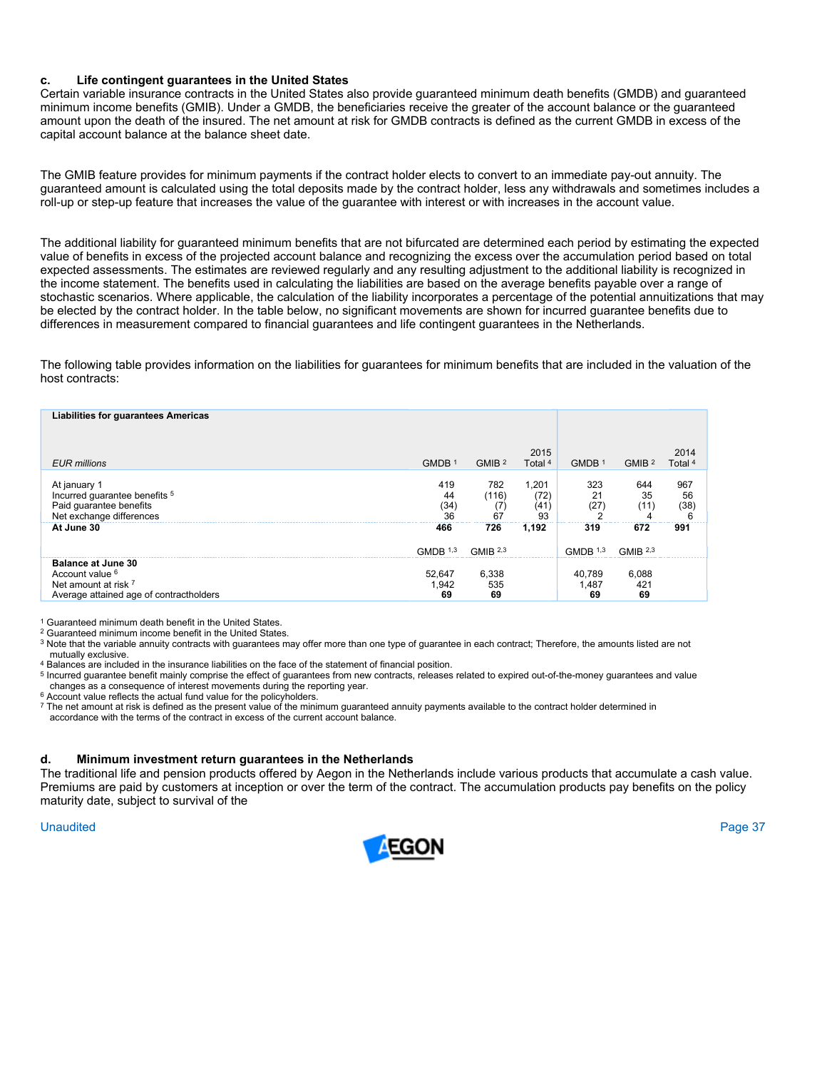### c. Life contingent guarantees in the United States

Certain variable insurance contracts in the United States also provide guaranteed minimum death benefits (GMDB) and guaranteed minimum income benefits (GMIB). Under a GMDB, the beneficiaries receive the greater of the account balance or the guaranteed amount upon the death of the insured. The net amount at risk for GMDB contracts is defined as the current GMDB in excess of the capital account balance at the balance sheet date.

The GMIB feature provides for minimum payments if the contract holder elects to convert to an immediate pay-out annuity. The guaranteed amount is calculated using the total deposits made by the contract holder, less any withdrawals and sometimes includes a roll-up or step-up feature that increases the value of the guarantee with interest or with increases in the account value.

The additional liability for guaranteed minimum benefits that are not bifurcated are determined each period by estimating the expected value of benefits in excess of the projected account balance and recognizing the excess over the accumulation period based on total expected assessments. The estimates are reviewed regularly and any resulting adjustment to the additional liability is recognized in the income statement. The benefits used in calculating the liabilities are based on the average benefits payable over a range of stochastic scenarios. Where applicable, the calculation of the liability incorporates a percentage of the potential annuitizations that may be elected by the contract holder. In the table below, no significant movements are shown for incurred guarantee benefits due to differences in measurement compared to financial guarantees and life contingent guarantees in the Netherlands.

The following table provides information on the liabilities for guarantees for minimum benefits that are included in the valuation of the host contracts:

| **Liabilities for guarantees Americas** | | | | | | |
|---|---|---|---|---|---|---|
| | | | 2015 | | | 2014 |
| *EUR millions* | GMDB [1] | GMIB [2] | Total [4] | GMDB [1] | GMIB [2] | Total [4] |
| At january 1 | 419 | 782 | 1,201 | 323 | 644 | 967 |
| Incurred guarantee benefits [5] | 44 | (116) | (72) | 21 | 35 | 56 |
| Paid guarantee benefits | (34) | (7) | (41) | (27) | (11) | (38) |
| Net exchange differences | 36 | 67 | 93 | 2 | 4 | 6 |
| **At June 30** | **466** | **726** | **1,192** | **319** | **672** | **991** |
| | GMDB [1,3] | GMIB [2,3] | | GMDB [1,3] | GMIB [2,3] | |
| **Balance at June 30** | | | | | | |
| Account value [6] | 52,647 | 6,338 | | 40,789 | 6,088 | |
| Net amount at risk [7] | 1,942 | 535 | | 1,487 | 421 | |
| Average attained age of contractholders | **69** | **69** | | **69** | **69** | |

[1] Guaranteed minimum death benefit in the United States.
[2] Guaranteed minimum income benefit in the United States.
[3] Note that the variable annuity contracts with guarantees may offer more than one type of guarantee in each contract; Therefore, the amounts listed are not mutually exclusive.
[4] Balances are included in the insurance liabilities on the face of the statement of financial position.
[5] Incurred guarantee benefit mainly comprise the effect of guarantees from new contracts, releases related to expired out-of-the-money guarantees and value changes as a consequence of interest movements during the reporting year.
[6] Account value reflects the actual fund value for the policyholders.
[7] The net amount at risk is defined as the present value of the minimum guaranteed annuity payments available to the contract holder determined in accordance with the terms of the contract in excess of the current account balance.

### d. Minimum investment return guarantees in the Netherlands

The traditional life and pension products offered by Aegon in the Netherlands include various products that accumulate a cash value. Premiums are paid by customers at inception or over the term of the contract. The accumulation products pay benefits on the policy maturity date, subject to survival of the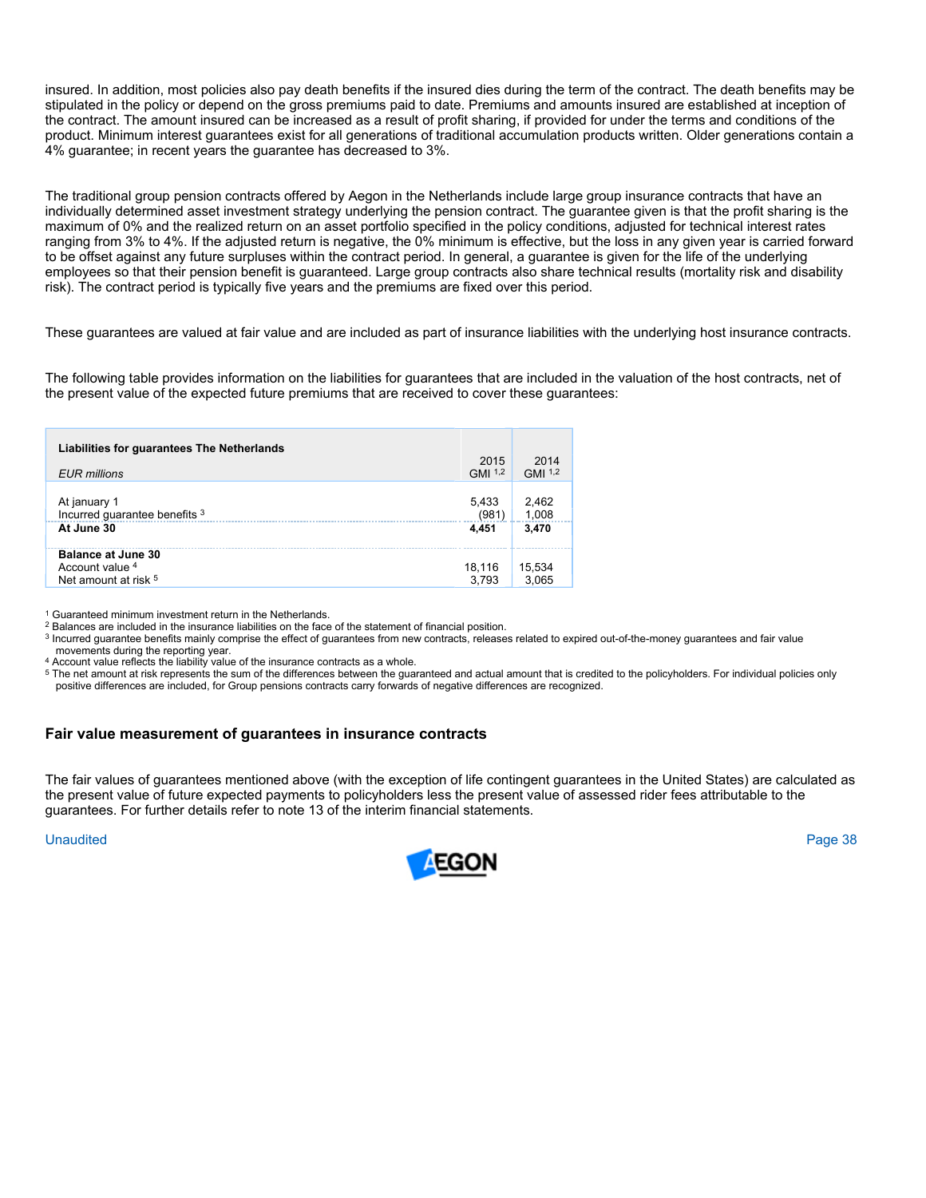insured. In addition, most policies also pay death benefits if the insured dies during the term of the contract. The death benefits may be stipulated in the policy or depend on the gross premiums paid to date. Premiums and amounts insured are established at inception of the contract. The amount insured can be increased as a result of profit sharing, if provided for under the terms and conditions of the product. Minimum interest guarantees exist for all generations of traditional accumulation products written. Older generations contain a 4% guarantee; in recent years the guarantee has decreased to 3%.

The traditional group pension contracts offered by Aegon in the Netherlands include large group insurance contracts that have an individually determined asset investment strategy underlying the pension contract. The guarantee given is that the profit sharing is the maximum of 0% and the realized return on an asset portfolio specified in the policy conditions, adjusted for technical interest rates ranging from 3% to 4%. If the adjusted return is negative, the 0% minimum is effective, but the loss in any given year is carried forward to be offset against any future surpluses within the contract period. In general, a guarantee is given for the life of the underlying employees so that their pension benefit is guaranteed. Large group contracts also share technical results (mortality risk and disability risk). The contract period is typically five years and the premiums are fixed over this period.

These guarantees are valued at fair value and are included as part of insurance liabilities with the underlying host insurance contracts.

The following table provides information on the liabilities for guarantees that are included in the valuation of the host contracts, net of the present value of the expected future premiums that are received to cover these guarantees:

| **Liabilities for guarantees The Netherlands**<br>*EUR millions* | 2015<br>GMI [1,2] | 2014<br>GMI [1,2] |
|---|---|---|
| At january 1 | 5,433 | 2,462 |
| Incurred guarantee benefits [3] | (981) | 1,008 |
| **At June 30** | **4,451** | **3,470** |
| **Balance at June 30** | | |
| Account value [4] | 18,116 | 15,534 |
| Net amount at risk [5] | 3,793 | 3,065 |

[1] Guaranteed minimum investment return in the Netherlands.
[2] Balances are included in the insurance liabilities on the face of the statement of financial position.
[3] Incurred guarantee benefits mainly comprise the effect of guarantees from new contracts, releases related to expired out-of-the-money guarantees and fair value movements during the reporting year.
[4] Account value reflects the liability value of the insurance contracts as a whole.
[5] The net amount at risk represents the sum of the differences between the guaranteed and actual amount that is credited to the policyholders. For individual policies only positive differences are included, for Group pensions contracts carry forwards of negative differences are recognized.

### Fair value measurement of guarantees in insurance contracts

The fair values of guarantees mentioned above (with the exception of life contingent guarantees in the United States) are calculated as the present value of future expected payments to policyholders less the present value of assessed rider fees attributable to the guarantees. For further details refer to note 13 of the interim financial statements.

Unaudited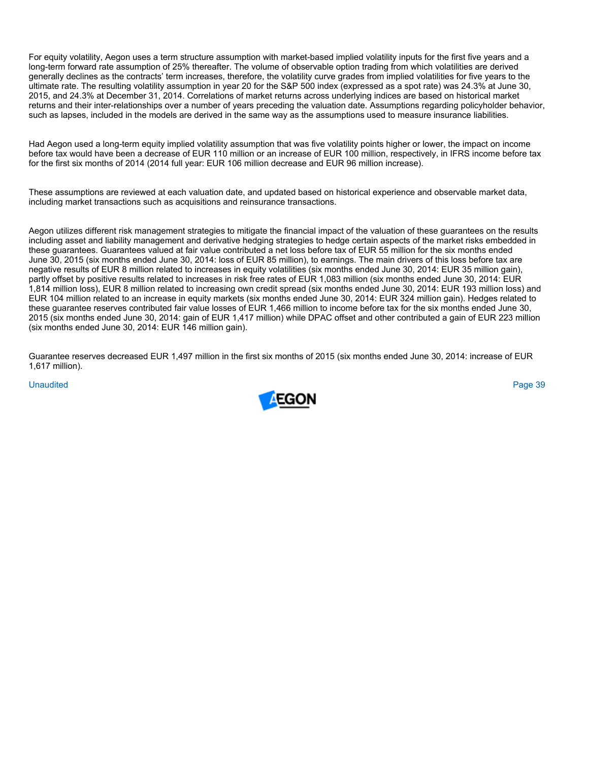For equity volatility, Aegon uses a term structure assumption with market-based implied volatility inputs for the first five years and a long-term forward rate assumption of 25% thereafter. The volume of observable option trading from which volatilities are derived generally declines as the contracts' term increases, therefore, the volatility curve grades from implied volatilities for five years to the ultimate rate. The resulting volatility assumption in year 20 for the S&P 500 index (expressed as a spot rate) was 24.3% at June 30, 2015, and 24.3% at December 31, 2014. Correlations of market returns across underlying indices are based on historical market returns and their inter-relationships over a number of years preceding the valuation date. Assumptions regarding policyholder behavior, such as lapses, included in the models are derived in the same way as the assumptions used to measure insurance liabilities.

Had Aegon used a long-term equity implied volatility assumption that was five volatility points higher or lower, the impact on income before tax would have been a decrease of EUR 110 million or an increase of EUR 100 million, respectively, in IFRS income before tax for the first six months of 2014 (2014 full year: EUR 106 million decrease and EUR 96 million increase).

These assumptions are reviewed at each valuation date, and updated based on historical experience and observable market data, including market transactions such as acquisitions and reinsurance transactions.

Aegon utilizes different risk management strategies to mitigate the financial impact of the valuation of these guarantees on the results including asset and liability management and derivative hedging strategies to hedge certain aspects of the market risks embedded in these guarantees. Guarantees valued at fair value contributed a net loss before tax of EUR 55 million for the six months ended June 30, 2015 (six months ended June 30, 2014: loss of EUR 85 million), to earnings. The main drivers of this loss before tax are negative results of EUR 8 million related to increases in equity volatilities (six months ended June 30, 2014: EUR 35 million gain), partly offset by positive results related to increases in risk free rates of EUR 1,083 million (six months ended June 30, 2014: EUR 1,814 million loss), EUR 8 million related to increasing own credit spread (six months ended June 30, 2014: EUR 193 million loss) and EUR 104 million related to an increase in equity markets (six months ended June 30, 2014: EUR 324 million gain). Hedges related to these guarantee reserves contributed fair value losses of EUR 1,466 million to income before tax for the six months ended June 30, 2015 (six months ended June 30, 2014: gain of EUR 1,417 million) while DPAC offset and other contributed a gain of EUR 223 million (six months ended June 30, 2014: EUR 146 million gain).

Guarantee reserves decreased EUR 1,497 million in the first six months of 2015 (six months ended June 30, 2014: increase of EUR 1,617 million).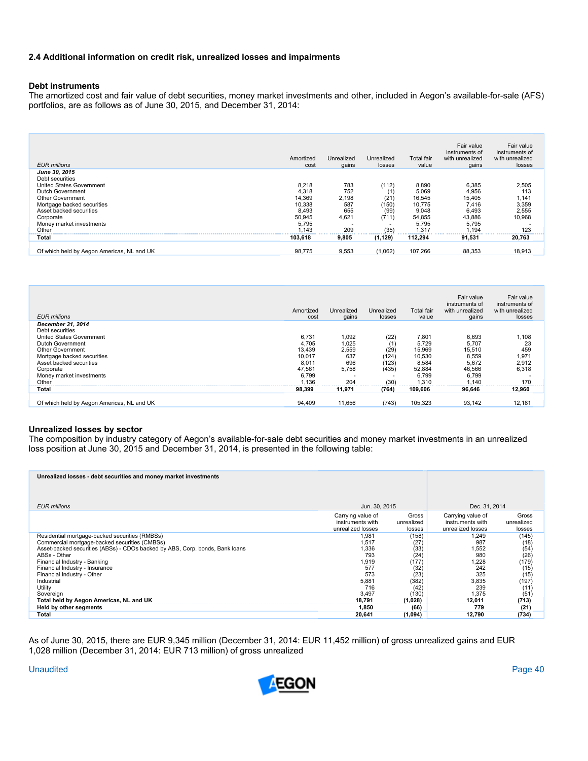### 2.4 Additional information on credit risk, unrealized losses and impairments

#### Debt instruments

The amortized cost and fair value of debt securities, money market investments and other, included in Aegon's available-for-sale (AFS) portfolios, are as follows as of June 30, 2015, and December 31, 2014:

| *EUR millions* | Amortized cost | Unrealized gains | Unrealized losses | Total fair value | Fair value instruments of with unrealized gains | Fair value instruments of with unrealized losses |
|---|---|---|---|---|---|---|
| ***June 30, 2015*** | | | | | | |
| Debt securities | | | | | | |
| United States Government | 8,218 | 783 | (112) | 8,890 | 6,385 | 2,505 |
| Dutch Government | 4,318 | 752 | (1) | 5,069 | 4,956 | 113 |
| Other Government | 14,369 | 2,198 | (21) | 16,545 | 15,405 | 1,141 |
| Mortgage backed securities | 10,338 | 587 | (150) | 10,775 | 7,416 | 3,359 |
| Asset backed securities | 8,493 | 655 | (99) | 9,048 | 6,493 | 2,555 |
| Corporate | 50,945 | 4,621 | (711) | 54,855 | 43,886 | 10,968 |
| Money market investments | 5,795 | - | - | 5,795 | 5,795 | - |
| Other | 1,143 | 209 | (35) | 1,317 | 1,194 | 123 |
| **Total** | **103,618** | **9,805** | **(1,129)** | **112,294** | **91,531** | **20,763** |
| Of which held by Aegon Americas, NL and UK | 98,775 | 9,553 | (1,062) | 107,266 | 88,353 | 18,913 |

| *EUR millions* | Amortized cost | Unrealized gains | Unrealized losses | Total fair value | Fair value instruments of with unrealized gains | Fair value instruments of with unrealized losses |
|---|---|---|---|---|---|---|
| ***December 31, 2014*** | | | | | | |
| Debt securities | | | | | | |
| United States Government | 6,731 | 1,092 | (22) | 7,801 | 6,693 | 1,108 |
| Dutch Government | 4,705 | 1,025 | (1) | 5,729 | 5,707 | 23 |
| Other Government | 13,439 | 2,559 | (29) | 15,969 | 15,510 | 459 |
| Mortgage backed securities | 10,017 | 637 | (124) | 10,530 | 8,559 | 1,971 |
| Asset backed securities | 8,011 | 696 | (123) | 8,584 | 5,672 | 2,912 |
| Corporate | 47,561 | 5,758 | (435) | 52,884 | 46,566 | 6,318 |
| Money market investments | 6,799 | - | - | 6,799 | 6,799 | - |
| Other | 1,136 | 204 | (30) | 1,310 | 1,140 | 170 |
| **Total** | **98,399** | **11,971** | **(764)** | **109,606** | **96,646** | **12,960** |
| Of which held by Aegon Americas, NL and UK | 94,409 | 11,656 | (743) | 105,323 | 93,142 | 12,181 |

#### Unrealized losses by sector

The composition by industry category of Aegon's available-for-sale debt securities and money market investments in an unrealized loss position at June 30, 2015 and December 31, 2014, is presented in the following table:

| **Unrealized losses - debt securities and money market investments** | | | | |
|---|---|---|---|---|
| *EUR millions* | Jun. 30, 2015 | | Dec. 31, 2014 | |
| | Carrying value of instruments with unrealized losses | Gross unrealized losses | Carrying value of instruments with unrealized losses | Gross unrealized losses |
| Residential mortgage-backed securities (RMBSs) | 1,981 | (158) | 1,249 | (145) |
| Commercial mortgage-backed securities (CMBSs) | 1,517 | (27) | 987 | (18) |
| Asset-backed securities (ABSs) - CDOs backed by ABS, Corp. bonds, Bank loans | 1,336 | (33) | 1,552 | (54) |
| ABSs - Other | 793 | (24) | 980 | (26) |
| Financial Industry - Banking | 1,919 | (177) | 1,228 | (179) |
| Financial Industry - Insurance | 577 | (32) | 242 | (15) |
| Financial Industry - Other | 573 | (23) | 325 | (15) |
| Industrial | 5,881 | (382) | 3,835 | (197) |
| Utility | 716 | (42) | 239 | (11) |
| Sovereign | 3,497 | (130) | 1,375 | (51) |
| **Total held by Aegon Americas, NL and UK** | **18,791** | **(1,028)** | **12,011** | **(713)** |
| **Held by other segments** | **1,850** | **(66)** | **779** | **(21)** |
| **Total** | **20,641** | **(1,094)** | **12,790** | **(734)** |

As of June 30, 2015, there are EUR 9,345 million (December 31, 2014: EUR 11,452 million) of gross unrealized gains and EUR 1,028 million (December 31, 2014: EUR 713 million) of gross unrealized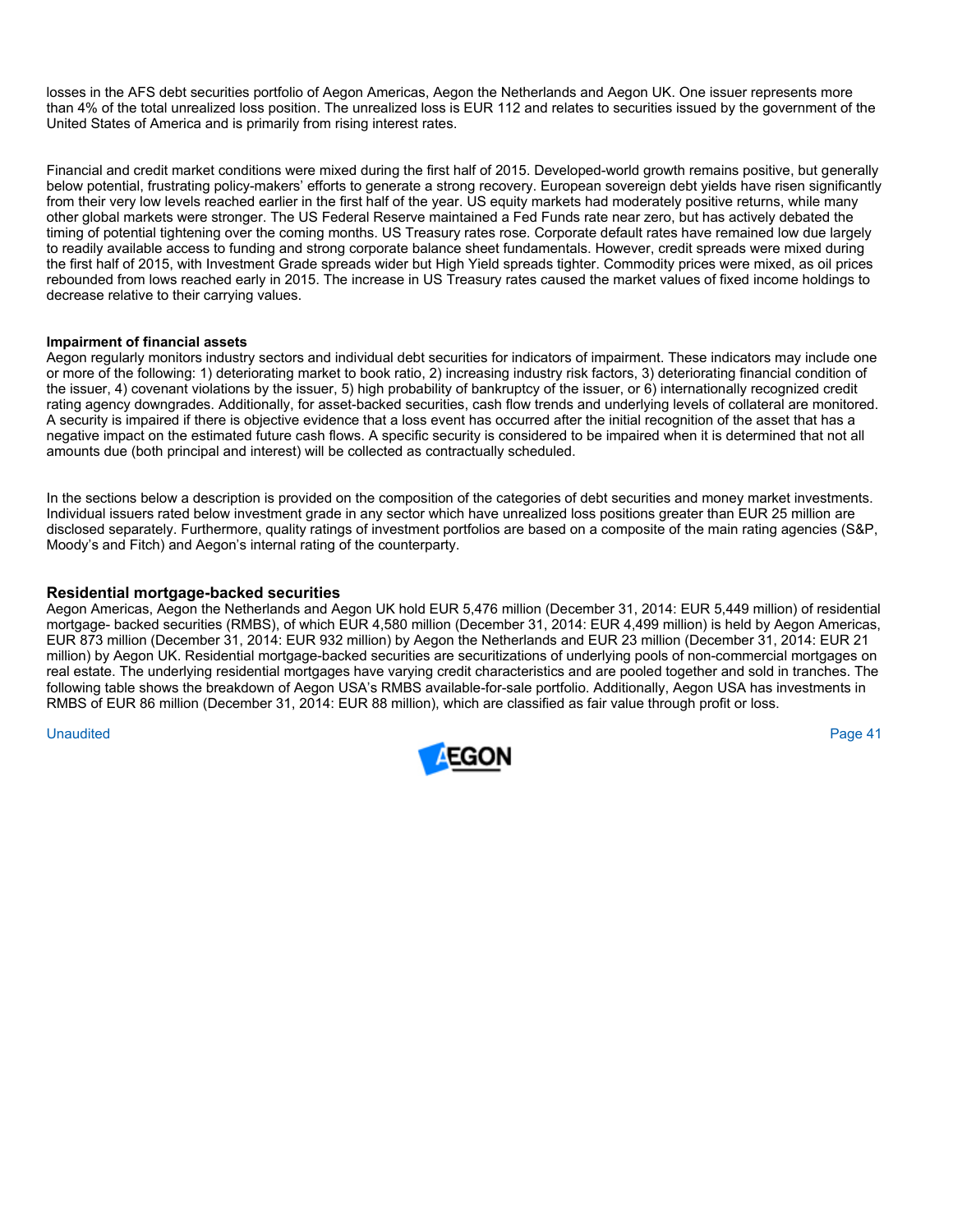losses in the AFS debt securities portfolio of Aegon Americas, Aegon the Netherlands and Aegon UK. One issuer represents more than 4% of the total unrealized loss position. The unrealized loss is EUR 112 and relates to securities issued by the government of the United States of America and is primarily from rising interest rates.

Financial and credit market conditions were mixed during the first half of 2015. Developed-world growth remains positive, but generally below potential, frustrating policy-makers' efforts to generate a strong recovery. European sovereign debt yields have risen significantly from their very low levels reached earlier in the first half of the year. US equity markets had moderately positive returns, while many other global markets were stronger. The US Federal Reserve maintained a Fed Funds rate near zero, but has actively debated the timing of potential tightening over the coming months. US Treasury rates rose. Corporate default rates have remained low due largely to readily available access to funding and strong corporate balance sheet fundamentals. However, credit spreads were mixed during the first half of 2015, with Investment Grade spreads wider but High Yield spreads tighter. Commodity prices were mixed, as oil prices rebounded from lows reached early in 2015. The increase in US Treasury rates caused the market values of fixed income holdings to decrease relative to their carrying values.

**Impairment of financial assets**

Aegon regularly monitors industry sectors and individual debt securities for indicators of impairment. These indicators may include one or more of the following: 1) deteriorating market to book ratio, 2) increasing industry risk factors, 3) deteriorating financial condition of the issuer, 4) covenant violations by the issuer, 5) high probability of bankruptcy of the issuer, or 6) internationally recognized credit rating agency downgrades. Additionally, for asset-backed securities, cash flow trends and underlying levels of collateral are monitored. A security is impaired if there is objective evidence that a loss event has occurred after the initial recognition of the asset that has a negative impact on the estimated future cash flows. A specific security is considered to be impaired when it is determined that not all amounts due (both principal and interest) will be collected as contractually scheduled.

In the sections below a description is provided on the composition of the categories of debt securities and money market investments. Individual issuers rated below investment grade in any sector which have unrealized loss positions greater than EUR 25 million are disclosed separately. Furthermore, quality ratings of investment portfolios are based on a composite of the main rating agencies (S&P, Moody's and Fitch) and Aegon's internal rating of the counterparty.

### Residential mortgage-backed securities

Aegon Americas, Aegon the Netherlands and Aegon UK hold EUR 5,476 million (December 31, 2014: EUR 5,449 million) of residential mortgage- backed securities (RMBS), of which EUR 4,580 million (December 31, 2014: EUR 4,499 million) is held by Aegon Americas, EUR 873 million (December 31, 2014: EUR 932 million) by Aegon the Netherlands and EUR 23 million (December 31, 2014: EUR 21 million) by Aegon UK. Residential mortgage-backed securities are securitizations of underlying pools of non-commercial mortgages on real estate. The underlying residential mortgages have varying credit characteristics and are pooled together and sold in tranches. The following table shows the breakdown of Aegon USA's RMBS available-for-sale portfolio. Additionally, Aegon USA has investments in RMBS of EUR 86 million (December 31, 2014: EUR 88 million), which are classified as fair value through profit or loss.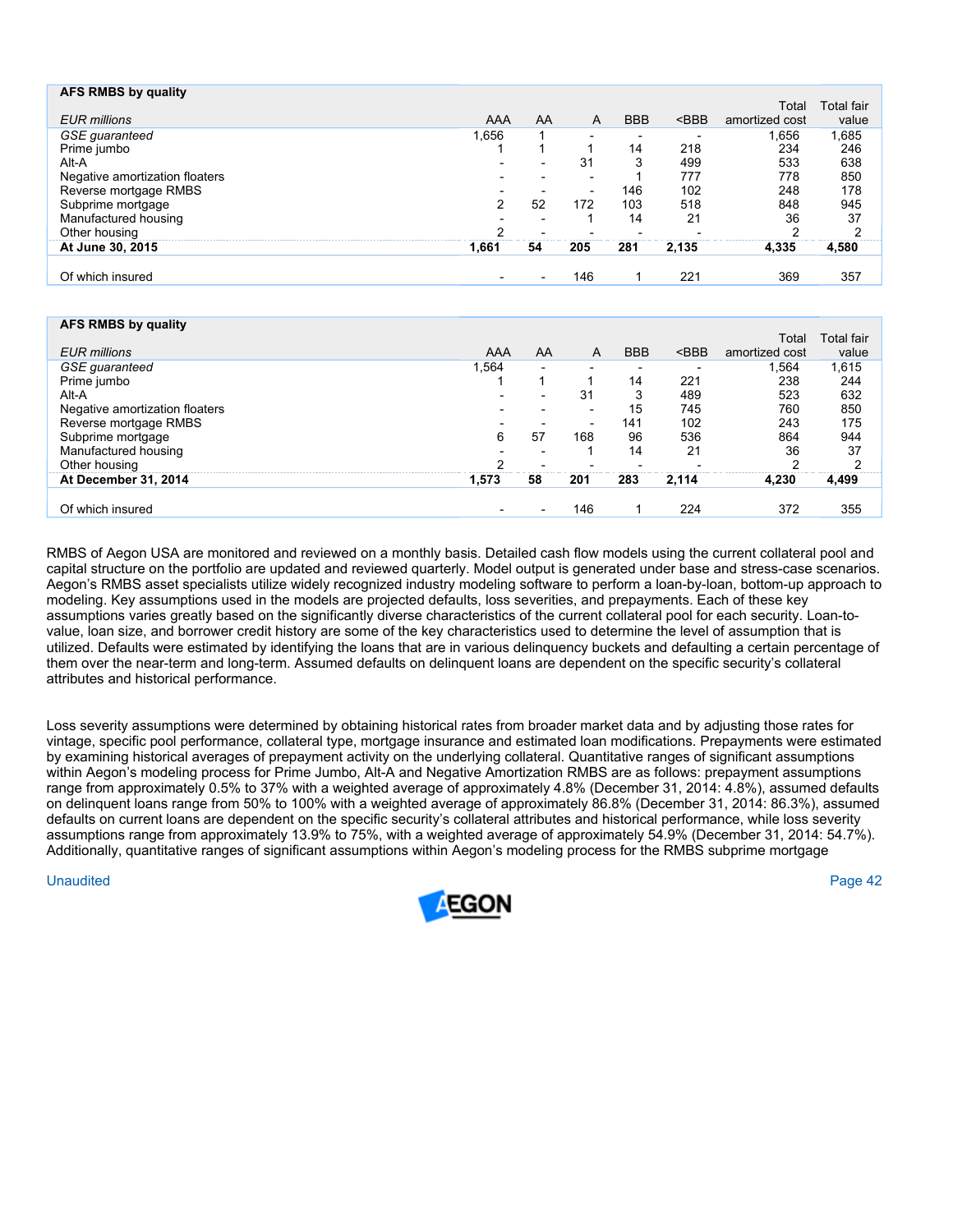| **AFS RMBS by quality** | | | | | | | |
|---|---|---|---|---|---|---|---|
| *EUR millions* | AAA | AA | A | BBB | <BBB | Total amortized cost | Total fair value |
| *GSE guaranteed* | 1,656 | 1 | - | - | - | 1,656 | 1,685 |
| Prime jumbo | 1 | 1 | 1 | 14 | 218 | 234 | 246 |
| Alt-A | - | - | 31 | 3 | 499 | 533 | 638 |
| Negative amortization floaters | - | - | - | 1 | 777 | 778 | 850 |
| Reverse mortgage RMBS | - | - | - | 146 | 102 | 248 | 178 |
| Subprime mortgage | 2 | 52 | 172 | 103 | 518 | 848 | 945 |
| Manufactured housing | - | - | 1 | 14 | 21 | 36 | 37 |
| Other housing | 2 | - | - | - | - | 2 | 2 |
| **At June 30, 2015** | **1,661** | **54** | **205** | **281** | **2,135** | **4,335** | **4,580** |
| | | | | | | | |
| Of which insured | - | - | 146 | 1 | 221 | 369 | 357 |

| **AFS RMBS by quality** | | | | | | | |
|---|---|---|---|---|---|---|---|
| *EUR millions* | AAA | AA | A | BBB | <BBB | Total amortized cost | Total fair value |
| *GSE guaranteed* | 1,564 | - | - | - | - | 1,564 | 1,615 |
| Prime jumbo | 1 | 1 | 1 | 14 | 221 | 238 | 244 |
| Alt-A | - | - | 31 | 3 | 489 | 523 | 632 |
| Negative amortization floaters | - | - | - | 15 | 745 | 760 | 850 |
| Reverse mortgage RMBS | - | - | - | 141 | 102 | 243 | 175 |
| Subprime mortgage | 6 | 57 | 168 | 96 | 536 | 864 | 944 |
| Manufactured housing | - | - | 1 | 14 | 21 | 36 | 37 |
| Other housing | 2 | - | - | - | - | 2 | 2 |
| **At December 31, 2014** | **1,573** | **58** | **201** | **283** | **2,114** | **4,230** | **4,499** |
| | | | | | | | |
| Of which insured | - | - | 146 | 1 | 224 | 372 | 355 |

RMBS of Aegon USA are monitored and reviewed on a monthly basis. Detailed cash flow models using the current collateral pool and capital structure on the portfolio are updated and reviewed quarterly. Model output is generated under base and stress-case scenarios. Aegon's RMBS asset specialists utilize widely recognized industry modeling software to perform a loan-by-loan, bottom-up approach to modeling. Key assumptions used in the models are projected defaults, loss severities, and prepayments. Each of these key assumptions varies greatly based on the significantly diverse characteristics of the current collateral pool for each security. Loan-to-value, loan size, and borrower credit history are some of the key characteristics used to determine the level of assumption that is utilized. Defaults were estimated by identifying the loans that are in various delinquency buckets and defaulting a certain percentage of them over the near-term and long-term. Assumed defaults on delinquent loans are dependent on the specific security's collateral attributes and historical performance.

Loss severity assumptions were determined by obtaining historical rates from broader market data and by adjusting those rates for vintage, specific pool performance, collateral type, mortgage insurance and estimated loan modifications. Prepayments were estimated by examining historical averages of prepayment activity on the underlying collateral. Quantitative ranges of significant assumptions within Aegon's modeling process for Prime Jumbo, Alt-A and Negative Amortization RMBS are as follows: prepayment assumptions range from approximately 0.5% to 37% with a weighted average of approximately 4.8% (December 31, 2014: 4.8%), assumed defaults on delinquent loans range from 50% to 100% with a weighted average of approximately 86.8% (December 31, 2014: 86.3%), assumed defaults on current loans are dependent on the specific security's collateral attributes and historical performance, while loss severity assumptions range from approximately 13.9% to 75%, with a weighted average of approximately 54.9% (December 31, 2014: 54.7%). Additionally, quantitative ranges of significant assumptions within Aegon's modeling process for the RMBS subprime mortgage

Unaudited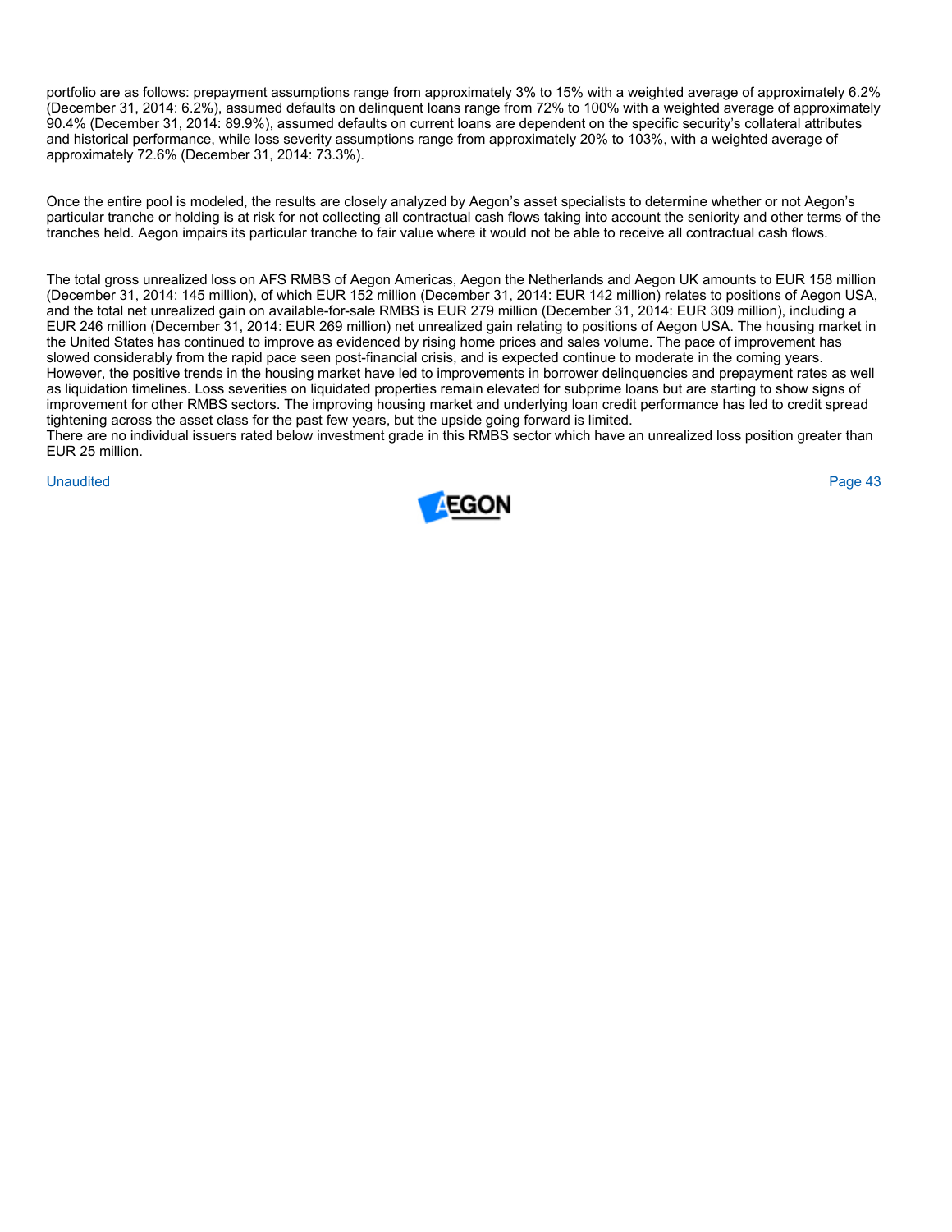portfolio are as follows: prepayment assumptions range from approximately 3% to 15% with a weighted average of approximately 6.2% (December 31, 2014: 6.2%), assumed defaults on delinquent loans range from 72% to 100% with a weighted average of approximately 90.4% (December 31, 2014: 89.9%), assumed defaults on current loans are dependent on the specific security's collateral attributes and historical performance, while loss severity assumptions range from approximately 20% to 103%, with a weighted average of approximately 72.6% (December 31, 2014: 73.3%).

Once the entire pool is modeled, the results are closely analyzed by Aegon's asset specialists to determine whether or not Aegon's particular tranche or holding is at risk for not collecting all contractual cash flows taking into account the seniority and other terms of the tranches held. Aegon impairs its particular tranche to fair value where it would not be able to receive all contractual cash flows.

The total gross unrealized loss on AFS RMBS of Aegon Americas, Aegon the Netherlands and Aegon UK amounts to EUR 158 million (December 31, 2014: 145 million), of which EUR 152 million (December 31, 2014: EUR 142 million) relates to positions of Aegon USA, and the total net unrealized gain on available-for-sale RMBS is EUR 279 million (December 31, 2014: EUR 309 million), including a EUR 246 million (December 31, 2014: EUR 269 million) net unrealized gain relating to positions of Aegon USA. The housing market in the United States has continued to improve as evidenced by rising home prices and sales volume. The pace of improvement has slowed considerably from the rapid pace seen post-financial crisis, and is expected continue to moderate in the coming years. However, the positive trends in the housing market have led to improvements in borrower delinquencies and prepayment rates as well as liquidation timelines. Loss severities on liquidated properties remain elevated for subprime loans but are starting to show signs of improvement for other RMBS sectors. The improving housing market and underlying loan credit performance has led to credit spread tightening across the asset class for the past few years, but the upside going forward is limited.
There are no individual issuers rated below investment grade in this RMBS sector which have an unrealized loss position greater than EUR 25 million.

Unaudited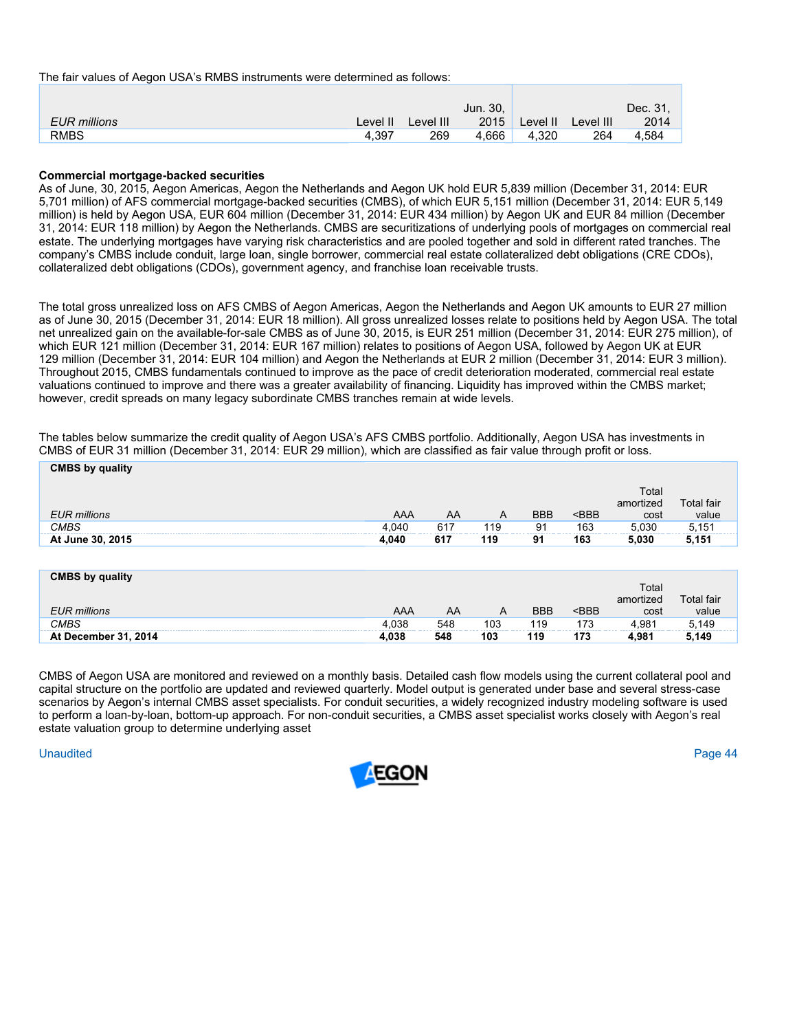The fair values of Aegon USA's RMBS instruments were determined as follows:

| *EUR millions* | Level II | Level III | Jun. 30, 2015 | Level II | Level III | Dec. 31, 2014 |
|---|---|---|---|---|---|---|
| RMBS | 4,397 | 269 | 4,666 | 4,320 | 264 | 4,584 |

**Commercial mortgage-backed securities**

As of June, 30, 2015, Aegon Americas, Aegon the Netherlands and Aegon UK hold EUR 5,839 million (December 31, 2014: EUR 5,701 million) of AFS commercial mortgage-backed securities (CMBS), of which EUR 5,151 million (December 31, 2014: EUR 5,149 million) is held by Aegon USA, EUR 604 million (December 31, 2014: EUR 434 million) by Aegon UK and EUR 84 million (December 31, 2014: EUR 118 million) by Aegon the Netherlands. CMBS are securitizations of underlying pools of mortgages on commercial real estate. The underlying mortgages have varying risk characteristics and are pooled together and sold in different rated tranches. The company's CMBS include conduit, large loan, single borrower, commercial real estate collateralized debt obligations (CRE CDOs), collateralized debt obligations (CDOs), government agency, and franchise loan receivable trusts.

The total gross unrealized loss on AFS CMBS of Aegon Americas, Aegon the Netherlands and Aegon UK amounts to EUR 27 million as of June 30, 2015 (December 31, 2014: EUR 18 million). All gross unrealized losses relate to positions held by Aegon USA. The total net unrealized gain on the available-for-sale CMBS as of June 30, 2015, is EUR 251 million (December 31, 2014: EUR 275 million), of which EUR 121 million (December 31, 2014: EUR 167 million) relates to positions of Aegon USA, followed by Aegon UK at EUR 129 million (December 31, 2014: EUR 104 million) and Aegon the Netherlands at EUR 2 million (December 31, 2014: EUR 3 million). Throughout 2015, CMBS fundamentals continued to improve as the pace of credit deterioration moderated, commercial real estate valuations continued to improve and there was a greater availability of financing. Liquidity has improved within the CMBS market; however, credit spreads on many legacy subordinate CMBS tranches remain at wide levels.

The tables below summarize the credit quality of Aegon USA's AFS CMBS portfolio. Additionally, Aegon USA has investments in CMBS of EUR 31 million (December 31, 2014: EUR 29 million), which are classified as fair value through profit or loss.

**CMBS by quality**

| *EUR millions* | AAA | AA | A | BBB | <BBB | Total amortized cost | Total fair value |
|---|---|---|---|---|---|---|---|
| *CMBS* | 4,040 | 617 | 119 | 91 | 163 | 5,030 | 5,151 |
| **At June 30, 2015** | **4,040** | **617** | **119** | **91** | **163** | **5,030** | **5,151** |

**CMBS by quality**

| *EUR millions* | AAA | AA | A | BBB | <BBB | Total amortized cost | Total fair value |
|---|---|---|---|---|---|---|---|
| *CMBS* | 4,038 | 548 | 103 | 119 | 173 | 4,981 | 5,149 |
| **At December 31, 2014** | **4,038** | **548** | **103** | **119** | **173** | **4,981** | **5,149** |

CMBS of Aegon USA are monitored and reviewed on a monthly basis. Detailed cash flow models using the current collateral pool and capital structure on the portfolio are updated and reviewed quarterly. Model output is generated under base and several stress-case scenarios by Aegon's internal CMBS asset specialists. For conduit securities, a widely recognized industry modeling software is used to perform a loan-by-loan, bottom-up approach. For non-conduit securities, a CMBS asset specialist works closely with Aegon's real estate valuation group to determine underlying asset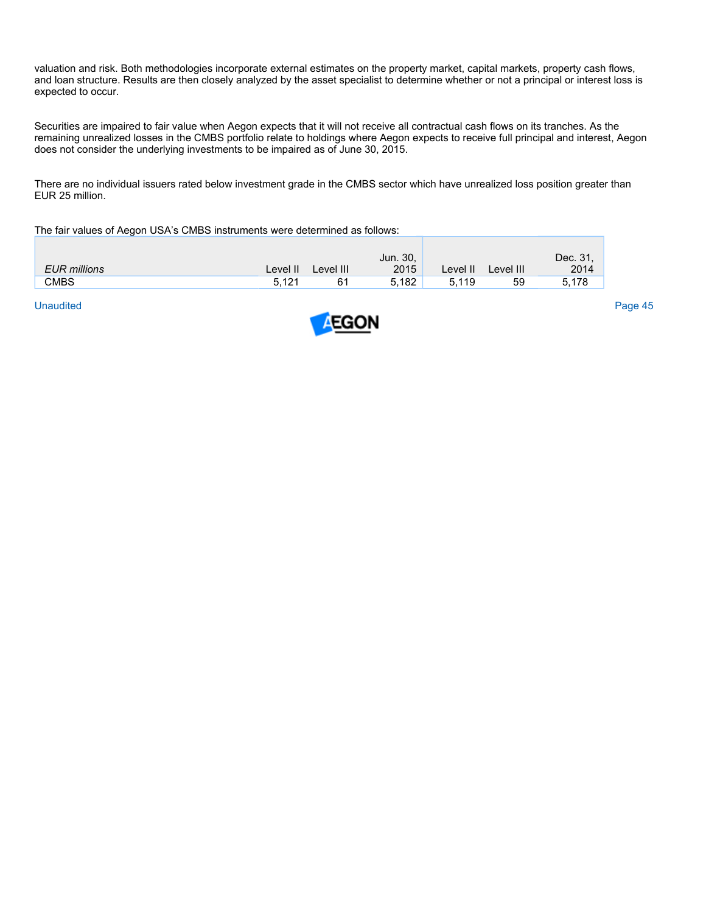valuation and risk. Both methodologies incorporate external estimates on the property market, capital markets, property cash flows, and loan structure. Results are then closely analyzed by the asset specialist to determine whether or not a principal or interest loss is expected to occur.

Securities are impaired to fair value when Aegon expects that it will not receive all contractual cash flows on its tranches. As the remaining unrealized losses in the CMBS portfolio relate to holdings where Aegon expects to receive full principal and interest, Aegon does not consider the underlying investments to be impaired as of June 30, 2015.

There are no individual issuers rated below investment grade in the CMBS sector which have unrealized loss position greater than EUR 25 million.

The fair values of Aegon USA's CMBS instruments were determined as follows:

| *EUR millions* | Level II | Level III | Jun. 30, 2015 | Level II | Level III | Dec. 31, 2014 |
|---|---|---|---|---|---|---|
| CMBS | 5,121 | 61 | 5,182 | 5,119 | 59 | 5,178 |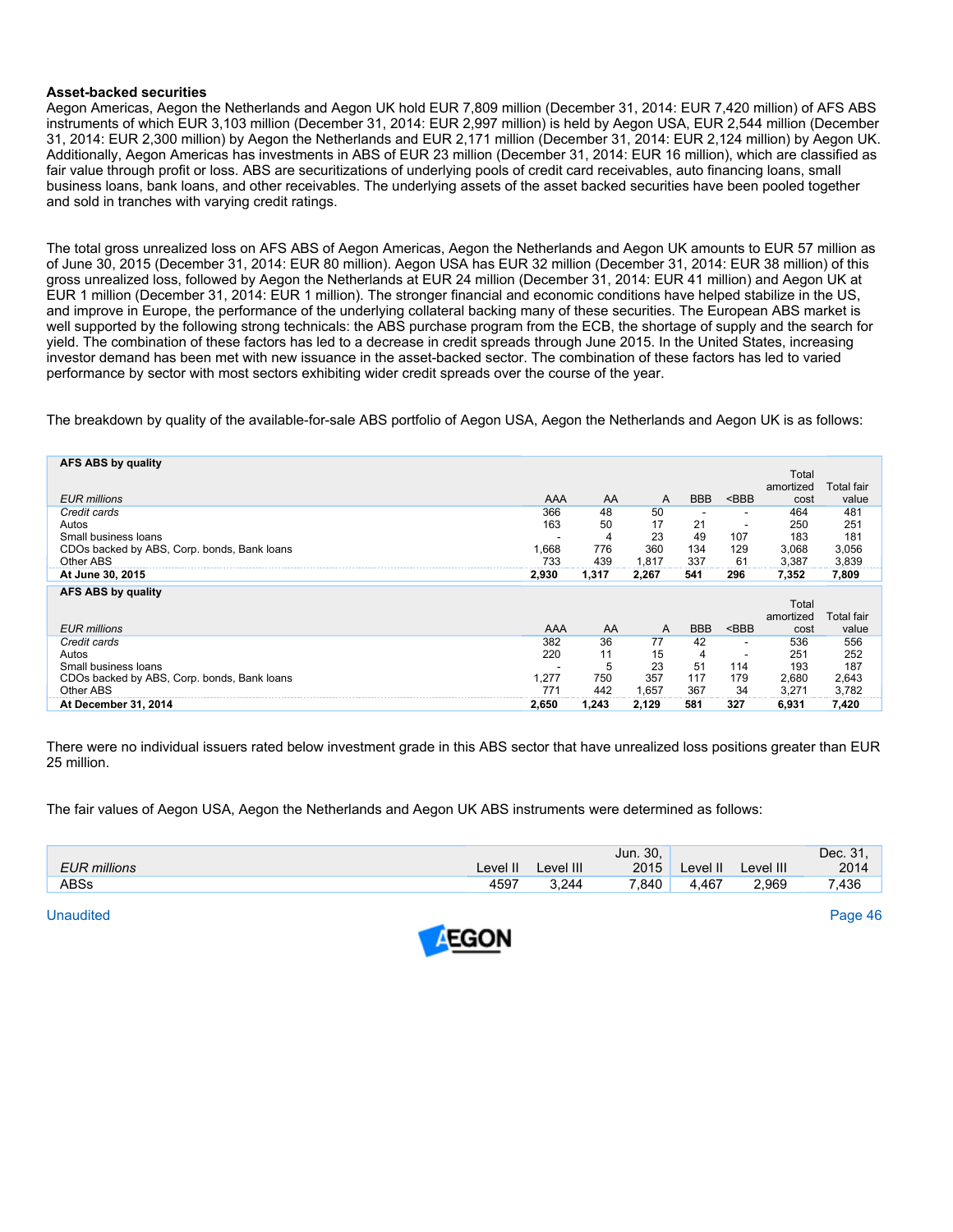### Asset-backed securities

Aegon Americas, Aegon the Netherlands and Aegon UK hold EUR 7,809 million (December 31, 2014: EUR 7,420 million) of AFS ABS instruments of which EUR 3,103 million (December 31, 2014: EUR 2,997 million) is held by Aegon USA, EUR 2,544 million (December 31, 2014: EUR 2,300 million) by Aegon the Netherlands and EUR 2,171 million (December 31, 2014: EUR 2,124 million) by Aegon UK. Additionally, Aegon Americas has investments in ABS of EUR 23 million (December 31, 2014: EUR 16 million), which are classified as fair value through profit or loss. ABS are securitizations of underlying pools of credit card receivables, auto financing loans, small business loans, bank loans, and other receivables. The underlying assets of the asset backed securities have been pooled together and sold in tranches with varying credit ratings.

The total gross unrealized loss on AFS ABS of Aegon Americas, Aegon the Netherlands and Aegon UK amounts to EUR 57 million as of June 30, 2015 (December 31, 2014: EUR 80 million). Aegon USA has EUR 32 million (December 31, 2014: EUR 38 million) of this gross unrealized loss, followed by Aegon the Netherlands at EUR 24 million (December 31, 2014: EUR 41 million) and Aegon UK at EUR 1 million (December 31, 2014: EUR 1 million). The stronger financial and economic conditions have helped stabilize in the US, and improve in Europe, the performance of the underlying collateral backing many of these securities. The European ABS market is well supported by the following strong technicals: the ABS purchase program from the ECB, the shortage of supply and the search for yield. The combination of these factors has led to a decrease in credit spreads through June 2015. In the United States, increasing investor demand has been met with new issuance in the asset-backed sector. The combination of these factors has led to varied performance by sector with most sectors exhibiting wider credit spreads over the course of the year.

The breakdown by quality of the available-for-sale ABS portfolio of Aegon USA, Aegon the Netherlands and Aegon UK is as follows:

| **AFS ABS by quality** | | | | | | | |
|---|---|---|---|---|---|---|---|
| *EUR millions* | AAA | AA | A | BBB | <BBB | Total amortized cost | Total fair value |
| *Credit cards* | 366 | 48 | 50 | - | - | 464 | 481 |
| Autos | 163 | 50 | 17 | 21 | - | 250 | 251 |
| Small business loans | - | 4 | 23 | 49 | 107 | 183 | 181 |
| CDOs backed by ABS, Corp. bonds, Bank loans | 1,668 | 776 | 360 | 134 | 129 | 3,068 | 3,056 |
| Other ABS | 733 | 439 | 1,817 | 337 | 61 | 3,387 | 3,839 |
| **At June 30, 2015** | **2,930** | **1,317** | **2,267** | **541** | **296** | **7,352** | **7,809** |

| **AFS ABS by quality** | | | | | | | |
|---|---|---|---|---|---|---|---|
| *EUR millions* | AAA | AA | A | BBB | <BBB | Total amortized cost | Total fair value |
| *Credit cards* | 382 | 36 | 77 | 42 | - | 536 | 556 |
| Autos | 220 | 11 | 15 | 4 | - | 251 | 252 |
| Small business loans | - | 5 | 23 | 51 | 114 | 193 | 187 |
| CDOs backed by ABS, Corp. bonds, Bank loans | 1,277 | 750 | 357 | 117 | 179 | 2,680 | 2,643 |
| Other ABS | 771 | 442 | 1,657 | 367 | 34 | 3,271 | 3,782 |
| **At December 31, 2014** | **2,650** | **1,243** | **2,129** | **581** | **327** | **6,931** | **7,420** |

There were no individual issuers rated below investment grade in this ABS sector that have unrealized loss positions greater than EUR 25 million.

The fair values of Aegon USA, Aegon the Netherlands and Aegon UK ABS instruments were determined as follows:

| *EUR millions* | Level II | Level III | Jun. 30, 2015 | Level II | Level III | Dec. 31, 2014 |
|---|---|---|---|---|---|---|
| ABSs | 4597 | 3,244 | 7,840 | 4,467 | 2,969 | 7,436 |

Unaudited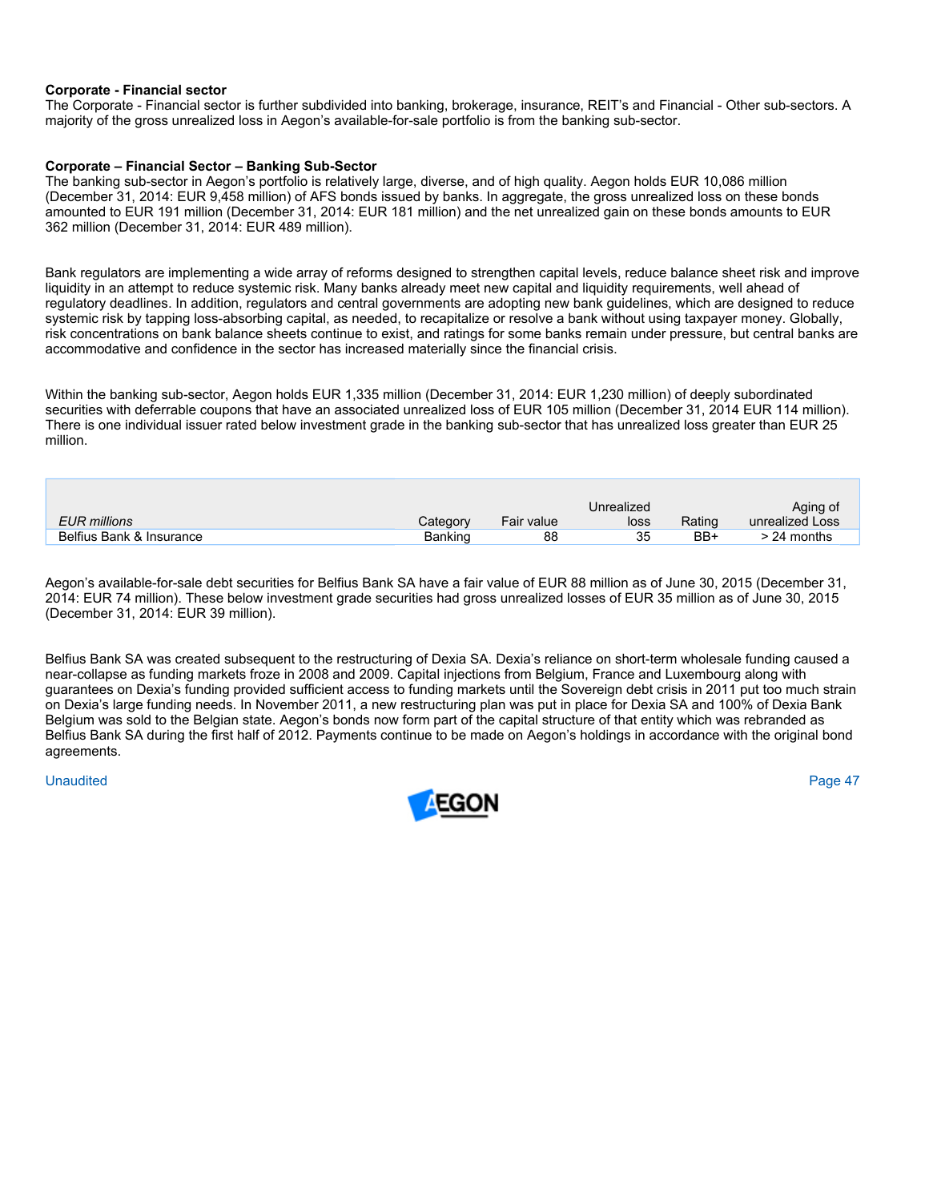**Corporate - Financial sector**

The Corporate - Financial sector is further subdivided into banking, brokerage, insurance, REIT's and Financial - Other sub-sectors. A majority of the gross unrealized loss in Aegon's available-for-sale portfolio is from the banking sub-sector.

**Corporate – Financial Sector – Banking Sub-Sector**

The banking sub-sector in Aegon's portfolio is relatively large, diverse, and of high quality. Aegon holds EUR 10,086 million (December 31, 2014: EUR 9,458 million) of AFS bonds issued by banks. In aggregate, the gross unrealized loss on these bonds amounted to EUR 191 million (December 31, 2014: EUR 181 million) and the net unrealized gain on these bonds amounts to EUR 362 million (December 31, 2014: EUR 489 million).

Bank regulators are implementing a wide array of reforms designed to strengthen capital levels, reduce balance sheet risk and improve liquidity in an attempt to reduce systemic risk. Many banks already meet new capital and liquidity requirements, well ahead of regulatory deadlines. In addition, regulators and central governments are adopting new bank guidelines, which are designed to reduce systemic risk by tapping loss-absorbing capital, as needed, to recapitalize or resolve a bank without using taxpayer money. Globally, risk concentrations on bank balance sheets continue to exist, and ratings for some banks remain under pressure, but central banks are accommodative and confidence in the sector has increased materially since the financial crisis.

Within the banking sub-sector, Aegon holds EUR 1,335 million (December 31, 2014: EUR 1,230 million) of deeply subordinated securities with deferrable coupons that have an associated unrealized loss of EUR 105 million (December 31, 2014 EUR 114 million). There is one individual issuer rated below investment grade in the banking sub-sector that has unrealized loss greater than EUR 25 million.

| *EUR millions* | Category | Fair value | Unrealized loss | Rating | Aging of unrealized Loss |
|---|---|---|---|---|---|
| Belfius Bank & Insurance | Banking | 88 | 35 | BB+ | > 24 months |

Aegon's available-for-sale debt securities for Belfius Bank SA have a fair value of EUR 88 million as of June 30, 2015 (December 31, 2014: EUR 74 million). These below investment grade securities had gross unrealized losses of EUR 35 million as of June 30, 2015 (December 31, 2014: EUR 39 million).

Belfius Bank SA was created subsequent to the restructuring of Dexia SA. Dexia's reliance on short-term wholesale funding caused a near-collapse as funding markets froze in 2008 and 2009. Capital injections from Belgium, France and Luxembourg along with guarantees on Dexia's funding provided sufficient access to funding markets until the Sovereign debt crisis in 2011 put too much strain on Dexia's large funding needs. In November 2011, a new restructuring plan was put in place for Dexia SA and 100% of Dexia Bank Belgium was sold to the Belgian state. Aegon's bonds now form part of the capital structure of that entity which was rebranded as Belfius Bank SA during the first half of 2012. Payments continue to be made on Aegon's holdings in accordance with the original bond agreements.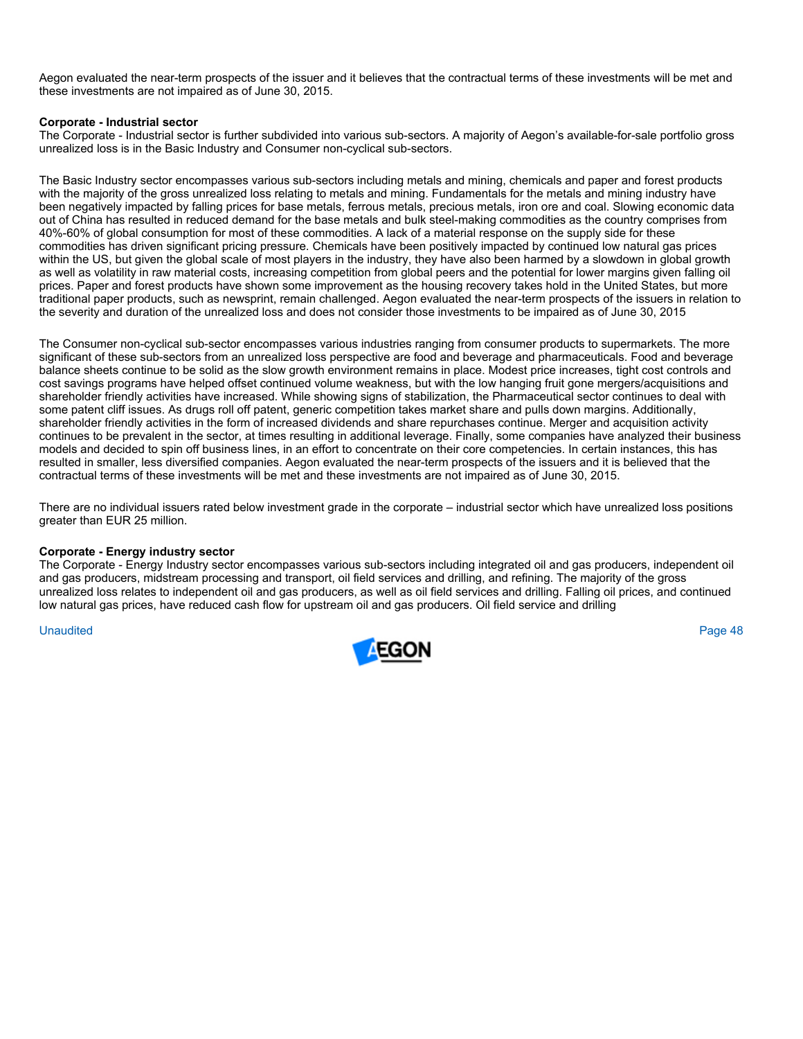Aegon evaluated the near-term prospects of the issuer and it believes that the contractual terms of these investments will be met and these investments are not impaired as of June 30, 2015.

**Corporate - Industrial sector**

The Corporate - Industrial sector is further subdivided into various sub-sectors. A majority of Aegon's available-for-sale portfolio gross unrealized loss is in the Basic Industry and Consumer non-cyclical sub-sectors.

The Basic Industry sector encompasses various sub-sectors including metals and mining, chemicals and paper and forest products with the majority of the gross unrealized loss relating to metals and mining. Fundamentals for the metals and mining industry have been negatively impacted by falling prices for base metals, ferrous metals, precious metals, iron ore and coal. Slowing economic data out of China has resulted in reduced demand for the base metals and bulk steel-making commodities as the country comprises from 40%-60% of global consumption for most of these commodities. A lack of a material response on the supply side for these commodities has driven significant pricing pressure. Chemicals have been positively impacted by continued low natural gas prices within the US, but given the global scale of most players in the industry, they have also been harmed by a slowdown in global growth as well as volatility in raw material costs, increasing competition from global peers and the potential for lower margins given falling oil prices. Paper and forest products have shown some improvement as the housing recovery takes hold in the United States, but more traditional paper products, such as newsprint, remain challenged. Aegon evaluated the near-term prospects of the issuers in relation to the severity and duration of the unrealized loss and does not consider those investments to be impaired as of June 30, 2015

The Consumer non-cyclical sub-sector encompasses various industries ranging from consumer products to supermarkets. The more significant of these sub-sectors from an unrealized loss perspective are food and beverage and pharmaceuticals. Food and beverage balance sheets continue to be solid as the slow growth environment remains in place. Modest price increases, tight cost controls and cost savings programs have helped offset continued volume weakness, but with the low hanging fruit gone mergers/acquisitions and shareholder friendly activities have increased. While showing signs of stabilization, the Pharmaceutical sector continues to deal with some patent cliff issues. As drugs roll off patent, generic competition takes market share and pulls down margins. Additionally, shareholder friendly activities in the form of increased dividends and share repurchases continue. Merger and acquisition activity continues to be prevalent in the sector, at times resulting in additional leverage. Finally, some companies have analyzed their business models and decided to spin off business lines, in an effort to concentrate on their core competencies. In certain instances, this has resulted in smaller, less diversified companies. Aegon evaluated the near-term prospects of the issuers and it is believed that the contractual terms of these investments will be met and these investments are not impaired as of June 30, 2015.

There are no individual issuers rated below investment grade in the corporate – industrial sector which have unrealized loss positions greater than EUR 25 million.

**Corporate - Energy industry sector**

The Corporate - Energy Industry sector encompasses various sub-sectors including integrated oil and gas producers, independent oil and gas producers, midstream processing and transport, oil field services and drilling, and refining. The majority of the gross unrealized loss relates to independent oil and gas producers, as well as oil field services and drilling. Falling oil prices, and continued low natural gas prices, have reduced cash flow for upstream oil and gas producers. Oil field service and drilling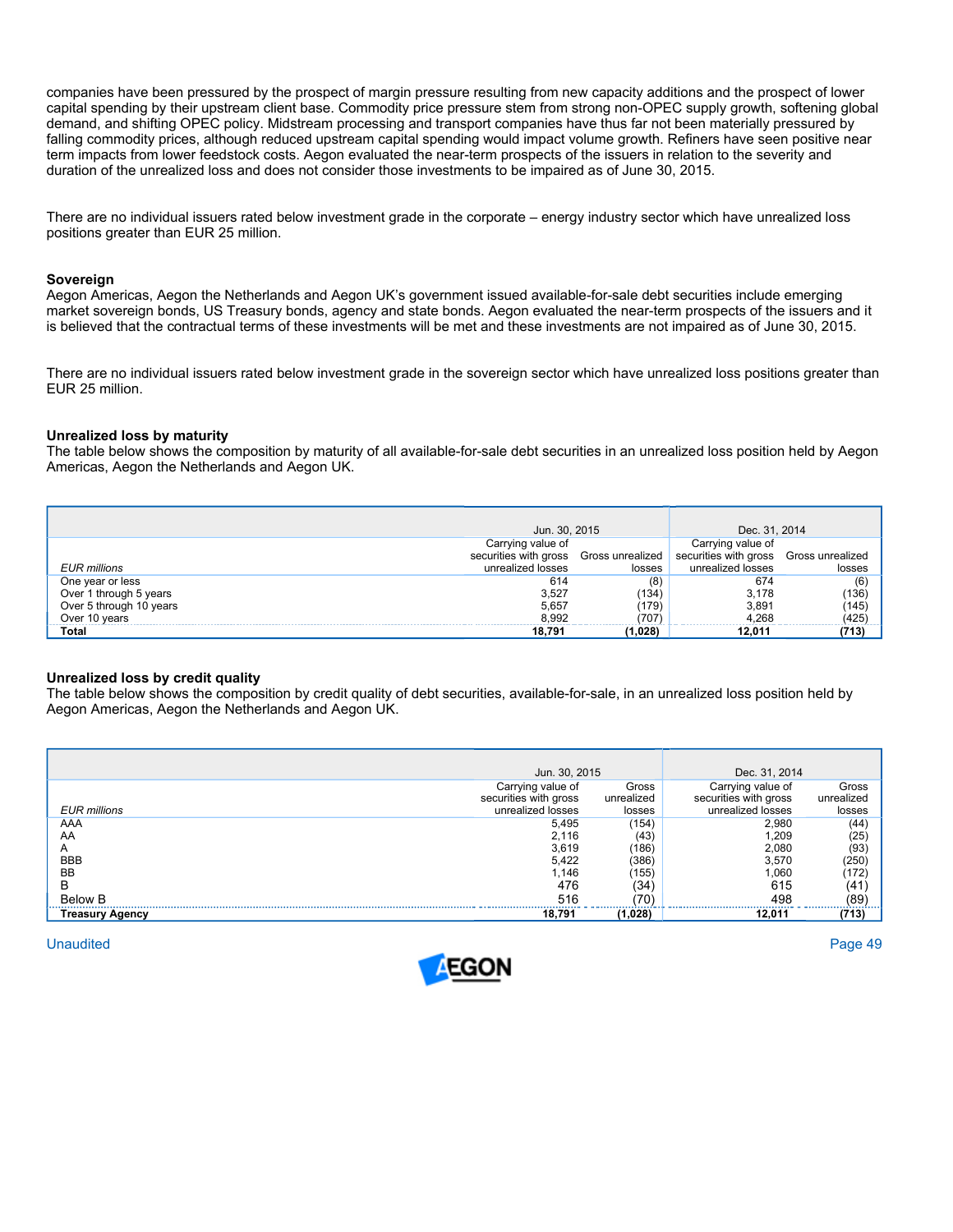companies have been pressured by the prospect of margin pressure resulting from new capacity additions and the prospect of lower capital spending by their upstream client base. Commodity price pressure stem from strong non-OPEC supply growth, softening global demand, and shifting OPEC policy. Midstream processing and transport companies have thus far not been materially pressured by falling commodity prices, although reduced upstream capital spending would impact volume growth. Refiners have seen positive near term impacts from lower feedstock costs. Aegon evaluated the near-term prospects of the issuers in relation to the severity and duration of the unrealized loss and does not consider those investments to be impaired as of June 30, 2015.

There are no individual issuers rated below investment grade in the corporate – energy industry sector which have unrealized loss positions greater than EUR 25 million.

### Sovereign

Aegon Americas, Aegon the Netherlands and Aegon UK's government issued available-for-sale debt securities include emerging market sovereign bonds, US Treasury bonds, agency and state bonds. Aegon evaluated the near-term prospects of the issuers and it is believed that the contractual terms of these investments will be met and these investments are not impaired as of June 30, 2015.

There are no individual issuers rated below investment grade in the sovereign sector which have unrealized loss positions greater than EUR 25 million.

### Unrealized loss by maturity

The table below shows the composition by maturity of all available-for-sale debt securities in an unrealized loss position held by Aegon Americas, Aegon the Netherlands and Aegon UK.

| | Jun. 30, 2015 | | Dec. 31, 2014 | |
|---|---|---|---|---|
| *EUR millions* | Carrying value of securities with gross unrealized losses | Gross unrealized losses | Carrying value of securities with gross unrealized losses | Gross unrealized losses |
| One year or less | 614 | (8) | 674 | (6) |
| Over 1 through 5 years | 3,527 | (134) | 3,178 | (136) |
| Over 5 through 10 years | 5,657 | (179) | 3,891 | (145) |
| Over 10 years | 8,992 | (707) | 4,268 | (425) |
| **Total** | **18,791** | **(1,028)** | **12,011** | **(713)** |

### Unrealized loss by credit quality

The table below shows the composition by credit quality of debt securities, available-for-sale, in an unrealized loss position held by Aegon Americas, Aegon the Netherlands and Aegon UK.

| | Jun. 30, 2015 | | Dec. 31, 2014 | |
|---|---|---|---|---|
| *EUR millions* | Carrying value of securities with gross unrealized losses | Gross unrealized losses | Carrying value of securities with gross unrealized losses | Gross unrealized losses |
| AAA | 5,495 | (154) | 2,980 | (44) |
| AA | 2,116 | (43) | 1,209 | (25) |
| A | 3,619 | (186) | 2,080 | (93) |
| BBB | 5,422 | (386) | 3,570 | (250) |
| BB | 1,146 | (155) | 1,060 | (172) |
| B | 476 | (34) | 615 | (41) |
| Below B | 516 | (70) | 498 | (89) |
| **Treasury Agency** | **18,791** | **(1,028)** | **12,011** | **(713)** |

Unaudited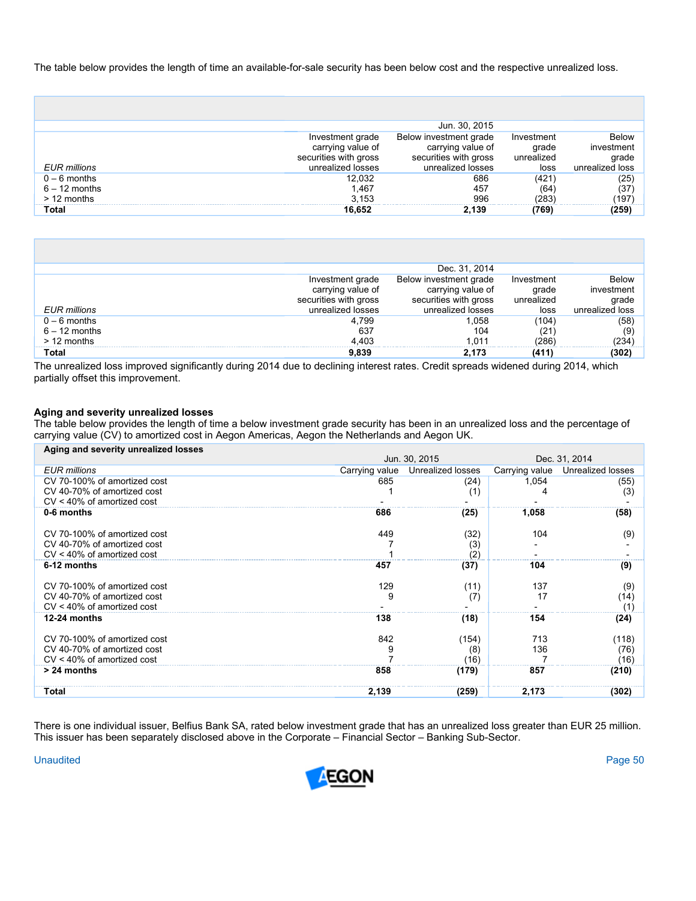The table below provides the length of time an available-for-sale security has been below cost and the respective unrealized loss.

| | Jun. 30, 2015 | | | |
|---|---|---|---|---|
| *EUR millions* | Investment grade carrying value of securities with gross unrealized losses | Below investment grade carrying value of securities with gross unrealized losses | Investment grade unrealized loss | Below investment grade unrealized loss |
| 0 – 6 months | 12,032 | 686 | (421) | (25) |
| 6 – 12 months | 1,467 | 457 | (64) | (37) |
| > 12 months | 3,153 | 996 | (283) | (197) |
| **Total** | **16,652** | **2,139** | **(769)** | **(259)** |

| | Dec. 31, 2014 | | | |
|---|---|---|---|---|
| *EUR millions* | Investment grade carrying value of securities with gross unrealized losses | Below investment grade carrying value of securities with gross unrealized losses | Investment grade unrealized loss | Below investment grade unrealized loss |
| 0 – 6 months | 4,799 | 1,058 | (104) | (58) |
| 6 – 12 months | 637 | 104 | (21) | (9) |
| > 12 months | 4,403 | 1,011 | (286) | (234) |
| **Total** | **9,839** | **2,173** | **(411)** | **(302)** |

The unrealized loss improved significantly during 2014 due to declining interest rates. Credit spreads widened during 2014, which partially offset this improvement.

**Aging and severity unrealized losses**

The table below provides the length of time a below investment grade security has been in an unrealized loss and the percentage of carrying value (CV) to amortized cost in Aegon Americas, Aegon the Netherlands and Aegon UK.

| **Aging and severity unrealized losses** | Jun. 30, 2015 | | Dec. 31, 2014 | |
|---|---|---|---|---|
| *EUR millions* | Carrying value | Unrealized losses | Carrying value | Unrealized losses |
| CV 70-100% of amortized cost | 685 | (24) | 1,054 | (55) |
| CV 40-70% of amortized cost | 1 | (1) | 4 | (3) |
| CV < 40% of amortized cost | - | - | - | - |
| **0-6 months** | **686** | **(25)** | **1,058** | **(58)** |
| CV 70-100% of amortized cost | 449 | (32) | 104 | (9) |
| CV 40-70% of amortized cost | 7 | (3) | - | - |
| CV < 40% of amortized cost | 1 | (2) | - | - |
| **6-12 months** | **457** | **(37)** | **104** | **(9)** |
| CV 70-100% of amortized cost | 129 | (11) | 137 | (9) |
| CV 40-70% of amortized cost | 9 | (7) | 17 | (14) |
| CV < 40% of amortized cost | - | - | - | (1) |
| **12-24 months** | **138** | **(18)** | **154** | **(24)** |
| CV 70-100% of amortized cost | 842 | (154) | 713 | (118) |
| CV 40-70% of amortized cost | 9 | (8) | 136 | (76) |
| CV < 40% of amortized cost | 7 | (16) | 7 | (16) |
| **> 24 months** | **858** | **(179)** | **857** | **(210)** |
| **Total** | **2,139** | **(259)** | **2,173** | **(302)** |

There is one individual issuer, Belfius Bank SA, rated below investment grade that has an unrealized loss greater than EUR 25 million. This issuer has been separately disclosed above in the Corporate – Financial Sector – Banking Sub-Sector.

Unaudited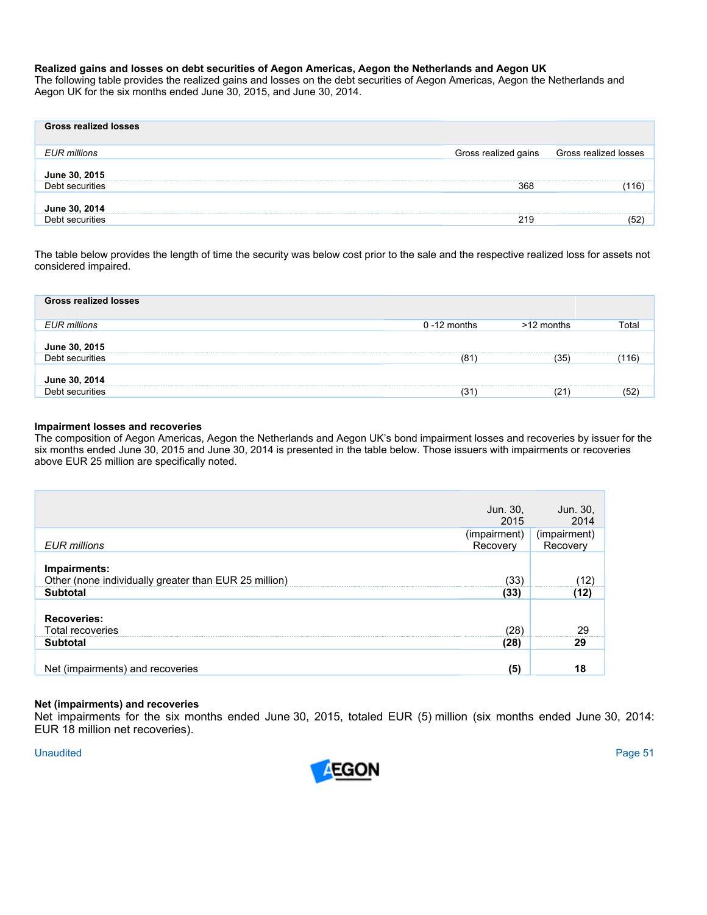**Realized gains and losses on debt securities of Aegon Americas, Aegon the Netherlands and Aegon UK**

The following table provides the realized gains and losses on the debt securities of Aegon Americas, Aegon the Netherlands and Aegon UK for the six months ended June 30, 2015, and June 30, 2014.

| **Gross realized losses** | | |
|---|---|---|
| *EUR millions* | Gross realized gains | Gross realized losses |
| **June 30, 2015** | | |
| Debt securities | 368 | (116) |
| **June 30, 2014** | | |
| Debt securities | 219 | (52) |

The table below provides the length of time the security was below cost prior to the sale and the respective realized loss for assets not considered impaired.

| **Gross realized losses** | | | |
|---|---|---|---|
| *EUR millions* | 0 -12 months | >12 months | Total |
| **June 30, 2015** | | | |
| Debt securities | (81) | (35) | (116) |
| **June 30, 2014** | | | |
| Debt securities | (31) | (21) | (52) |

**Impairment losses and recoveries**

The composition of Aegon Americas, Aegon the Netherlands and Aegon UK's bond impairment losses and recoveries by issuer for the six months ended June 30, 2015 and June 30, 2014 is presented in the table below. Those issuers with impairments or recoveries above EUR 25 million are specifically noted.

| | Jun. 30, 2015 | Jun. 30, 2014 |
|---|---|---|
| *EUR millions* | (impairment) Recovery | (impairment) Recovery |
| **Impairments:** | | |
| Other (none individually greater than EUR 25 million) | (33) | (12) |
| **Subtotal** | **(33)** | **(12)** |
| **Recoveries:** | | |
| Total recoveries | (28) | 29 |
| **Subtotal** | **(28)** | **29** |
| Net (impairments) and recoveries | **(5)** | **18** |

**Net (impairments) and recoveries**

Net impairments for the six months ended June 30, 2015, totaled EUR (5) million (six months ended June 30, 2014: EUR 18 million net recoveries).

Unaudited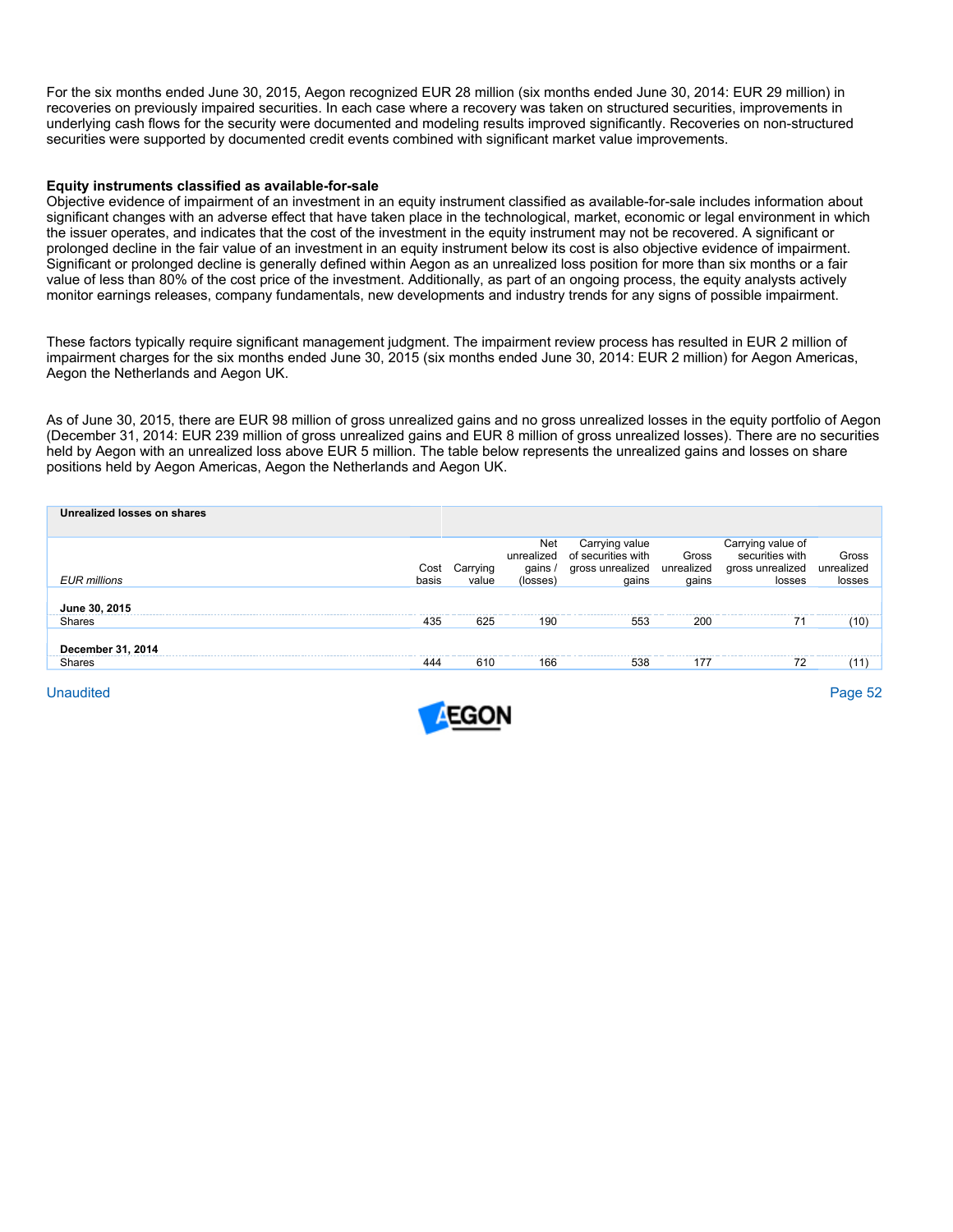For the six months ended June 30, 2015, Aegon recognized EUR 28 million (six months ended June 30, 2014: EUR 29 million) in recoveries on previously impaired securities. In each case where a recovery was taken on structured securities, improvements in underlying cash flows for the security were documented and modeling results improved significantly. Recoveries on non-structured securities were supported by documented credit events combined with significant market value improvements.

**Equity instruments classified as available-for-sale**

Objective evidence of impairment of an investment in an equity instrument classified as available-for-sale includes information about significant changes with an adverse effect that have taken place in the technological, market, economic or legal environment in which the issuer operates, and indicates that the cost of the investment in the equity instrument may not be recovered. A significant or prolonged decline in the fair value of an investment in an equity instrument below its cost is also objective evidence of impairment. Significant or prolonged decline is generally defined within Aegon as an unrealized loss position for more than six months or a fair value of less than 80% of the cost price of the investment. Additionally, as part of an ongoing process, the equity analysts actively monitor earnings releases, company fundamentals, new developments and industry trends for any signs of possible impairment.

These factors typically require significant management judgment. The impairment review process has resulted in EUR 2 million of impairment charges for the six months ended June 30, 2015 (six months ended June 30, 2014: EUR 2 million) for Aegon Americas, Aegon the Netherlands and Aegon UK.

As of June 30, 2015, there are EUR 98 million of gross unrealized gains and no gross unrealized losses in the equity portfolio of Aegon (December 31, 2014: EUR 239 million of gross unrealized gains and EUR 8 million of gross unrealized losses). There are no securities held by Aegon with an unrealized loss above EUR 5 million. The table below represents the unrealized gains and losses on share positions held by Aegon Americas, Aegon the Netherlands and Aegon UK.

**Unrealized losses on shares**

| *EUR millions* | Cost basis | Carrying value | Net unrealized gains / (losses) | Carrying value of securities with gross unrealized gains | Gross unrealized gains | Carrying value of securities with gross unrealized losses | Gross unrealized losses |
|---|---|---|---|---|---|---|---|
| **June 30, 2015** | | | | | | | |
| Shares | 435 | 625 | 190 | 553 | 200 | 71 | (10) |
| **December 31, 2014** | | | | | | | |
| Shares | 444 | 610 | 166 | 538 | 177 | 72 | (11) |

Unaudited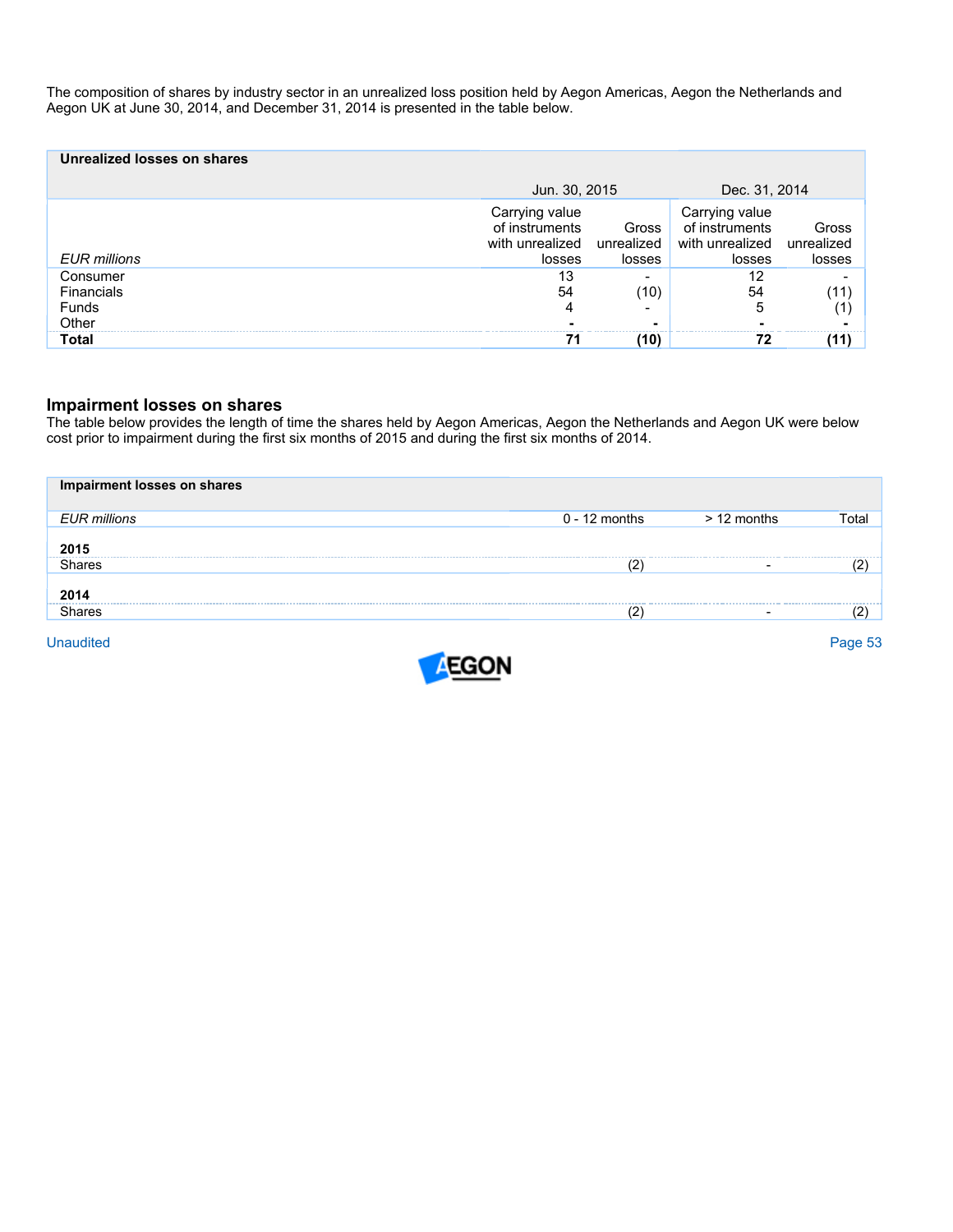The composition of shares by industry sector in an unrealized loss position held by Aegon Americas, Aegon the Netherlands and Aegon UK at June 30, 2014, and December 31, 2014 is presented in the table below.

| **Unrealized losses on shares** | | | | |
|---|---|---|---|---|
| | Jun. 30, 2015 | | Dec. 31, 2014 | |
| *EUR millions* | Carrying value of instruments with unrealized losses | Gross unrealized losses | Carrying value of instruments with unrealized losses | Gross unrealized losses |
| Consumer | 13 | - | 12 | - |
| Financials | 54 | (10) | 54 | (11) |
| Funds | 4 | - | 5 | (1) |
| Other | - | - | - | - |
| **Total** | **71** | **(10)** | **72** | **(11)** |

## Impairment losses on shares

The table below provides the length of time the shares held by Aegon Americas, Aegon the Netherlands and Aegon UK were below cost prior to impairment during the first six months of 2015 and during the first six months of 2014.

| **Impairment losses on shares** | | | |
|---|---|---|---|
| *EUR millions* | 0 - 12 months | > 12 months | Total |
| **2015** | | | |
| Shares | (2) | - | (2) |
| **2014** | | | |
| Shares | (2) | - | (2) |

Unaudited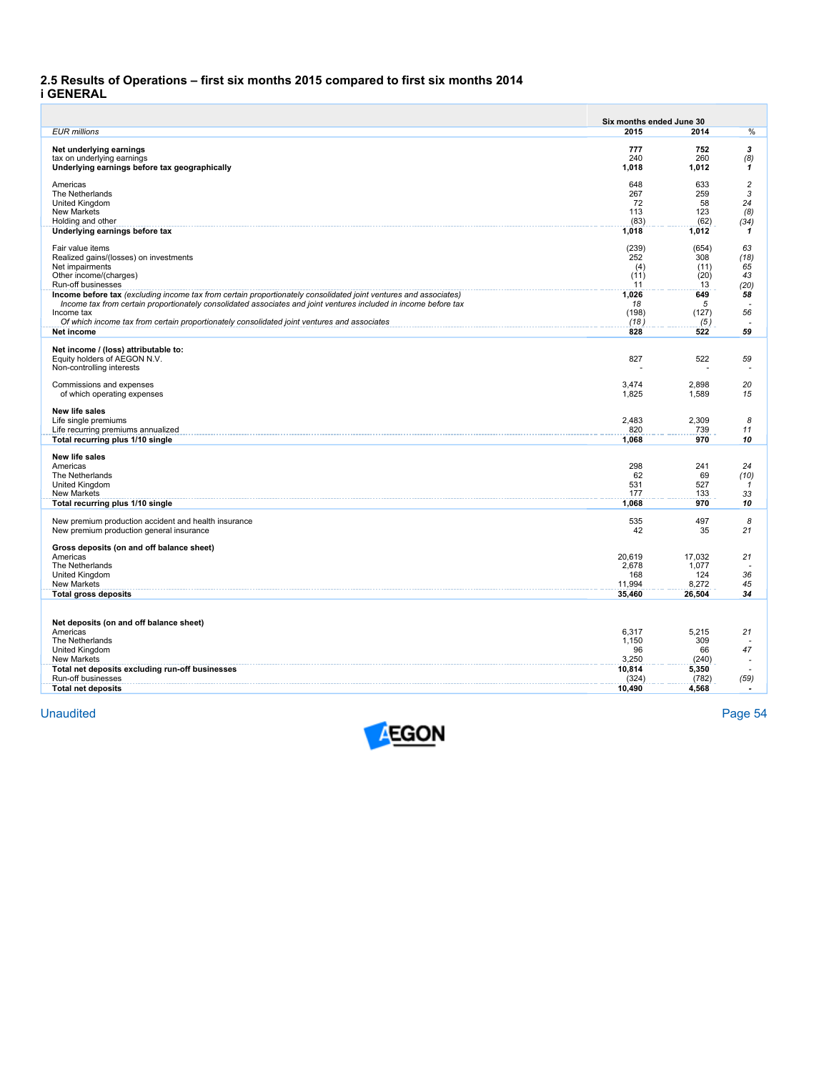## 2.5 Results of Operations – first six months 2015 compared to first six months 2014

### i GENERAL

| | Six months ended June 30 | | |
|---|---|---|---|
| *EUR millions* | **2015** | **2014** | *%* |
| **Net underlying earnings** | **777** | **752** | ***3*** |
| tax on underlying earnings | 240 | 260 | *(8)* |
| **Underlying earnings before tax geographically** | **1,018** | **1,012** | ***1*** |
| Americas | 648 | 633 | *2* |
| The Netherlands | 267 | 259 | *3* |
| United Kingdom | 72 | 58 | *24* |
| New Markets | 113 | 123 | *(8)* |
| Holding and other | (83) | (62) | *(34)* |
| **Underlying earnings before tax** | **1,018** | **1,012** | ***1*** |
| Fair value items | (239) | (654) | *63* |
| Realized gains/(losses) on investments | 252 | 308 | *(18)* |
| Net impairments | (4) | (11) | *65* |
| Other income/(charges) | (11) | (20) | *43* |
| Run-off businesses | 11 | 13 | *(20)* |
| **Income before tax** *(excluding income tax from certain proportionately consolidated joint ventures and associates)* | **1,026** | **649** | ***58*** |
| *Income tax from certain proportionately consolidated associates and joint ventures included in income before tax* | *18* | *5* | *-* |
| Income tax | (198) | (127) | *56* |
| *Of which income tax from certain proportionately consolidated joint ventures and associates* | *(18)* | *(5)* | *-* |
| **Net income** | **828** | **522** | ***59*** |
| **Net income / (loss) attributable to:** | | | |
| Equity holders of AEGON N.V. | 827 | 522 | *59* |
| Non-controlling interests | - | - | *-* |
| Commissions and expenses | 3,474 | 2,898 | *20* |
| of which operating expenses | 1,825 | 1,589 | *15* |
| **New life sales** | | | |
| Life single premiums | 2,483 | 2,309 | *8* |
| Life recurring premiums annualized | 820 | 739 | *11* |
| **Total recurring plus 1/10 single** | **1,068** | **970** | ***10*** |
| **New life sales** | | | |
| Americas | 298 | 241 | *24* |
| The Netherlands | 62 | 69 | *(10)* |
| United Kingdom | 531 | 527 | *1* |
| New Markets | 177 | 133 | *33* |
| **Total recurring plus 1/10 single** | **1,068** | **970** | ***10*** |
| New premium production accident and health insurance | 535 | 497 | *8* |
| New premium production general insurance | 42 | 35 | *21* |
| **Gross deposits (on and off balance sheet)** | | | |
| Americas | 20,619 | 17,032 | *21* |
| The Netherlands | 2,678 | 1,077 | *-* |
| United Kingdom | 168 | 124 | *36* |
| New Markets | 11,994 | 8,272 | *45* |
| **Total gross deposits** | **35,460** | **26,504** | ***34*** |
| **Net deposits (on and off balance sheet)** | | | |
| Americas | 6,317 | 5,215 | *21* |
| The Netherlands | 1,150 | 309 | *-* |
| United Kingdom | 96 | 66 | *47* |
| New Markets | 3,250 | (240) | *-* |
| **Total net deposits excluding run-off businesses** | **10,814** | **5,350** | *-* |
| Run-off businesses | (324) | (782) | *(59)* |
| **Total net deposits** | **10,490** | **4,568** | ***-*** |

Unaudited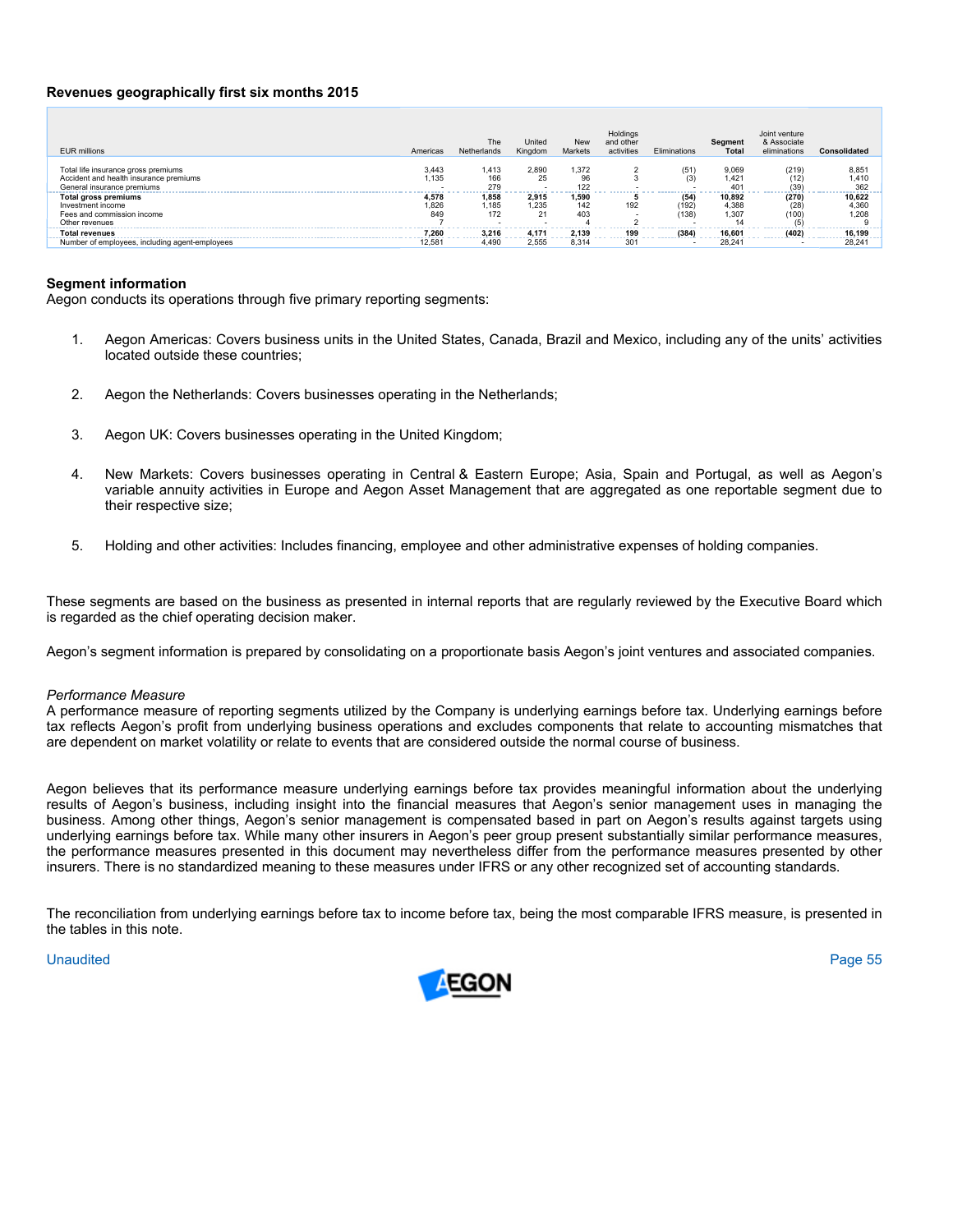**Revenues geographically first six months 2015**

| EUR millions | Americas | The Netherlands | United Kingdom | New Markets | Holdings and other activities | Eliminations | Segment Total | Joint venture & Associate eliminations | Consolidated |
|---|---|---|---|---|---|---|---|---|---|
| Total life insurance gross premiums | 3,443 | 1,413 | 2,890 | 1,372 | 2 | (51) | 9,069 | (219) | 8,851 |
| Accident and health insurance premiums | 1,135 | 166 | 25 | 96 | 3 | (3) | 1,421 | (12) | 1,410 |
| General insurance premiums | - | 279 | - | 122 | - | - | 401 | (39) | 362 |
| **Total gross premiums** | **4,578** | **1,858** | **2,915** | **1,590** | **5** | **(54)** | **10,892** | **(270)** | **10,622** |
| Investment income | 1,826 | 1,185 | 1,235 | 142 | 192 | (192) | 4,388 | (28) | 4,360 |
| Fees and commission income | 849 | 172 | 21 | 403 | - | (138) | 1,307 | (100) | 1,208 |
| Other revenues | 7 | - | - | 4 | 2 | - | 14 | (5) | 9 |
| **Total revenues** | **7,260** | **3,216** | **4,171** | **2,139** | **199** | **(384)** | **16,601** | **(402)** | **16,199** |
| Number of employees, including agent-employees | 12,581 | 4,490 | 2,555 | 8,314 | 301 | - | 28,241 | - | 28,241 |

**Segment information**

Aegon conducts its operations through five primary reporting segments:

1. Aegon Americas: Covers business units in the United States, Canada, Brazil and Mexico, including any of the units' activities located outside these countries;
2. Aegon the Netherlands: Covers businesses operating in the Netherlands;
3. Aegon UK: Covers businesses operating in the United Kingdom;
4. New Markets: Covers businesses operating in Central & Eastern Europe; Asia, Spain and Portugal, as well as Aegon's variable annuity activities in Europe and Aegon Asset Management that are aggregated as one reportable segment due to their respective size;
5. Holding and other activities: Includes financing, employee and other administrative expenses of holding companies.

These segments are based on the business as presented in internal reports that are regularly reviewed by the Executive Board which is regarded as the chief operating decision maker.

Aegon's segment information is prepared by consolidating on a proportionate basis Aegon's joint ventures and associated companies.

*Performance Measure*

A performance measure of reporting segments utilized by the Company is underlying earnings before tax. Underlying earnings before tax reflects Aegon's profit from underlying business operations and excludes components that relate to accounting mismatches that are dependent on market volatility or relate to events that are considered outside the normal course of business.

Aegon believes that its performance measure underlying earnings before tax provides meaningful information about the underlying results of Aegon's business, including insight into the financial measures that Aegon's senior management uses in managing the business. Among other things, Aegon's senior management is compensated based in part on Aegon's results against targets using underlying earnings before tax. While many other insurers in Aegon's peer group present substantially similar performance measures, the performance measures presented in this document may nevertheless differ from the performance measures presented by other insurers. There is no standardized meaning to these measures under IFRS or any other recognized set of accounting standards.

The reconciliation from underlying earnings before tax to income before tax, being the most comparable IFRS measure, is presented in the tables in this note.

Unaudited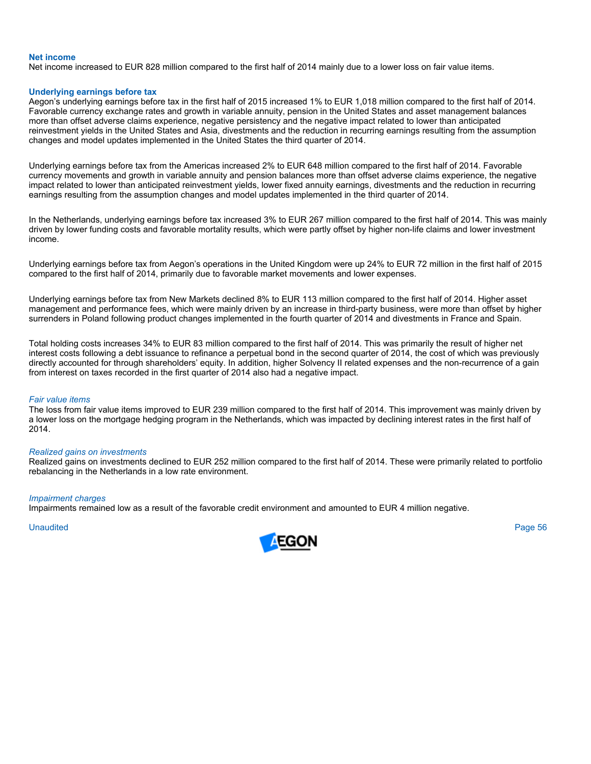### Net income

Net income increased to EUR 828 million compared to the first half of 2014 mainly due to a lower loss on fair value items.

### Underlying earnings before tax

Aegon's underlying earnings before tax in the first half of 2015 increased 1% to EUR 1,018 million compared to the first half of 2014. Favorable currency exchange rates and growth in variable annuity, pension in the United States and asset management balances more than offset adverse claims experience, negative persistency and the negative impact related to lower than anticipated reinvestment yields in the United States and Asia, divestments and the reduction in recurring earnings resulting from the assumption changes and model updates implemented in the United States the third quarter of 2014.

Underlying earnings before tax from the Americas increased 2% to EUR 648 million compared to the first half of 2014. Favorable currency movements and growth in variable annuity and pension balances more than offset adverse claims experience, the negative impact related to lower than anticipated reinvestment yields, lower fixed annuity earnings, divestments and the reduction in recurring earnings resulting from the assumption changes and model updates implemented in the third quarter of 2014.

In the Netherlands, underlying earnings before tax increased 3% to EUR 267 million compared to the first half of 2014. This was mainly driven by lower funding costs and favorable mortality results, which were partly offset by higher non-life claims and lower investment income.

Underlying earnings before tax from Aegon's operations in the United Kingdom were up 24% to EUR 72 million in the first half of 2015 compared to the first half of 2014, primarily due to favorable market movements and lower expenses.

Underlying earnings before tax from New Markets declined 8% to EUR 113 million compared to the first half of 2014. Higher asset management and performance fees, which were mainly driven by an increase in third-party business, were more than offset by higher surrenders in Poland following product changes implemented in the fourth quarter of 2014 and divestments in France and Spain.

Total holding costs increases 34% to EUR 83 million compared to the first half of 2014. This was primarily the result of higher net interest costs following a debt issuance to refinance a perpetual bond in the second quarter of 2014, the cost of which was previously directly accounted for through shareholders' equity. In addition, higher Solvency II related expenses and the non-recurrence of a gain from interest on taxes recorded in the first quarter of 2014 also had a negative impact.

*Fair value items*

The loss from fair value items improved to EUR 239 million compared to the first half of 2014. This improvement was mainly driven by a lower loss on the mortgage hedging program in the Netherlands, which was impacted by declining interest rates in the first half of 2014.

*Realized gains on investments*

Realized gains on investments declined to EUR 252 million compared to the first half of 2014. These were primarily related to portfolio rebalancing in the Netherlands in a low rate environment.

*Impairment charges*

Impairments remained low as a result of the favorable credit environment and amounted to EUR 4 million negative.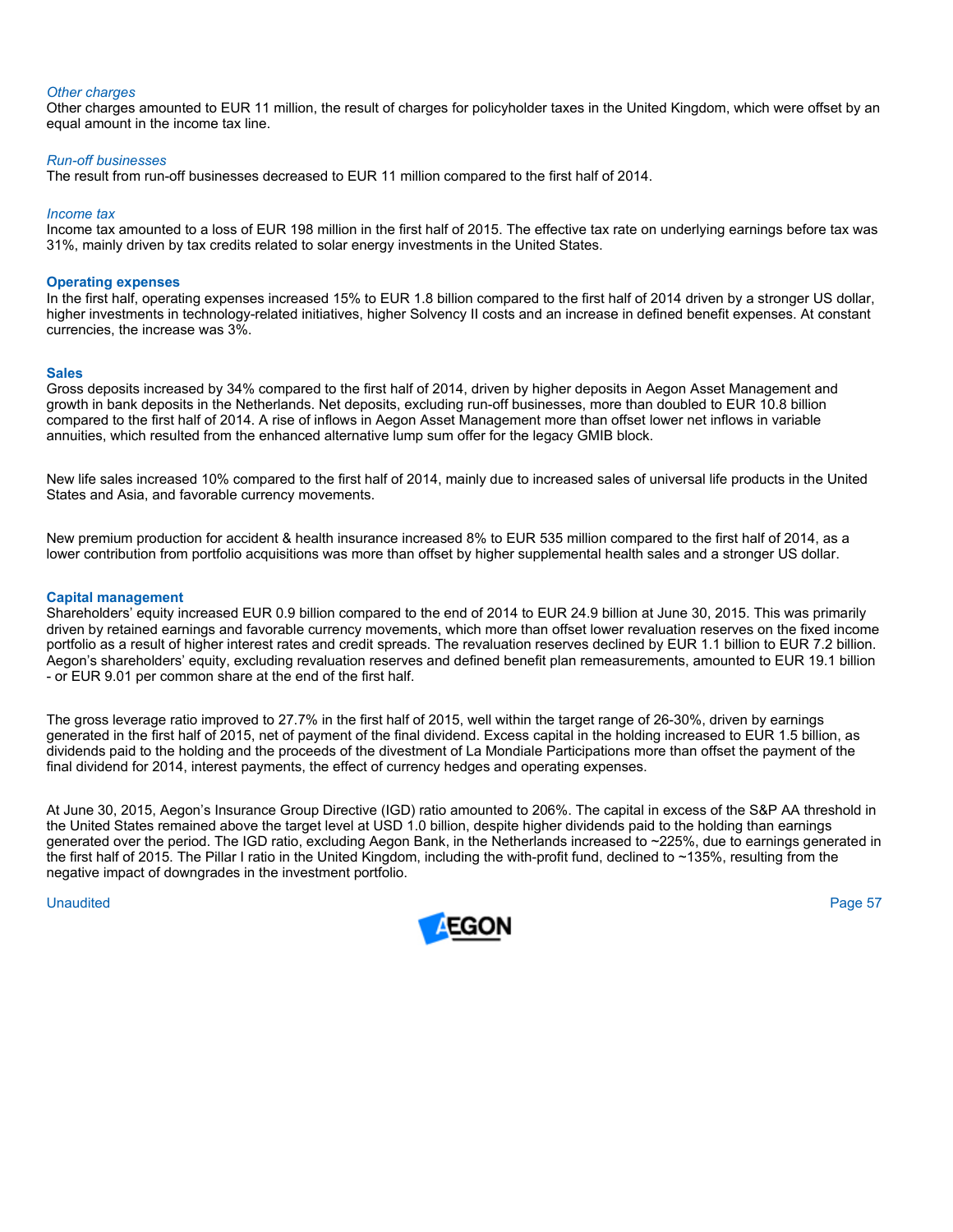*Other charges*
Other charges amounted to EUR 11 million, the result of charges for policyholder taxes in the United Kingdom, which were offset by an equal amount in the income tax line.

*Run-off businesses*
The result from run-off businesses decreased to EUR 11 million compared to the first half of 2014.

*Income tax*
Income tax amounted to a loss of EUR 198 million in the first half of 2015. The effective tax rate on underlying earnings before tax was 31%, mainly driven by tax credits related to solar energy investments in the United States.

**Operating expenses**
In the first half, operating expenses increased 15% to EUR 1.8 billion compared to the first half of 2014 driven by a stronger US dollar, higher investments in technology-related initiatives, higher Solvency II costs and an increase in defined benefit expenses. At constant currencies, the increase was 3%.

**Sales**
Gross deposits increased by 34% compared to the first half of 2014, driven by higher deposits in Aegon Asset Management and growth in bank deposits in the Netherlands. Net deposits, excluding run-off businesses, more than doubled to EUR 10.8 billion compared to the first half of 2014. A rise of inflows in Aegon Asset Management more than offset lower net inflows in variable annuities, which resulted from the enhanced alternative lump sum offer for the legacy GMIB block.

New life sales increased 10% compared to the first half of 2014, mainly due to increased sales of universal life products in the United States and Asia, and favorable currency movements.

New premium production for accident & health insurance increased 8% to EUR 535 million compared to the first half of 2014, as a lower contribution from portfolio acquisitions was more than offset by higher supplemental health sales and a stronger US dollar.

**Capital management**
Shareholders' equity increased EUR 0.9 billion compared to the end of 2014 to EUR 24.9 billion at June 30, 2015. This was primarily driven by retained earnings and favorable currency movements, which more than offset lower revaluation reserves on the fixed income portfolio as a result of higher interest rates and credit spreads. The revaluation reserves declined by EUR 1.1 billion to EUR 7.2 billion. Aegon's shareholders' equity, excluding revaluation reserves and defined benefit plan remeasurements, amounted to EUR 19.1 billion - or EUR 9.01 per common share at the end of the first half.

The gross leverage ratio improved to 27.7% in the first half of 2015, well within the target range of 26-30%, driven by earnings generated in the first half of 2015, net of payment of the final dividend. Excess capital in the holding increased to EUR 1.5 billion, as dividends paid to the holding and the proceeds of the divestment of La Mondiale Participations more than offset the payment of the final dividend for 2014, interest payments, the effect of currency hedges and operating expenses.

At June 30, 2015, Aegon's Insurance Group Directive (IGD) ratio amounted to 206%. The capital in excess of the S&P AA threshold in the United States remained above the target level at USD 1.0 billion, despite higher dividends paid to the holding than earnings generated over the period. The IGD ratio, excluding Aegon Bank, in the Netherlands increased to ~225%, due to earnings generated in the first half of 2015. The Pillar I ratio in the United Kingdom, including the with-profit fund, declined to ~135%, resulting from the negative impact of downgrades in the investment portfolio.

Unaudited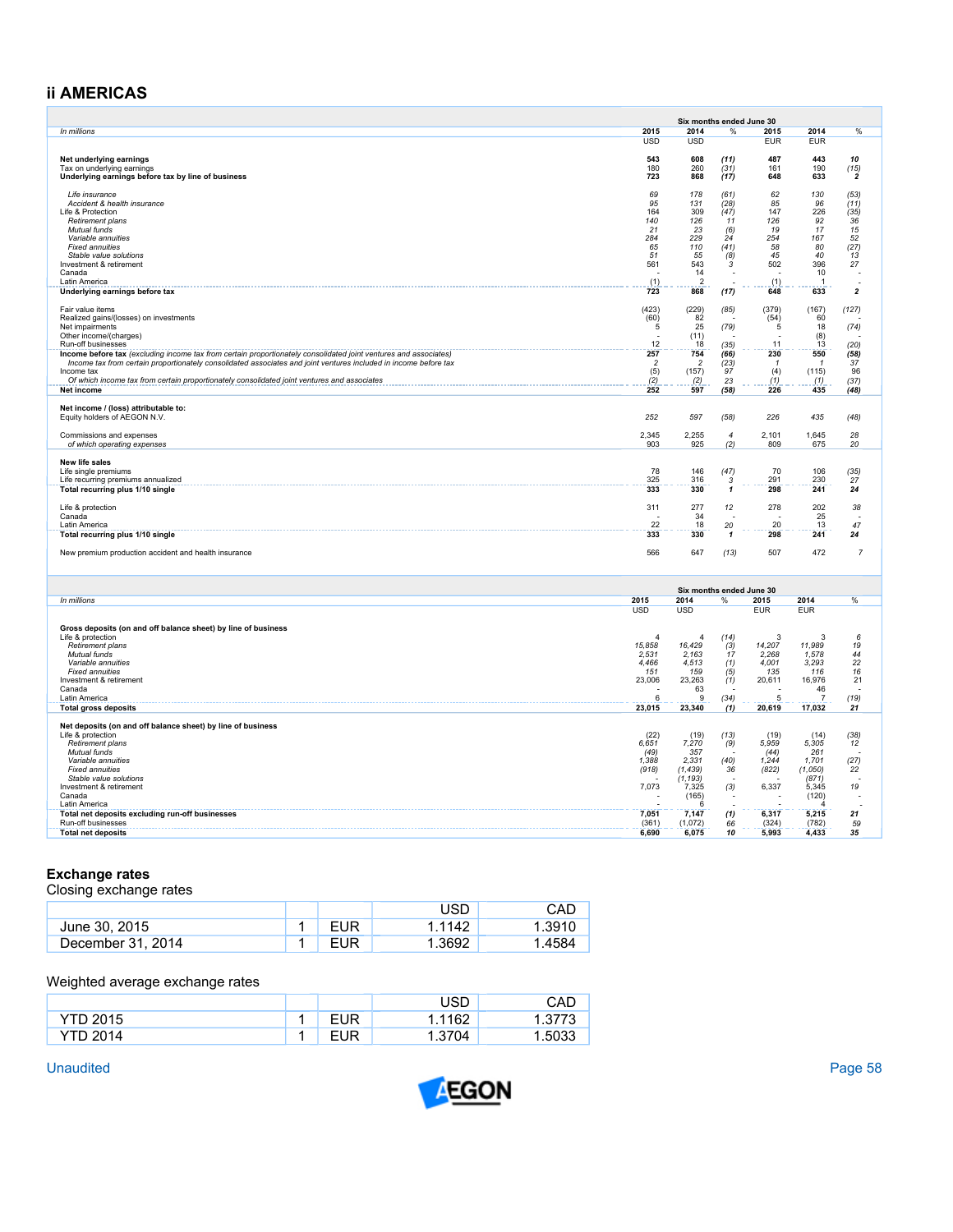## ii AMERICAS

| In millions | Six months ended June 30 | | | | | |
|---|---|---|---|---|---|---|
| | 2015 | 2014 | % | 2015 | 2014 | % |
| | USD | USD | | EUR | EUR | |
| **Net underlying earnings** | **543** | **608** | ***(11)*** | **487** | **443** | ***10*** |
| Tax on underlying earnings | 180 | 260 | *(31)* | 161 | 190 | *(15)* |
| **Underlying earnings before tax by line of business** | **723** | **868** | ***(17)*** | **648** | **633** | ***2*** |
| *Life insurance* | *69* | *178* | *(61)* | *62* | *130* | *(53)* |
| *Accident & health insurance* | *95* | *131* | *(28)* | *85* | *96* | *(11)* |
| Life & Protection | 164 | 309 | *(47)* | 147 | 226 | *(35)* |
| *Retirement plans* | *140* | *126* | *11* | *126* | *92* | *36* |
| *Mutual funds* | *21* | *23* | *(6)* | *19* | *17* | *15* |
| *Variable annuities* | *284* | *229* | *24* | *254* | *167* | *52* |
| *Fixed annuities* | *65* | *110* | *(41)* | *58* | *80* | *(27)* |
| *Stable value solutions* | *51* | *55* | *(8)* | *45* | *40* | *13* |
| Investment & retirement | 561 | 543 | *3* | 502 | 396 | *27* |
| Canada | - | 14 | *-* | - | 10 | *-* |
| Latin America | (1) | 2 | *-* | (1) | 1 | *-* |
| **Underlying earnings before tax** | **723** | **868** | ***(17)*** | **648** | **633** | ***2*** |
| Fair value items | (423) | (229) | *(85)* | (379) | (167) | *(127)* |
| Realized gains/(losses) on investments | (60) | 82 | *-* | (54) | 60 | *-* |
| Net impairments | 5 | 25 | *(79)* | 5 | 18 | *(74)* |
| Other income/(charges) | - | (11) | *-* | - | (8) | *-* |
| Run-off businesses | 12 | 18 | *(35)* | 11 | 13 | *(20)* |
| **Income before tax** *(excluding income tax from certain proportionately consolidated joint ventures and associates)* | **257** | **754** | ***(66)*** | **230** | **550** | ***(58)*** |
| *Income tax from certain proportionately consolidated associates and joint ventures included in income before tax* | 2 | 2 | *(23)* | 1 | 1 | *37* |
| Income tax | (5) | (157) | *97* | (4) | (115) | *96* |
| *Of which income tax from certain proportionately consolidated joint ventures and associates* | *(2)* | *(2)* | *23* | *(1)* | *(1)* | *(37)* |
| **Net income** | **252** | **597** | ***(58)*** | **226** | **435** | ***(48)*** |
| **Net income / (loss) attributable to:** | | | | | | |
| Equity holders of AEGON N.V. | *252* | *597* | *(58)* | *226* | *435* | *(48)* |
| Commissions and expenses | 2,345 | 2,255 | *4* | 2,101 | 1,645 | *28* |
| *of which operating expenses* | 903 | 925 | *(2)* | 809 | 675 | *20* |
| **New life sales** | | | | | | |
| Life single premiums | 78 | 146 | *(47)* | 70 | 106 | *(35)* |
| Life recurring premiums annualized | 325 | 316 | *3* | 291 | 230 | *27* |
| **Total recurring plus 1/10 single** | **333** | **330** | ***1*** | **298** | **241** | ***24*** |
| Life & protection | 311 | 277 | *12* | 278 | 202 | *38* |
| Canada | - | 34 | *-* | - | 25 | *-* |
| Latin America | 22 | 18 | *20* | 20 | 13 | *47* |
| **Total recurring plus 1/10 single** | **333** | **330** | ***1*** | **298** | **241** | ***24*** |
| New premium production accident and health insurance | 566 | 647 | *(13)* | 507 | 472 | *7* |

| In millions | Six months ended June 30 | | | | | |
|---|---|---|---|---|---|---|
| | 2015 | 2014 | % | 2015 | 2014 | % |
| | USD | USD | | EUR | EUR | |
| **Gross deposits (on and off balance sheet) by line of business** | | | | | | |
| Life & protection | 4 | 4 | *(14)* | 3 | 3 | *6* |
| *Retirement plans* | *15,858* | *16,429* | *(3)* | *14,207* | *11,989* | *19* |
| *Mutual funds* | *2,531* | *2,163* | *17* | *2,268* | *1,578* | *44* |
| *Variable annuities* | *4,466* | *4,513* | *(1)* | *4,001* | *3,293* | *22* |
| *Fixed annuities* | *151* | *159* | *(5)* | *135* | *116* | *16* |
| Investment & retirement | 23,006 | 23,263 | *(1)* | 20,611 | 16,976 | *21* |
| Canada | - | 63 | *-* | - | 46 | *-* |
| Latin America | 6 | 9 | *(34)* | 5 | 7 | *(19)* |
| **Total gross deposits** | **23,015** | **23,340** | ***(1)*** | **20,619** | **17,032** | ***21*** |
| **Net deposits (on and off balance sheet) by line of business** | | | | | | |
| Life & protection | (22) | (19) | *(13)* | (19) | (14) | *(38)* |
| *Retirement plans* | *6,651* | *7,270* | *(9)* | *5,959* | *5,305* | *12* |
| *Mutual funds* | *(49)* | *357* | *-* | *(44)* | *261* | *-* |
| *Variable annuities* | *1,388* | *2,331* | *(40)* | *1,244* | *1,701* | *(27)* |
| *Fixed annuities* | *(918)* | *(1,439)* | *36* | *(822)* | *(1,050)* | *22* |
| *Stable value solutions* | *-* | *(1,193)* | *-* | *-* | *(871)* | *-* |
| Investment & retirement | 7,073 | 7,325 | *(3)* | 6,337 | 5,345 | *19* |
| Canada | - | (165) | *-* | - | (120) | *-* |
| Latin America | - | 6 | *-* | - | 4 | *-* |
| **Total net deposits excluding run-off businesses** | **7,051** | **7,147** | ***(1)*** | **6,317** | **5,215** | ***21*** |
| Run-off businesses | (361) | (1,072) | *66* | (324) | (782) | *59* |
| **Total net deposits** | **6,690** | **6,075** | ***10*** | **5,993** | **4,433** | ***35*** |

### Exchange rates

Closing exchange rates

| | | | USD | CAD |
|---|---|---|---|---|
| June 30, 2015 | 1 | EUR | 1.1142 | 1.3910 |
| December 31, 2014 | 1 | EUR | 1.3692 | 1.4584 |

Weighted average exchange rates

| | | | USD | CAD |
|---|---|---|---|---|
| YTD 2015 | 1 | EUR | 1.1162 | 1.3773 |
| YTD 2014 | 1 | EUR | 1.3704 | 1.5033 |

Unaudited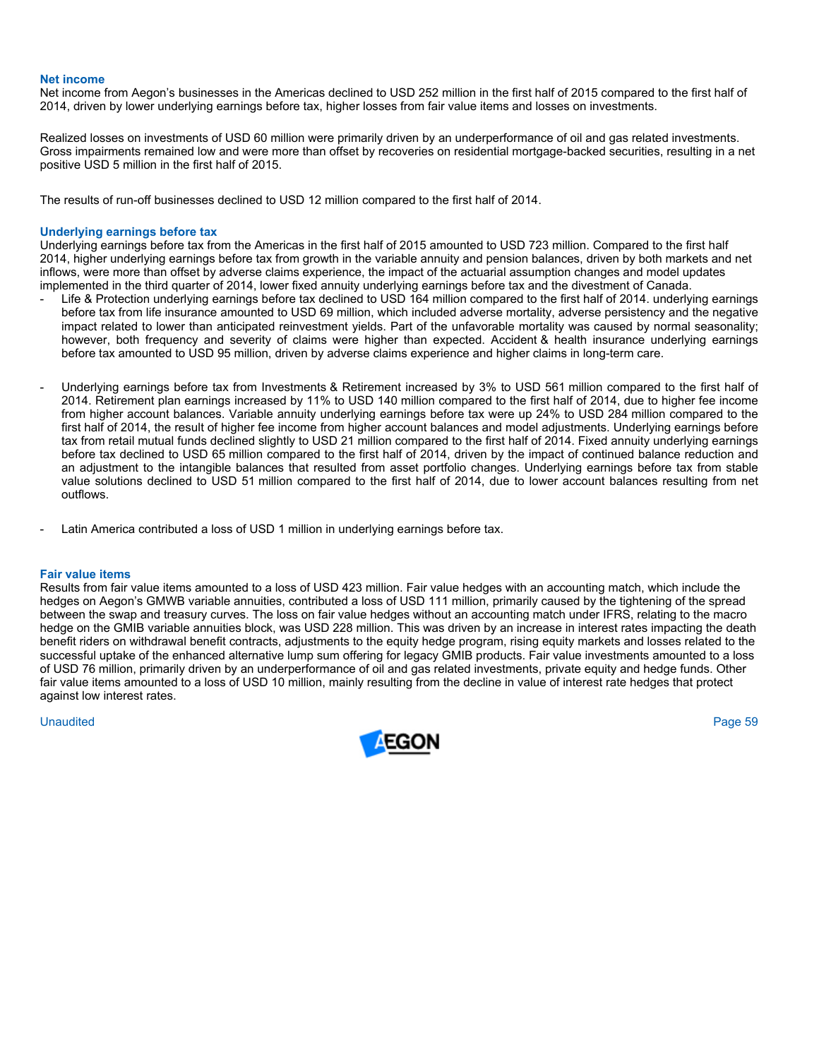### Net income

Net income from Aegon's businesses in the Americas declined to USD 252 million in the first half of 2015 compared to the first half of 2014, driven by lower underlying earnings before tax, higher losses from fair value items and losses on investments.

Realized losses on investments of USD 60 million were primarily driven by an underperformance of oil and gas related investments. Gross impairments remained low and were more than offset by recoveries on residential mortgage-backed securities, resulting in a net positive USD 5 million in the first half of 2015.

The results of run-off businesses declined to USD 12 million compared to the first half of 2014.

### Underlying earnings before tax

Underlying earnings before tax from the Americas in the first half of 2015 amounted to USD 723 million. Compared to the first half 2014, higher underlying earnings before tax from growth in the variable annuity and pension balances, driven by both markets and net inflows, were more than offset by adverse claims experience, the impact of the actuarial assumption changes and model updates implemented in the third quarter of 2014, lower fixed annuity underlying earnings before tax and the divestment of Canada.

- Life & Protection underlying earnings before tax declined to USD 164 million compared to the first half of 2014. underlying earnings before tax from life insurance amounted to USD 69 million, which included adverse mortality, adverse persistency and the negative impact related to lower than anticipated reinvestment yields. Part of the unfavorable mortality was caused by normal seasonality; however, both frequency and severity of claims were higher than expected. Accident & health insurance underlying earnings before tax amounted to USD 95 million, driven by adverse claims experience and higher claims in long-term care.

- Underlying earnings before tax from Investments & Retirement increased by 3% to USD 561 million compared to the first half of 2014. Retirement plan earnings increased by 11% to USD 140 million compared to the first half of 2014, due to higher fee income from higher account balances. Variable annuity underlying earnings before tax were up 24% to USD 284 million compared to the first half of 2014, the result of higher fee income from higher account balances and model adjustments. Underlying earnings before tax from retail mutual funds declined slightly to USD 21 million compared to the first half of 2014. Fixed annuity underlying earnings before tax declined to USD 65 million compared to the first half of 2014, driven by the impact of continued balance reduction and an adjustment to the intangible balances that resulted from asset portfolio changes. Underlying earnings before tax from stable value solutions declined to USD 51 million compared to the first half of 2014, due to lower account balances resulting from net outflows.

- Latin America contributed a loss of USD 1 million in underlying earnings before tax.

### Fair value items

Results from fair value items amounted to a loss of USD 423 million. Fair value hedges with an accounting match, which include the hedges on Aegon's GMWB variable annuities, contributed a loss of USD 111 million, primarily caused by the tightening of the spread between the swap and treasury curves. The loss on fair value hedges without an accounting match under IFRS, relating to the macro hedge on the GMIB variable annuities block, was USD 228 million. This was driven by an increase in interest rates impacting the death benefit riders on withdrawal benefit contracts, adjustments to the equity hedge program, rising equity markets and losses related to the successful uptake of the enhanced alternative lump sum offering for legacy GMIB products. Fair value investments amounted to a loss of USD 76 million, primarily driven by an underperformance of oil and gas related investments, private equity and hedge funds. Other fair value items amounted to a loss of USD 10 million, mainly resulting from the decline in value of interest rate hedges that protect against low interest rates.

Unaudited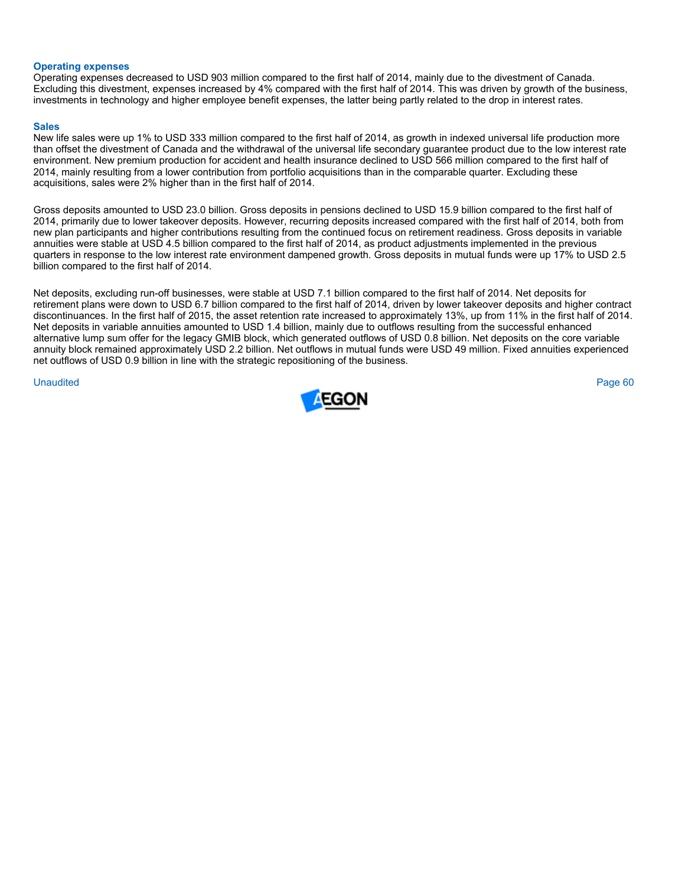### Operating expenses

Operating expenses decreased to USD 903 million compared to the first half of 2014, mainly due to the divestment of Canada. Excluding this divestment, expenses increased by 4% compared with the first half of 2014. This was driven by growth of the business, investments in technology and higher employee benefit expenses, the latter being partly related to the drop in interest rates.

### Sales

New life sales were up 1% to USD 333 million compared to the first half of 2014, as growth in indexed universal life production more than offset the divestment of Canada and the withdrawal of the universal life secondary guarantee product due to the low interest rate environment. New premium production for accident and health insurance declined to USD 566 million compared to the first half of 2014, mainly resulting from a lower contribution from portfolio acquisitions than in the comparable quarter. Excluding these acquisitions, sales were 2% higher than in the first half of 2014.

Gross deposits amounted to USD 23.0 billion. Gross deposits in pensions declined to USD 15.9 billion compared to the first half of 2014, primarily due to lower takeover deposits. However, recurring deposits increased compared with the first half of 2014, both from new plan participants and higher contributions resulting from the continued focus on retirement readiness. Gross deposits in variable annuities were stable at USD 4.5 billion compared to the first half of 2014, as product adjustments implemented in the previous quarters in response to the low interest rate environment dampened growth. Gross deposits in mutual funds were up 17% to USD 2.5 billion compared to the first half of 2014.

Net deposits, excluding run-off businesses, were stable at USD 7.1 billion compared to the first half of 2014. Net deposits for retirement plans were down to USD 6.7 billion compared to the first half of 2014, driven by lower takeover deposits and higher contract discontinuances. In the first half of 2015, the asset retention rate increased to approximately 13%, up from 11% in the first half of 2014. Net deposits in variable annuities amounted to USD 1.4 billion, mainly due to outflows resulting from the successful enhanced alternative lump sum offer for the legacy GMIB block, which generated outflows of USD 0.8 billion. Net deposits on the core variable annuity block remained approximately USD 2.2 billion. Net outflows in mutual funds were USD 49 million. Fixed annuities experienced net outflows of USD 0.9 billion in line with the strategic repositioning of the business.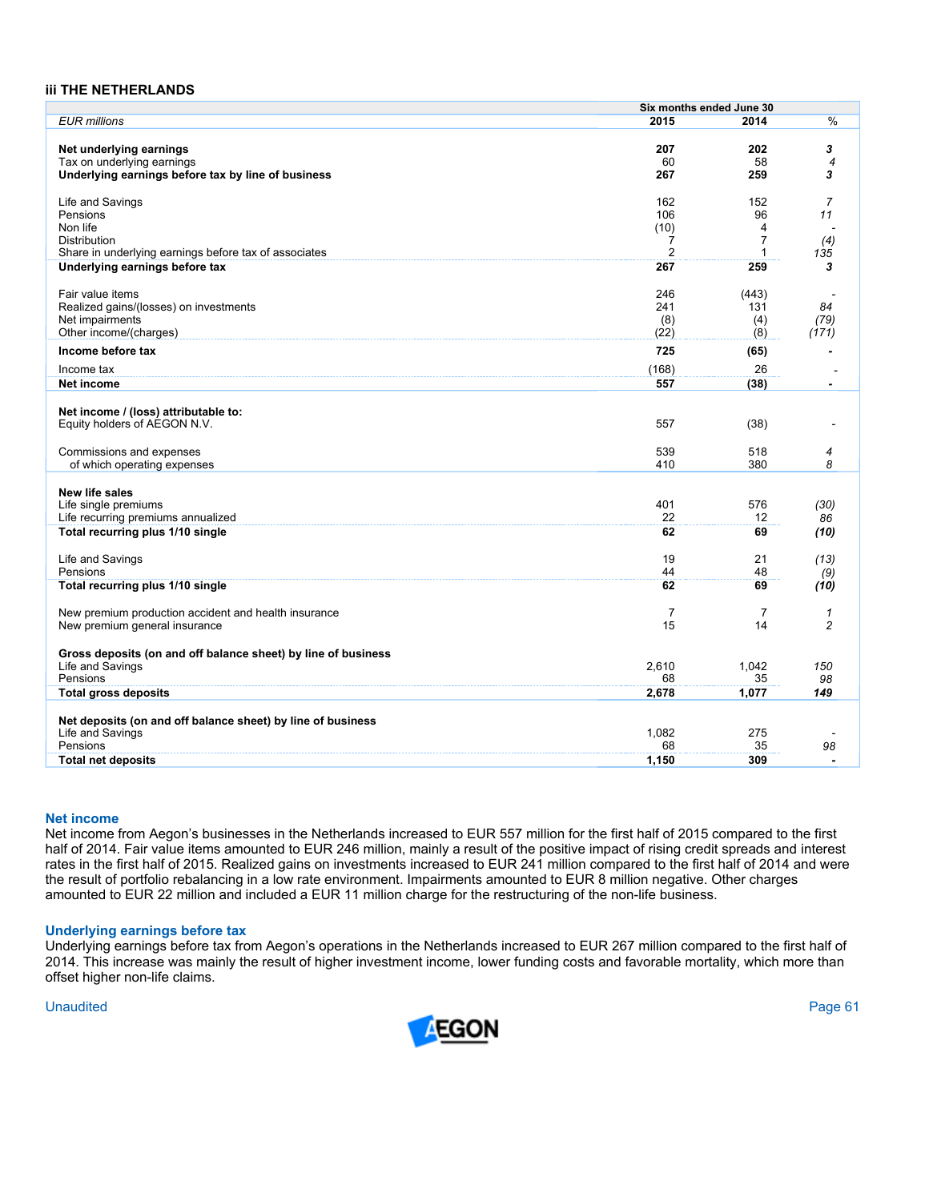### iii THE NETHERLANDS

| EUR millions | Six months ended June 30 2015 | 2014 | % |
|---|---|---|---|
| **Net underlying earnings** | **207** | **202** | ***3*** |
| Tax on underlying earnings | 60 | 58 | *4* |
| **Underlying earnings before tax by line of business** | **267** | **259** | ***3*** |
| | | | |
| Life and Savings | 162 | 152 | *7* |
| Pensions | 106 | 96 | *11* |
| Non life | (10) | 4 | - |
| Distribution | 7 | 7 | *(4)* |
| Share in underlying earnings before tax of associates | 2 | 1 | *135* |
| **Underlying earnings before tax** | **267** | **259** | ***3*** |
| | | | |
| Fair value items | 246 | (443) | - |
| Realized gains/(losses) on investments | 241 | 131 | *84* |
| Net impairments | (8) | (4) | *(79)* |
| Other income/(charges) | (22) | (8) | *(171)* |
| **Income before tax** | **725** | **(65)** | **-** |
| Income tax | (168) | 26 | - |
| **Net income** | **557** | **(38)** | **-** |
| | | | |
| **Net income / (loss) attributable to:** | | | |
| Equity holders of AEGON N.V. | 557 | (38) | - |
| | | | |
| Commissions and expenses | 539 | 518 | *4* |
| of which operating expenses | 410 | 380 | *8* |
| | | | |
| **New life sales** | | | |
| Life single premiums | 401 | 576 | *(30)* |
| Life recurring premiums annualized | 22 | 12 | *86* |
| **Total recurring plus 1/10 single** | **62** | **69** | ***(10)*** |
| | | | |
| Life and Savings | 19 | 21 | *(13)* |
| Pensions | 44 | 48 | *(9)* |
| **Total recurring plus 1/10 single** | **62** | **69** | ***(10)*** |
| | | | |
| New premium production accident and health insurance | 7 | 7 | *1* |
| New premium general insurance | 15 | 14 | *2* |
| | | | |
| **Gross deposits (on and off balance sheet) by line of business** | | | |
| Life and Savings | 2,610 | 1,042 | *150* |
| Pensions | 68 | 35 | *98* |
| **Total gross deposits** | **2,678** | **1,077** | ***149*** |
| | | | |
| **Net deposits (on and off balance sheet) by line of business** | | | |
| Life and Savings | 1,082 | 275 | - |
| Pensions | 68 | 35 | *98* |
| **Total net deposits** | **1,150** | **309** | **-** |

#### Net income

Net income from Aegon's businesses in the Netherlands increased to EUR 557 million for the first half of 2015 compared to the first half of 2014. Fair value items amounted to EUR 246 million, mainly a result of the positive impact of rising credit spreads and interest rates in the first half of 2015. Realized gains on investments increased to EUR 241 million compared to the first half of 2014 and were the result of portfolio rebalancing in a low rate environment. Impairments amounted to EUR 8 million negative. Other charges amounted to EUR 22 million and included a EUR 11 million charge for the restructuring of the non-life business.

#### Underlying earnings before tax

Underlying earnings before tax from Aegon's operations in the Netherlands increased to EUR 267 million compared to the first half of 2014. This increase was mainly the result of higher investment income, lower funding costs and favorable mortality, which more than offset higher non-life claims.

Unaudited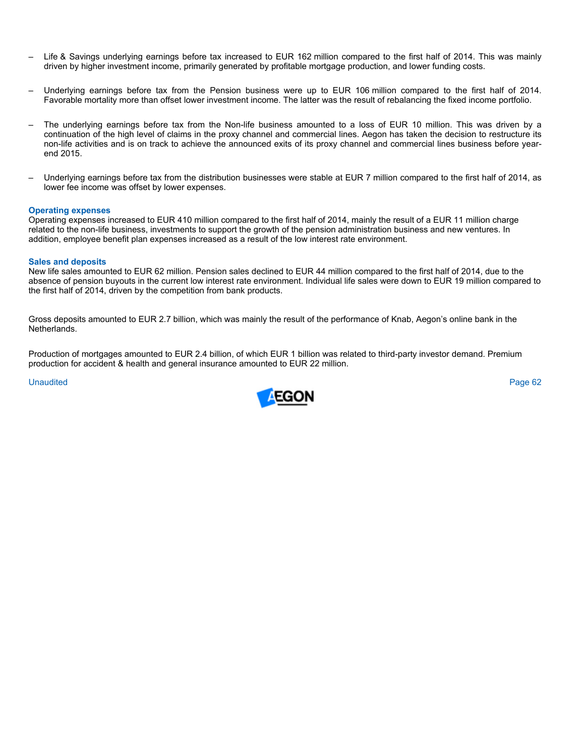- Life & Savings underlying earnings before tax increased to EUR 162 million compared to the first half of 2014. This was mainly driven by higher investment income, primarily generated by profitable mortgage production, and lower funding costs.

- Underlying earnings before tax from the Pension business were up to EUR 106 million compared to the first half of 2014. Favorable mortality more than offset lower investment income. The latter was the result of rebalancing the fixed income portfolio.

- The underlying earnings before tax from the Non-life business amounted to a loss of EUR 10 million. This was driven by a continuation of the high level of claims in the proxy channel and commercial lines. Aegon has taken the decision to restructure its non-life activities and is on track to achieve the announced exits of its proxy channel and commercial lines business before year-end 2015.

- Underlying earnings before tax from the distribution businesses were stable at EUR 7 million compared to the first half of 2014, as lower fee income was offset by lower expenses.

**Operating expenses**

Operating expenses increased to EUR 410 million compared to the first half of 2014, mainly the result of a EUR 11 million charge related to the non-life business, investments to support the growth of the pension administration business and new ventures. In addition, employee benefit plan expenses increased as a result of the low interest rate environment.

**Sales and deposits**

New life sales amounted to EUR 62 million. Pension sales declined to EUR 44 million compared to the first half of 2014, due to the absence of pension buyouts in the current low interest rate environment. Individual life sales were down to EUR 19 million compared to the first half of 2014, driven by the competition from bank products.

Gross deposits amounted to EUR 2.7 billion, which was mainly the result of the performance of Knab, Aegon's online bank in the Netherlands.

Production of mortgages amounted to EUR 2.4 billion, of which EUR 1 billion was related to third-party investor demand. Premium production for accident & health and general insurance amounted to EUR 22 million.

Unaudited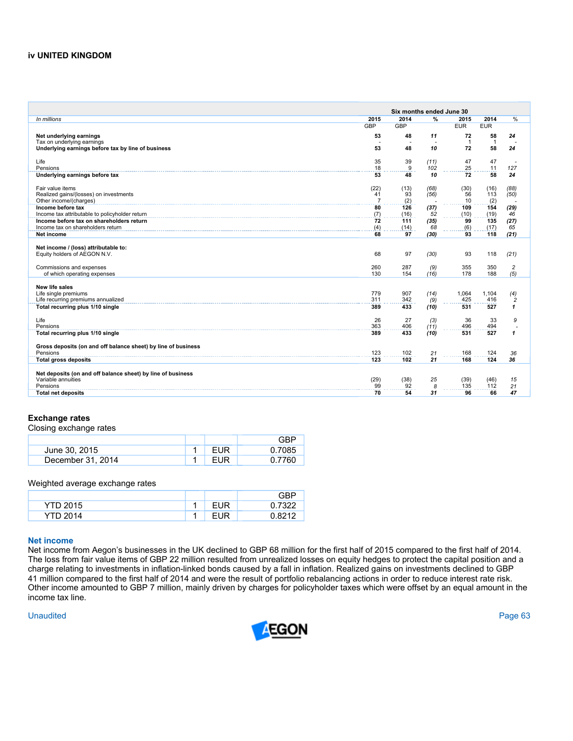### iv UNITED KINGDOM

| In millions | Six months ended June 30 | | | | | |
|---|---|---|---|---|---|---|
| | 2015 | 2014 | % | 2015 | 2014 | % |
| | GBP | GBP | | EUR | EUR | |
| **Net underlying earnings** | **53** | **48** | ***11*** | **72** | **58** | ***24*** |
| Tax on underlying earnings | - | - | - | 1 | 1 | - |
| **Underlying earnings before tax by line of business** | **53** | **48** | ***10*** | **72** | **58** | ***24*** |
| | | | | | | |
| Life | 35 | 39 | *(11)* | 47 | 47 | - |
| Pensions | 18 | 9 | *102* | 25 | 11 | *127* |
| **Underlying earnings before tax** | **53** | **48** | ***10*** | **72** | **58** | ***24*** |
| | | | | | | |
| Fair value items | (22) | (13) | *(68)* | (30) | (16) | *(88)* |
| Realized gains/(losses) on investments | 41 | 93 | *(56)* | 56 | 113 | *(50)* |
| Other income/(charges) | 7 | (2) | - | 10 | (2) | - |
| **Income before tax** | **80** | **126** | ***(37)*** | **109** | **154** | ***(29)*** |
| Income tax attributable to policyholder return | (7) | (16) | *52* | (10) | (19) | *46* |
| **Income before tax on shareholders return** | **72** | **111** | ***(35)*** | **99** | **135** | ***(27)*** |
| Income tax on shareholders return | (4) | (14) | *68* | (6) | (17) | *65* |
| **Net income** | **68** | **97** | ***(30)*** | **93** | **118** | ***(21)*** |
| | | | | | | |
| **Net income / (loss) attributable to:** | | | | | | |
| Equity holders of AEGON N.V. | 68 | 97 | *(30)* | 93 | 118 | *(21)* |
| | | | | | | |
| Commissions and expenses | 260 | 287 | *(9)* | 355 | 350 | *2* |
| of which operating expenses | 130 | 154 | *(16)* | 178 | 188 | *(5)* |
| | | | | | | |
| **New life sales** | | | | | | |
| Life single premiums | 779 | 907 | *(14)* | 1,064 | 1,104 | *(4)* |
| Life recurring premiums annualized | 311 | 342 | *(9)* | 425 | 416 | *2* |
| **Total recurring plus 1/10 single** | **389** | **433** | ***(10)*** | **531** | **527** | ***1*** |
| | | | | | | |
| Life | 26 | 27 | *(3)* | 36 | 33 | *9* |
| Pensions | 363 | 406 | *(11)* | 496 | 494 | - |
| **Total recurring plus 1/10 single** | **389** | **433** | ***(10)*** | **531** | **527** | ***1*** |
| | | | | | | |
| **Gross deposits (on and off balance sheet) by line of business** | | | | | | |
| Pensions | 123 | 102 | *21* | 168 | 124 | *36* |
| **Total gross deposits** | **123** | **102** | ***21*** | **168** | **124** | ***36*** |
| | | | | | | |
| **Net deposits (on and off balance sheet) by line of business** | | | | | | |
| Variable annuities | (29) | (38) | *25* | (39) | (46) | *15* |
| Pensions | 99 | 92 | *8* | 135 | 112 | *21* |
| **Total net deposits** | **70** | **54** | ***31*** | **96** | **66** | ***47*** |

## Exchange rates

Closing exchange rates

| | | | GBP |
|---|---|---|---|
| June 30, 2015 | 1 | EUR | 0.7085 |
| December 31, 2014 | 1 | EUR | 0.7760 |

Weighted average exchange rates

| | | | GBP |
|---|---|---|---|
| YTD 2015 | 1 | EUR | 0.7322 |
| YTD 2014 | 1 | EUR | 0.8212 |

## Net income

Net income from Aegon's businesses in the UK declined to GBP 68 million for the first half of 2015 compared to the first half of 2014. The loss from fair value items of GBP 22 million resulted from unrealized losses on equity hedges to protect the capital position and a charge relating to investments in inflation-linked bonds caused by a fall in inflation. Realized gains on investments declined to GBP 41 million compared to the first half of 2014 and were the result of portfolio rebalancing actions in order to reduce interest rate risk. Other income amounted to GBP 7 million, mainly driven by charges for policyholder taxes which were offset by an equal amount in the income tax line.

Unaudited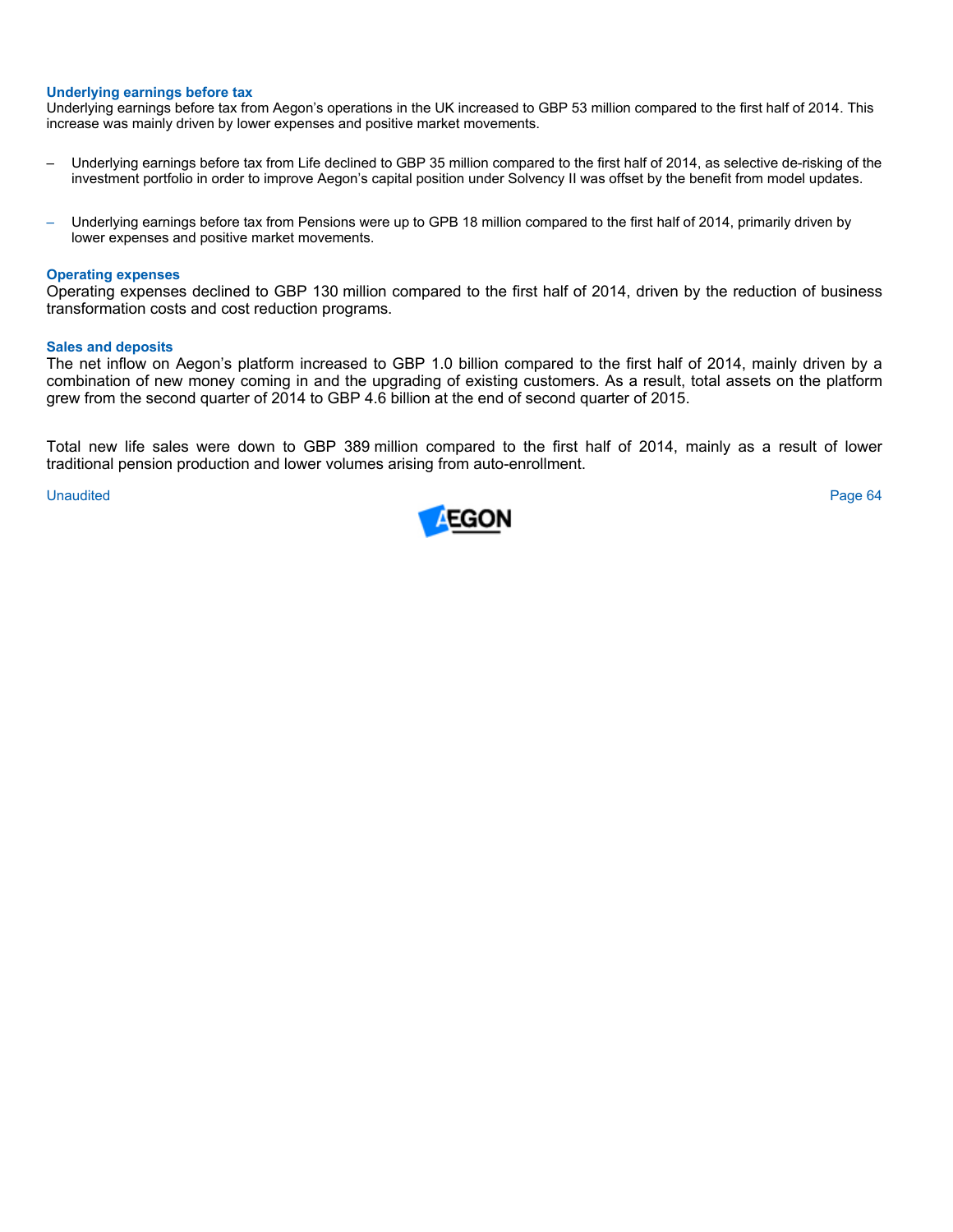### Underlying earnings before tax

Underlying earnings before tax from Aegon's operations in the UK increased to GBP 53 million compared to the first half of 2014. This increase was mainly driven by lower expenses and positive market movements.

- Underlying earnings before tax from Life declined to GBP 35 million compared to the first half of 2014, as selective de-risking of the investment portfolio in order to improve Aegon's capital position under Solvency II was offset by the benefit from model updates.

- Underlying earnings before tax from Pensions were up to GPB 18 million compared to the first half of 2014, primarily driven by lower expenses and positive market movements.

### Operating expenses

Operating expenses declined to GBP 130 million compared to the first half of 2014, driven by the reduction of business transformation costs and cost reduction programs.

### Sales and deposits

The net inflow on Aegon's platform increased to GBP 1.0 billion compared to the first half of 2014, mainly driven by a combination of new money coming in and the upgrading of existing customers. As a result, total assets on the platform grew from the second quarter of 2014 to GBP 4.6 billion at the end of second quarter of 2015.

Total new life sales were down to GBP 389 million compared to the first half of 2014, mainly as a result of lower traditional pension production and lower volumes arising from auto-enrollment.

Unaudited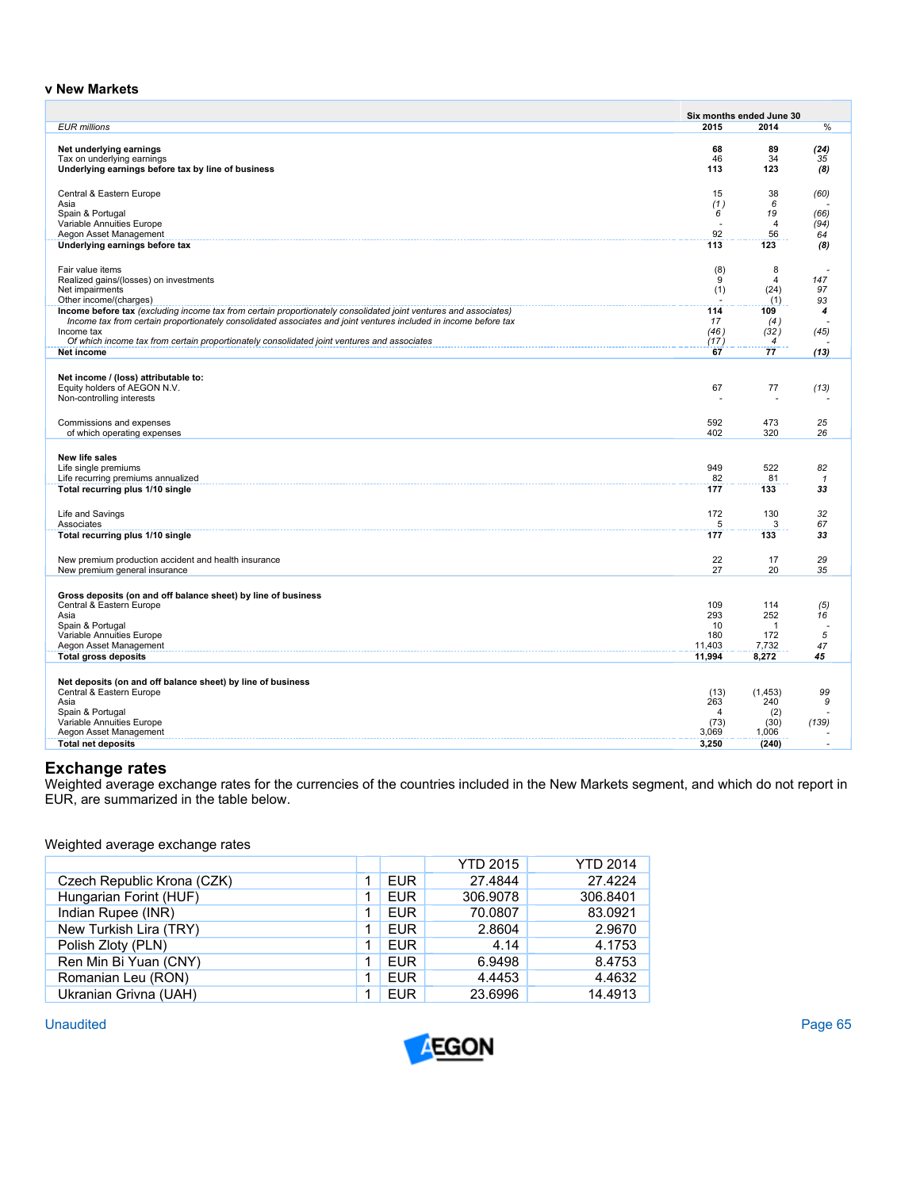## v New Markets

| EUR millions | Six months ended June 30 2015 | 2014 | % |
|---|---|---|---|
| **Net underlying earnings** | **68** | **89** | ***(24)*** |
| Tax on underlying earnings | 46 | 34 | *35* |
| **Underlying earnings before tax by line of business** | **113** | **123** | ***(8)*** |
| | | | |
| Central & Eastern Europe | 15 | 38 | *(60)* |
| Asia | (1) | 6 | - |
| Spain & Portugal | 6 | 19 | *(66)* |
| Variable Annuities Europe | - | 4 | *(94)* |
| Aegon Asset Management | 92 | 56 | *64* |
| **Underlying earnings before tax** | **113** | **123** | ***(8)*** |
| | | | |
| Fair value items | (8) | 8 | - |
| Realized gains/(losses) on investments | 9 | 4 | *147* |
| Net impairments | (1) | (24) | *97* |
| Other income/(charges) | - | (1) | *93* |
| **Income before tax** *(excluding income tax from certain proportionately consolidated joint ventures and associates)* | **114** | **109** | ***4*** |
| *Income tax from certain proportionately consolidated associates and joint ventures included in income before tax* | *17* | *(4)* | - |
| Income tax | *(46)* | *(32)* | *(45)* |
| *Of which income tax from certain proportionately consolidated joint ventures and associates* | *(17)* | *4* | - |
| **Net income** | **67** | **77** | ***(13)*** |
| | | | |
| **Net income / (loss) attributable to:** | | | |
| Equity holders of AEGON N.V. | 67 | 77 | *(13)* |
| Non-controlling interests | - | - | - |
| | | | |
| Commissions and expenses | 592 | 473 | *25* |
| of which operating expenses | 402 | 320 | *26* |
| | | | |
| **New life sales** | | | |
| Life single premiums | 949 | 522 | *82* |
| Life recurring premiums annualized | 82 | 81 | *1* |
| **Total recurring plus 1/10 single** | **177** | **133** | ***33*** |
| | | | |
| Life and Savings | 172 | 130 | *32* |
| Associates | 5 | 3 | *67* |
| **Total recurring plus 1/10 single** | **177** | **133** | ***33*** |
| | | | |
| New premium production accident and health insurance | 22 | 17 | *29* |
| New premium general insurance | 27 | 20 | *35* |
| | | | |
| **Gross deposits (on and off balance sheet) by line of business** | | | |
| Central & Eastern Europe | 109 | 114 | *(5)* |
| Asia | 293 | 252 | *16* |
| Spain & Portugal | 10 | 1 | - |
| Variable Annuities Europe | 180 | 172 | *5* |
| Aegon Asset Management | 11,403 | 7,732 | *47* |
| **Total gross deposits** | **11,994** | **8,272** | ***45*** |
| | | | |
| **Net deposits (on and off balance sheet) by line of business** | | | |
| Central & Eastern Europe | (13) | (1,453) | *99* |
| Asia | 263 | 240 | *9* |
| Spain & Portugal | 4 | (2) | - |
| Variable Annuities Europe | (73) | (30) | *(139)* |
| Aegon Asset Management | 3,069 | 1,006 | - |
| **Total net deposits** | **3,250** | **(240)** | - |

## Exchange rates

Weighted average exchange rates for the currencies of the countries included in the New Markets segment, and which do not report in EUR, are summarized in the table below.

Weighted average exchange rates

| | | | YTD 2015 | YTD 2014 |
|---|---|---|---|---|
| Czech Republic Krona (CZK) | 1 | EUR | 27.4844 | 27.4224 |
| Hungarian Forint (HUF) | 1 | EUR | 306.9078 | 306.8401 |
| Indian Rupee (INR) | 1 | EUR | 70.0807 | 83.0921 |
| New Turkish Lira (TRY) | 1 | EUR | 2.8604 | 2.9670 |
| Polish Zloty (PLN) | 1 | EUR | 4.14 | 4.1753 |
| Ren Min Bi Yuan (CNY) | 1 | EUR | 6.9498 | 8.4753 |
| Romanian Leu (RON) | 1 | EUR | 4.4453 | 4.4632 |
| Ukranian Grivna (UAH) | 1 | EUR | 23.6996 | 14.4913 |

Unaudited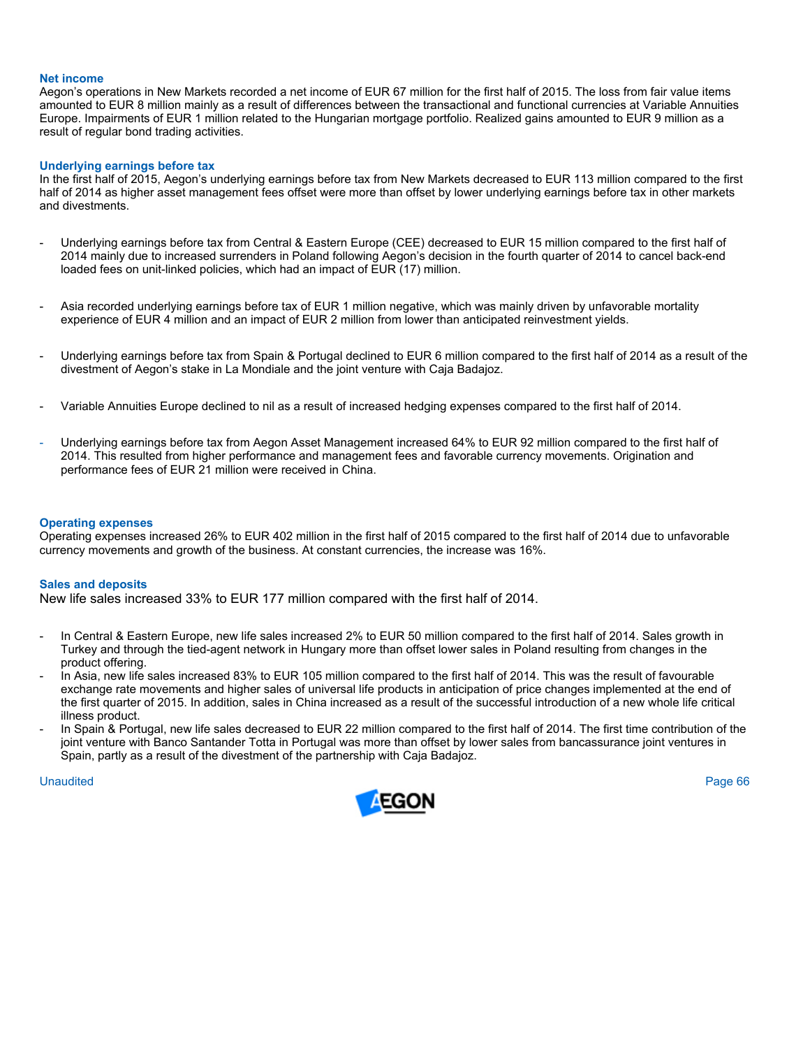### Net income

Aegon's operations in New Markets recorded a net income of EUR 67 million for the first half of 2015. The loss from fair value items amounted to EUR 8 million mainly as a result of differences between the transactional and functional currencies at Variable Annuities Europe. Impairments of EUR 1 million related to the Hungarian mortgage portfolio. Realized gains amounted to EUR 9 million as a result of regular bond trading activities.

### Underlying earnings before tax

In the first half of 2015, Aegon's underlying earnings before tax from New Markets decreased to EUR 113 million compared to the first half of 2014 as higher asset management fees offset were more than offset by lower underlying earnings before tax in other markets and divestments.

- Underlying earnings before tax from Central & Eastern Europe (CEE) decreased to EUR 15 million compared to the first half of 2014 mainly due to increased surrenders in Poland following Aegon's decision in the fourth quarter of 2014 to cancel back-end loaded fees on unit-linked policies, which had an impact of EUR (17) million.

- Asia recorded underlying earnings before tax of EUR 1 million negative, which was mainly driven by unfavorable mortality experience of EUR 4 million and an impact of EUR 2 million from lower than anticipated reinvestment yields.

- Underlying earnings before tax from Spain & Portugal declined to EUR 6 million compared to the first half of 2014 as a result of the divestment of Aegon's stake in La Mondiale and the joint venture with Caja Badajoz.

- Variable Annuities Europe declined to nil as a result of increased hedging expenses compared to the first half of 2014.

- Underlying earnings before tax from Aegon Asset Management increased 64% to EUR 92 million compared to the first half of 2014. This resulted from higher performance and management fees and favorable currency movements. Origination and performance fees of EUR 21 million were received in China.

### Operating expenses

Operating expenses increased 26% to EUR 402 million in the first half of 2015 compared to the first half of 2014 due to unfavorable currency movements and growth of the business. At constant currencies, the increase was 16%.

### Sales and deposits

New life sales increased 33% to EUR 177 million compared with the first half of 2014.

- In Central & Eastern Europe, new life sales increased 2% to EUR 50 million compared to the first half of 2014. Sales growth in Turkey and through the tied-agent network in Hungary more than offset lower sales in Poland resulting from changes in the product offering.
- In Asia, new life sales increased 83% to EUR 105 million compared to the first half of 2014. This was the result of favourable exchange rate movements and higher sales of universal life products in anticipation of price changes implemented at the end of the first quarter of 2015. In addition, sales in China increased as a result of the successful introduction of a new whole life critical illness product.
- In Spain & Portugal, new life sales decreased to EUR 22 million compared to the first half of 2014. The first time contribution of the joint venture with Banco Santander Totta in Portugal was more than offset by lower sales from bancassurance joint ventures in Spain, partly as a result of the divestment of the partnership with Caja Badajoz.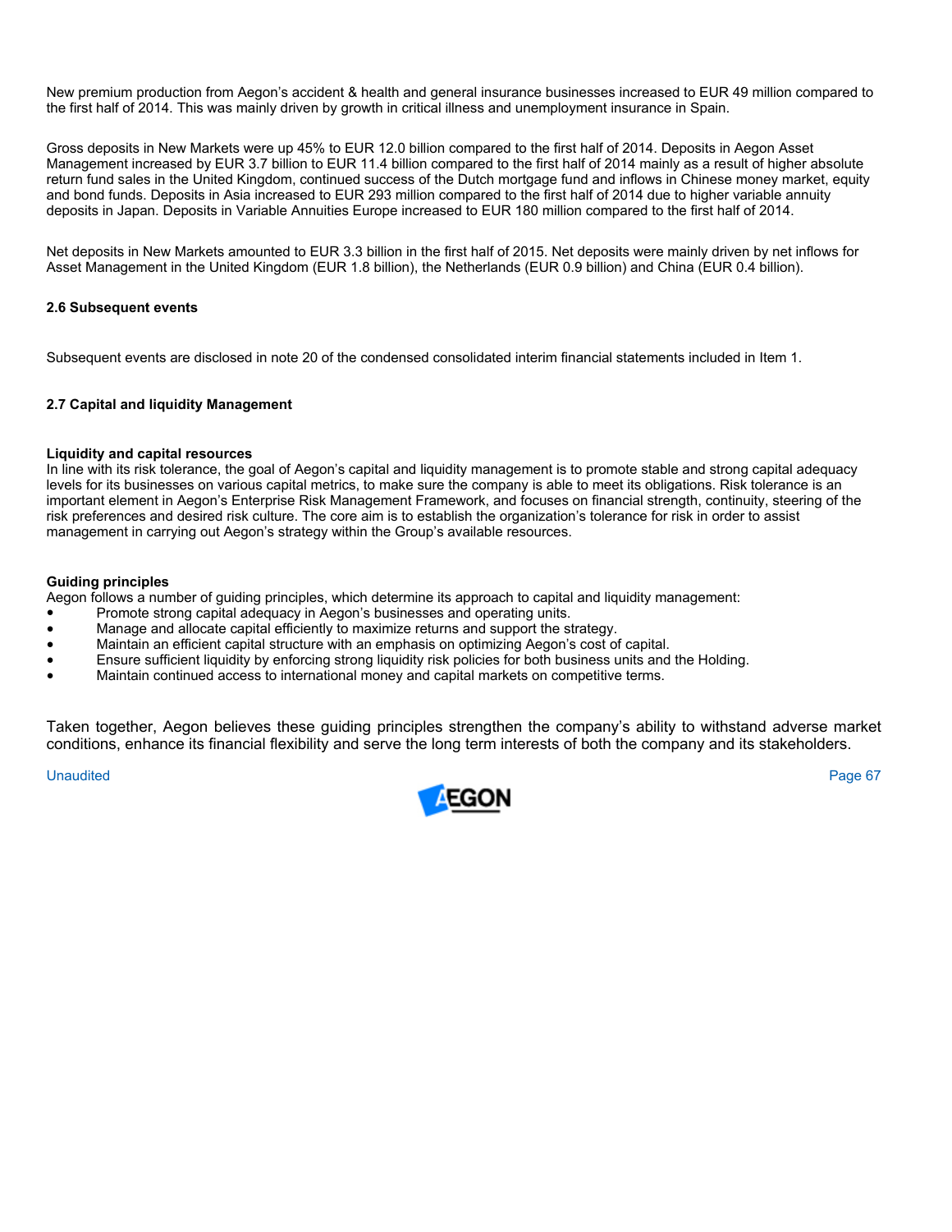New premium production from Aegon's accident & health and general insurance businesses increased to EUR 49 million compared to the first half of 2014. This was mainly driven by growth in critical illness and unemployment insurance in Spain.

Gross deposits in New Markets were up 45% to EUR 12.0 billion compared to the first half of 2014. Deposits in Aegon Asset Management increased by EUR 3.7 billion to EUR 11.4 billion compared to the first half of 2014 mainly as a result of higher absolute return fund sales in the United Kingdom, continued success of the Dutch mortgage fund and inflows in Chinese money market, equity and bond funds. Deposits in Asia increased to EUR 293 million compared to the first half of 2014 due to higher variable annuity deposits in Japan. Deposits in Variable Annuities Europe increased to EUR 180 million compared to the first half of 2014.

Net deposits in New Markets amounted to EUR 3.3 billion in the first half of 2015. Net deposits were mainly driven by net inflows for Asset Management in the United Kingdom (EUR 1.8 billion), the Netherlands (EUR 0.9 billion) and China (EUR 0.4 billion).

### 2.6 Subsequent events

Subsequent events are disclosed in note 20 of the condensed consolidated interim financial statements included in Item 1.

### 2.7 Capital and liquidity Management

**Liquidity and capital resources**

In line with its risk tolerance, the goal of Aegon's capital and liquidity management is to promote stable and strong capital adequacy levels for its businesses on various capital metrics, to make sure the company is able to meet its obligations. Risk tolerance is an important element in Aegon's Enterprise Risk Management Framework, and focuses on financial strength, continuity, steering of the risk preferences and desired risk culture. The core aim is to establish the organization's tolerance for risk in order to assist management in carrying out Aegon's strategy within the Group's available resources.

**Guiding principles**

Aegon follows a number of guiding principles, which determine its approach to capital and liquidity management:

- Promote strong capital adequacy in Aegon's businesses and operating units.
- Manage and allocate capital efficiently to maximize returns and support the strategy.
- Maintain an efficient capital structure with an emphasis on optimizing Aegon's cost of capital.
- Ensure sufficient liquidity by enforcing strong liquidity risk policies for both business units and the Holding.
- Maintain continued access to international money and capital markets on competitive terms.

Taken together, Aegon believes these guiding principles strengthen the company's ability to withstand adverse market conditions, enhance its financial flexibility and serve the long term interests of both the company and its stakeholders.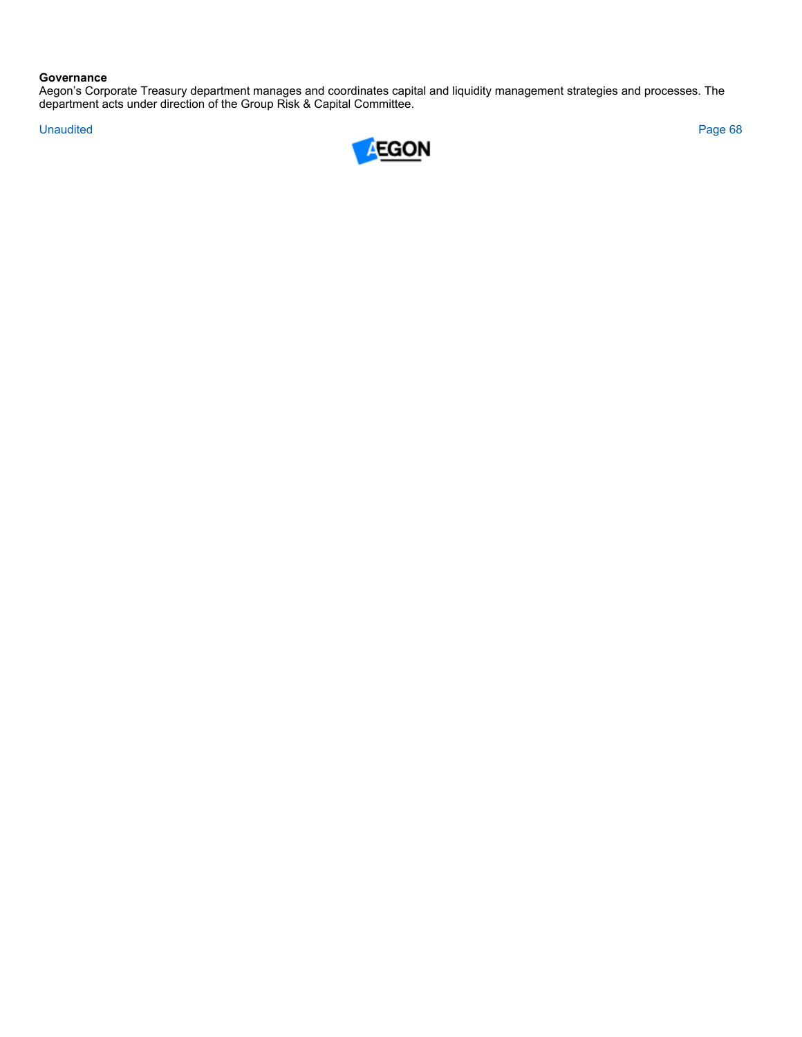**Governance**

Aegon's Corporate Treasury department manages and coordinates capital and liquidity management strategies and processes. The department acts under direction of the Group Risk & Capital Committee.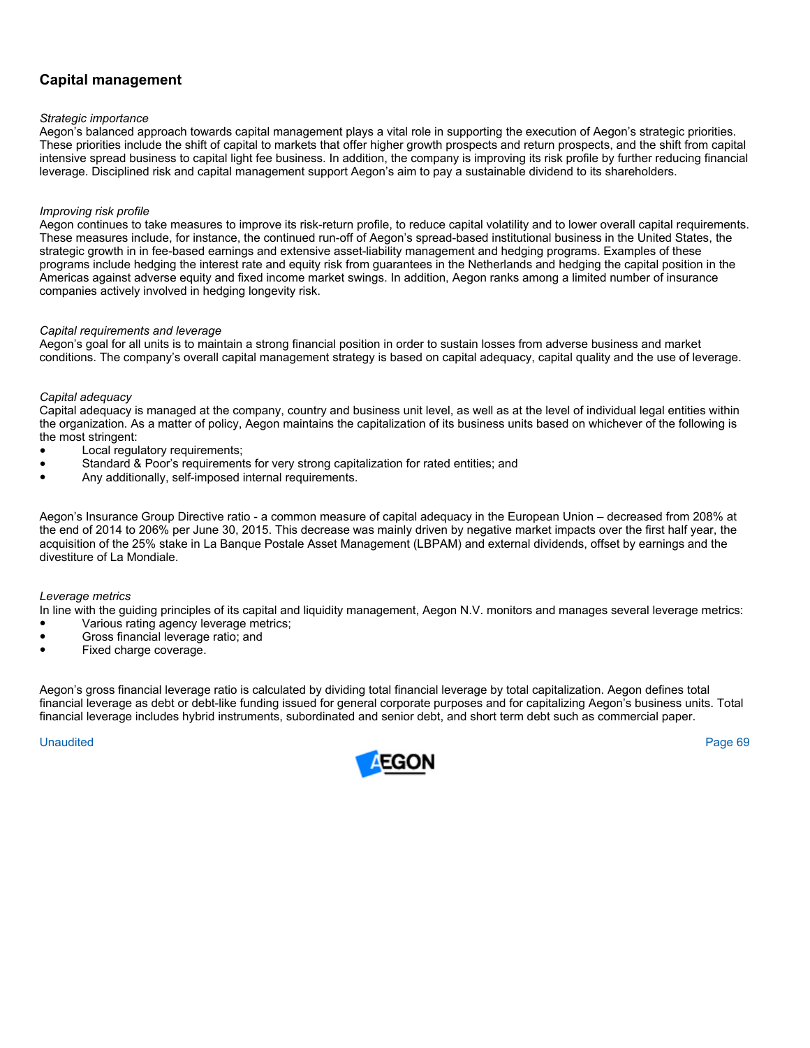## Capital management

*Strategic importance*

Aegon's balanced approach towards capital management plays a vital role in supporting the execution of Aegon's strategic priorities. These priorities include the shift of capital to markets that offer higher growth prospects and return prospects, and the shift from capital intensive spread business to capital light fee business. In addition, the company is improving its risk profile by further reducing financial leverage. Disciplined risk and capital management support Aegon's aim to pay a sustainable dividend to its shareholders.

*Improving risk profile*

Aegon continues to take measures to improve its risk-return profile, to reduce capital volatility and to lower overall capital requirements. These measures include, for instance, the continued run-off of Aegon's spread-based institutional business in the United States, the strategic growth in in fee-based earnings and extensive asset-liability management and hedging programs. Examples of these programs include hedging the interest rate and equity risk from guarantees in the Netherlands and hedging the capital position in the Americas against adverse equity and fixed income market swings. In addition, Aegon ranks among a limited number of insurance companies actively involved in hedging longevity risk.

*Capital requirements and leverage*

Aegon's goal for all units is to maintain a strong financial position in order to sustain losses from adverse business and market conditions. The company's overall capital management strategy is based on capital adequacy, capital quality and the use of leverage.

*Capital adequacy*

Capital adequacy is managed at the company, country and business unit level, as well as at the level of individual legal entities within the organization. As a matter of policy, Aegon maintains the capitalization of its business units based on whichever of the following is the most stringent:

- Local regulatory requirements;
- Standard & Poor's requirements for very strong capitalization for rated entities; and
- Any additionally, self-imposed internal requirements.

Aegon's Insurance Group Directive ratio - a common measure of capital adequacy in the European Union – decreased from 208% at the end of 2014 to 206% per June 30, 2015. This decrease was mainly driven by negative market impacts over the first half year, the acquisition of the 25% stake in La Banque Postale Asset Management (LBPAM) and external dividends, offset by earnings and the divestiture of La Mondiale.

*Leverage metrics*

In line with the guiding principles of its capital and liquidity management, Aegon N.V. monitors and manages several leverage metrics:

- Various rating agency leverage metrics;
- Gross financial leverage ratio; and
- Fixed charge coverage.

Aegon's gross financial leverage ratio is calculated by dividing total financial leverage by total capitalization. Aegon defines total financial leverage as debt or debt-like funding issued for general corporate purposes and for capitalizing Aegon's business units. Total financial leverage includes hybrid instruments, subordinated and senior debt, and short term debt such as commercial paper.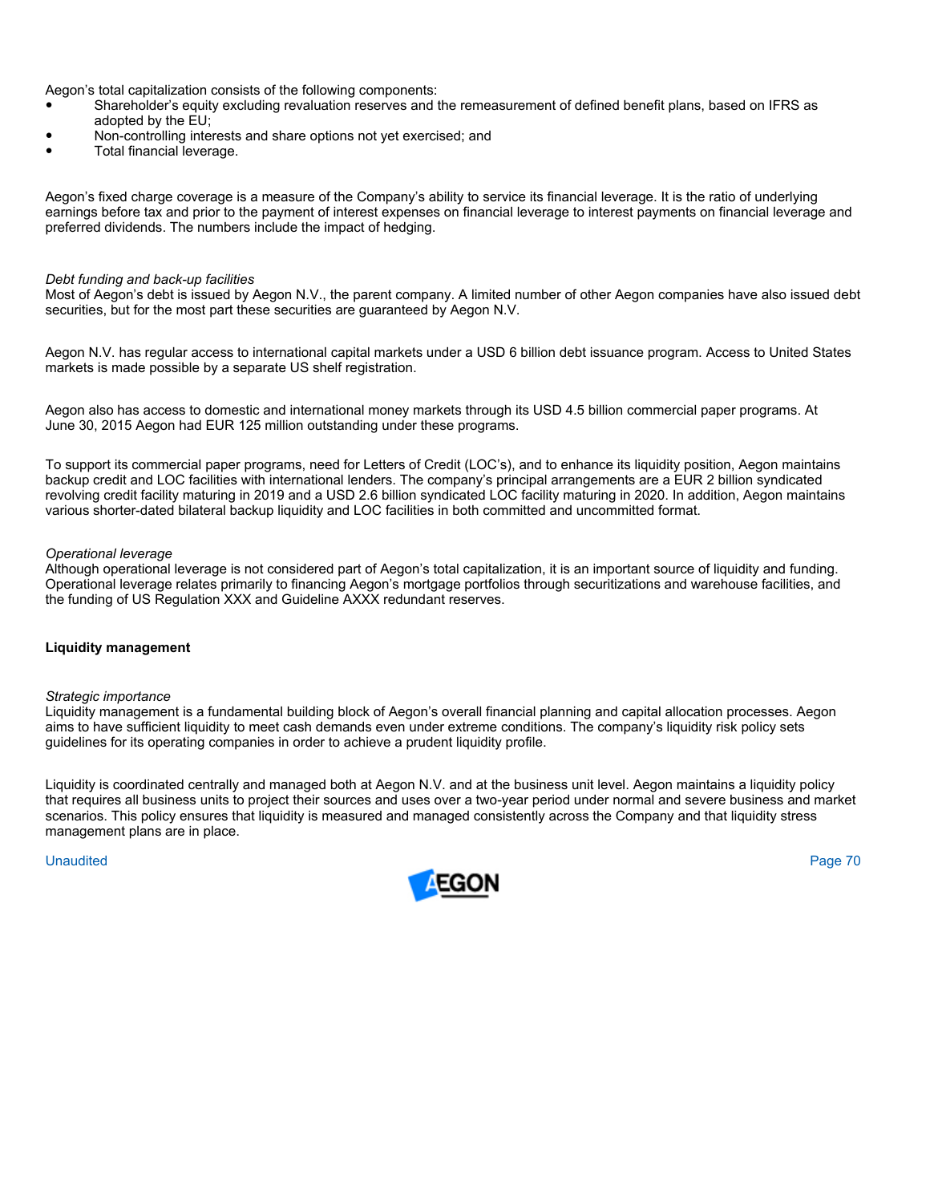Aegon's total capitalization consists of the following components:

- Shareholder's equity excluding revaluation reserves and the remeasurement of defined benefit plans, based on IFRS as adopted by the EU;
- Non-controlling interests and share options not yet exercised; and
- Total financial leverage.

Aegon's fixed charge coverage is a measure of the Company's ability to service its financial leverage. It is the ratio of underlying earnings before tax and prior to the payment of interest expenses on financial leverage to interest payments on financial leverage and preferred dividends. The numbers include the impact of hedging.

*Debt funding and back-up facilities*

Most of Aegon's debt is issued by Aegon N.V., the parent company. A limited number of other Aegon companies have also issued debt securities, but for the most part these securities are guaranteed by Aegon N.V.

Aegon N.V. has regular access to international capital markets under a USD 6 billion debt issuance program. Access to United States markets is made possible by a separate US shelf registration.

Aegon also has access to domestic and international money markets through its USD 4.5 billion commercial paper programs. At June 30, 2015 Aegon had EUR 125 million outstanding under these programs.

To support its commercial paper programs, need for Letters of Credit (LOC's), and to enhance its liquidity position, Aegon maintains backup credit and LOC facilities with international lenders. The company's principal arrangements are a EUR 2 billion syndicated revolving credit facility maturing in 2019 and a USD 2.6 billion syndicated LOC facility maturing in 2020. In addition, Aegon maintains various shorter-dated bilateral backup liquidity and LOC facilities in both committed and uncommitted format.

*Operational leverage*

Although operational leverage is not considered part of Aegon's total capitalization, it is an important source of liquidity and funding. Operational leverage relates primarily to financing Aegon's mortgage portfolios through securitizations and warehouse facilities, and the funding of US Regulation XXX and Guideline AXXX redundant reserves.

**Liquidity management**

*Strategic importance*

Liquidity management is a fundamental building block of Aegon's overall financial planning and capital allocation processes. Aegon aims to have sufficient liquidity to meet cash demands even under extreme conditions. The company's liquidity risk policy sets guidelines for its operating companies in order to achieve a prudent liquidity profile.

Liquidity is coordinated centrally and managed both at Aegon N.V. and at the business unit level. Aegon maintains a liquidity policy that requires all business units to project their sources and uses over a two-year period under normal and severe business and market scenarios. This policy ensures that liquidity is measured and managed consistently across the Company and that liquidity stress management plans are in place.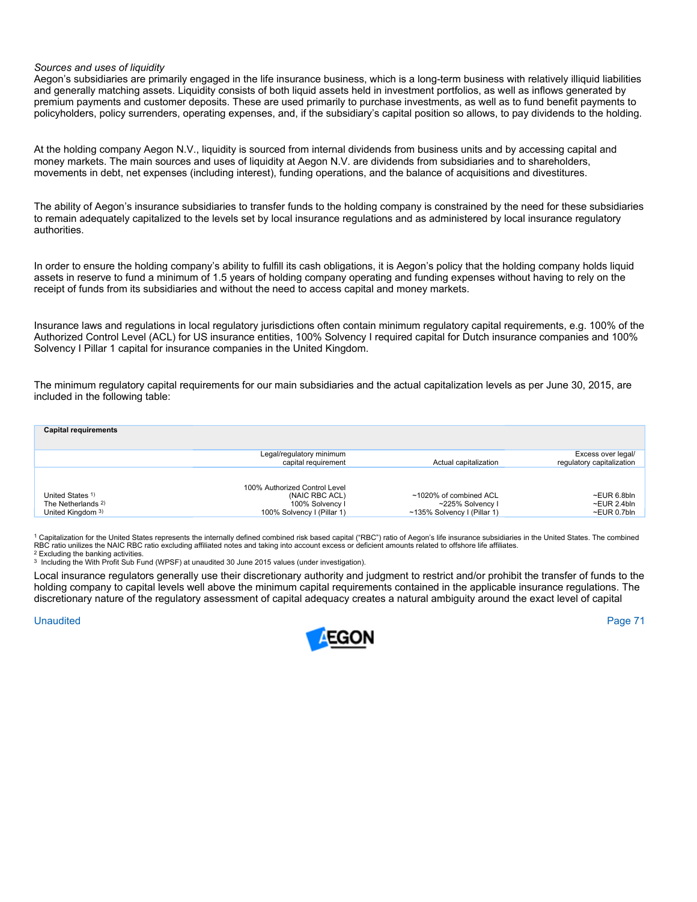*Sources and uses of liquidity*

Aegon's subsidiaries are primarily engaged in the life insurance business, which is a long-term business with relatively illiquid liabilities and generally matching assets. Liquidity consists of both liquid assets held in investment portfolios, as well as inflows generated by premium payments and customer deposits. These are used primarily to purchase investments, as well as to fund benefit payments to policyholders, policy surrenders, operating expenses, and, if the subsidiary's capital position so allows, to pay dividends to the holding.

At the holding company Aegon N.V., liquidity is sourced from internal dividends from business units and by accessing capital and money markets. The main sources and uses of liquidity at Aegon N.V. are dividends from subsidiaries and to shareholders, movements in debt, net expenses (including interest), funding operations, and the balance of acquisitions and divestitures.

The ability of Aegon's insurance subsidiaries to transfer funds to the holding company is constrained by the need for these subsidiaries to remain adequately capitalized to the levels set by local insurance regulations and as administered by local insurance regulatory authorities.

In order to ensure the holding company's ability to fulfill its cash obligations, it is Aegon's policy that the holding company holds liquid assets in reserve to fund a minimum of 1.5 years of holding company operating and funding expenses without having to rely on the receipt of funds from its subsidiaries and without the need to access capital and money markets.

Insurance laws and regulations in local regulatory jurisdictions often contain minimum regulatory capital requirements, e.g. 100% of the Authorized Control Level (ACL) for US insurance entities, 100% Solvency I required capital for Dutch insurance companies and 100% Solvency I Pillar 1 capital for insurance companies in the United Kingdom.

The minimum regulatory capital requirements for our main subsidiaries and the actual capitalization levels as per June 30, 2015, are included in the following table:

| Capital requirements | Legal/regulatory minimum capital requirement | Actual capitalization | Excess over legal/ regulatory capitalization |
|---|---|---|---|
| United States [1] | 100% Authorized Control Level (NAIC RBC ACL) | ~1020% of combined ACL | ~EUR 6.8bln |
| The Netherlands [2] | 100% Solvency I | ~225% Solvency I | ~EUR 2.4bln |
| United Kingdom [3] | 100% Solvency I (Pillar 1) | ~135% Solvency I (Pillar 1) | ~EUR 0.7bln |

[1] Capitalization for the United States represents the internally defined combined risk based capital ("RBC") ratio of Aegon's life insurance subsidiaries in the United States. The combined RBC ratio unilizes the NAIC RBC ratio excluding affiliated notes and taking into account excess or deficient amounts related to offshore life affiliates.
[2] Excluding the banking activities.
[3] Including the With Profit Sub Fund (WPSF) at unaudited 30 June 2015 values (under investigation).

Local insurance regulators generally use their discretionary authority and judgment to restrict and/or prohibit the transfer of funds to the holding company to capital levels well above the minimum capital requirements contained in the applicable insurance regulations. The discretionary nature of the regulatory assessment of capital adequacy creates a natural ambiguity around the exact level of capital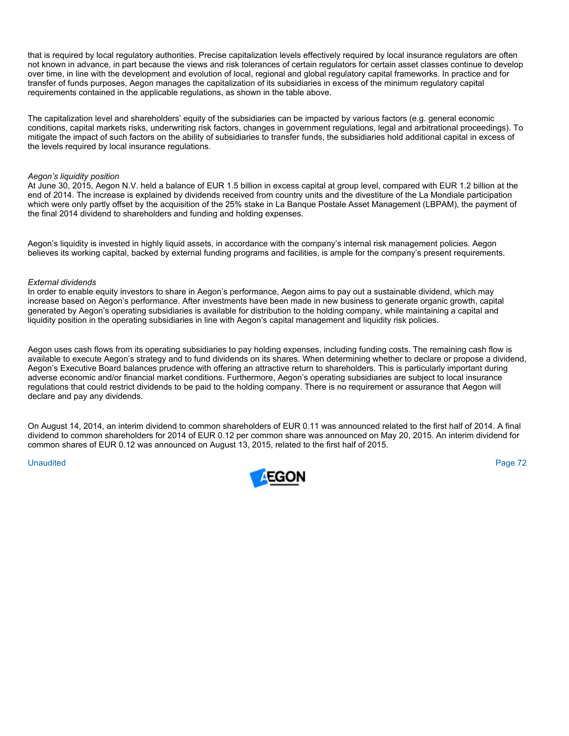that is required by local regulatory authorities. Precise capitalization levels effectively required by local insurance regulators are often not known in advance, in part because the views and risk tolerances of certain regulators for certain asset classes continue to develop over time, in line with the development and evolution of local, regional and global regulatory capital frameworks. In practice and for transfer of funds purposes, Aegon manages the capitalization of its subsidiaries in excess of the minimum regulatory capital requirements contained in the applicable regulations, as shown in the table above.

The capitalization level and shareholders' equity of the subsidiaries can be impacted by various factors (e.g. general economic conditions, capital markets risks, underwriting risk factors, changes in government regulations, legal and arbitrational proceedings). To mitigate the impact of such factors on the ability of subsidiaries to transfer funds, the subsidiaries hold additional capital in excess of the levels required by local insurance regulations.

*Aegon's liquidity position*

At June 30, 2015, Aegon N.V. held a balance of EUR 1.5 billion in excess capital at group level, compared with EUR 1.2 billion at the end of 2014. The increase is explained by dividends received from country units and the divestiture of the La Mondiale participation which were only partly offset by the acquisition of the 25% stake in La Banque Postale Asset Management (LBPAM), the payment of the final 2014 dividend to shareholders and funding and holding expenses.

Aegon's liquidity is invested in highly liquid assets, in accordance with the company's internal risk management policies. Aegon believes its working capital, backed by external funding programs and facilities, is ample for the company's present requirements.

*External dividends*

In order to enable equity investors to share in Aegon's performance, Aegon aims to pay out a sustainable dividend, which may increase based on Aegon's performance. After investments have been made in new business to generate organic growth, capital generated by Aegon's operating subsidiaries is available for distribution to the holding company, while maintaining a capital and liquidity position in the operating subsidiaries in line with Aegon's capital management and liquidity risk policies.

Aegon uses cash flows from its operating subsidiaries to pay holding expenses, including funding costs. The remaining cash flow is available to execute Aegon's strategy and to fund dividends on its shares. When determining whether to declare or propose a dividend, Aegon's Executive Board balances prudence with offering an attractive return to shareholders. This is particularly important during adverse economic and/or financial market conditions. Furthermore, Aegon's operating subsidiaries are subject to local insurance regulations that could restrict dividends to be paid to the holding company. There is no requirement or assurance that Aegon will declare and pay any dividends.

On August 14, 2014, an interim dividend to common shareholders of EUR 0.11 was announced related to the first half of 2014. A final dividend to common shareholders for 2014 of EUR 0.12 per common share was announced on May 20, 2015. An interim dividend for common shares of EUR 0.12 was announced on August 13, 2015, related to the first half of 2015.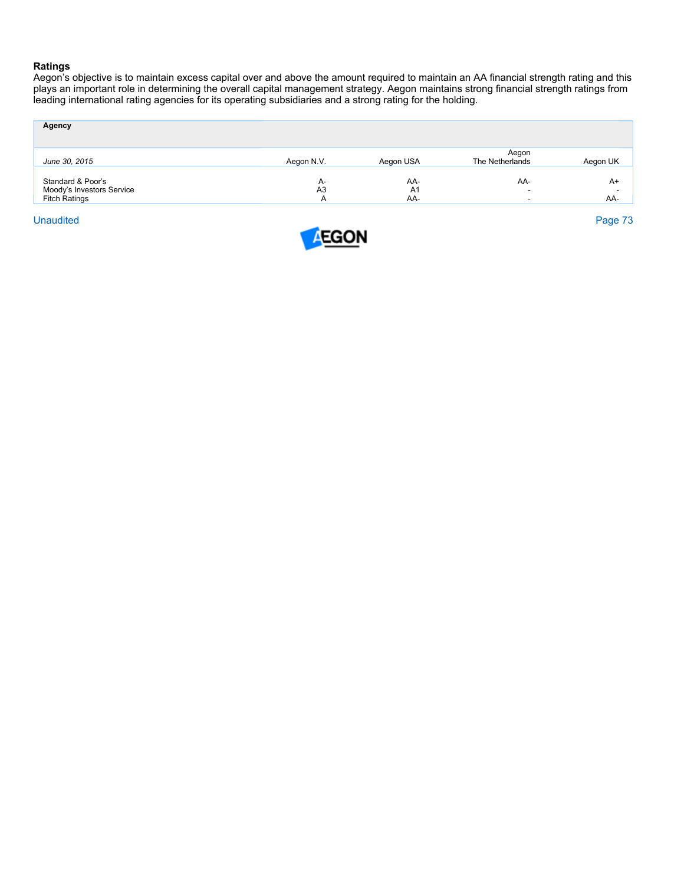## Ratings

Aegon's objective is to maintain excess capital over and above the amount required to maintain an AA financial strength rating and this plays an important role in determining the overall capital management strategy. Aegon maintains strong financial strength ratings from leading international rating agencies for its operating subsidiaries and a strong rating for the holding.

| **Agency** | | | | |
|---|---|---|---|---|
| *June 30, 2015* | Aegon N.V. | Aegon USA | Aegon The Netherlands | Aegon UK |
| Standard & Poor's | A- | AA- | AA- | A+ |
| Moody's Investors Service | A3 | A1 | - | - |
| Fitch Ratings | A | AA- | - | AA- |

Unaudited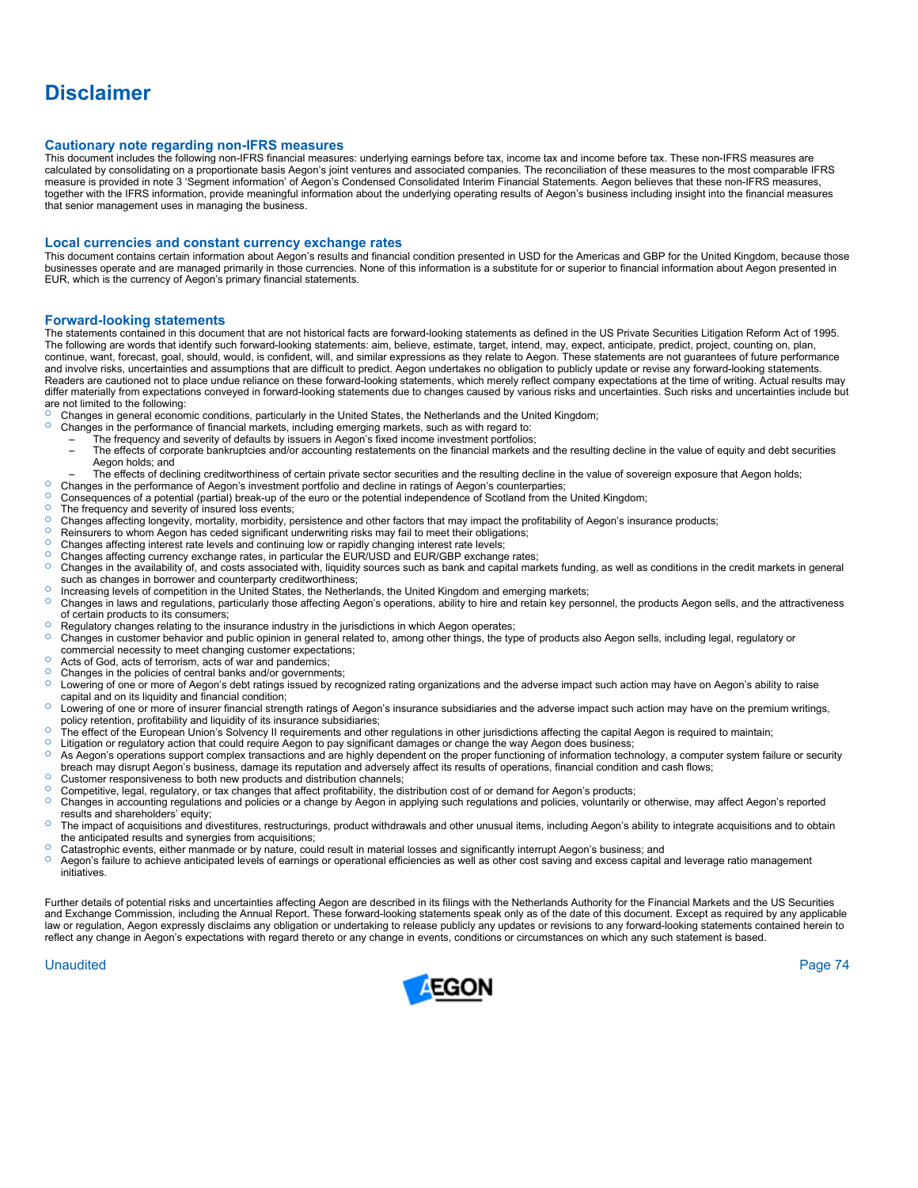# Disclaimer

## Cautionary note regarding non-IFRS measures

This document includes the following non-IFRS financial measures: underlying earnings before tax, income tax and income before tax. These non-IFRS measures are calculated by consolidating on a proportionate basis Aegon's joint ventures and associated companies. The reconciliation of these measures to the most comparable IFRS measure is provided in note 3 'Segment information' of Aegon's Condensed Consolidated Interim Financial Statements. Aegon believes that these non-IFRS measures, together with the IFRS information, provide meaningful information about the underlying operating results of Aegon's business including insight into the financial measures that senior management uses in managing the business.

## Local currencies and constant currency exchange rates

This document contains certain information about Aegon's results and financial condition presented in USD for the Americas and GBP for the United Kingdom, because those businesses operate and are managed primarily in those currencies. None of this information is a substitute for or superior to financial information about Aegon presented in EUR, which is the currency of Aegon's primary financial statements.

## Forward-looking statements

The statements contained in this document that are not historical facts are forward-looking statements as defined in the US Private Securities Litigation Reform Act of 1995. The following are words that identify such forward-looking statements: aim, believe, estimate, target, intend, may, expect, anticipate, predict, project, counting on, plan, continue, want, forecast, goal, should, would, is confident, will, and similar expressions as they relate to Aegon. These statements are not guarantees of future performance and involve risks, uncertainties and assumptions that are difficult to predict. Aegon undertakes no obligation to publicly update or revise any forward-looking statements. Readers are cautioned not to place undue reliance on these forward-looking statements, which merely reflect company expectations at the time of writing. Actual results may differ materially from expectations conveyed in forward-looking statements due to changes caused by various risks and uncertainties. Such risks and uncertainties include but are not limited to the following:

- Changes in general economic conditions, particularly in the United States, the Netherlands and the United Kingdom;
- Changes in the performance of financial markets, including emerging markets, such as with regard to:
  - The frequency and severity of defaults by issuers in Aegon's fixed income investment portfolios;
  - The effects of corporate bankruptcies and/or accounting restatements on the financial markets and the resulting decline in the value of equity and debt securities Aegon holds; and
  - The effects of declining creditworthiness of certain private sector securities and the resulting decline in the value of sovereign exposure that Aegon holds;
- Changes in the performance of Aegon's investment portfolio and decline in ratings of Aegon's counterparties;
- Consequences of a potential (partial) break-up of the euro or the potential independence of Scotland from the United Kingdom;
- The frequency and severity of insured loss events;
- Changes affecting longevity, mortality, morbidity, persistence and other factors that may impact the profitability of Aegon's insurance products;
- Reinsurers to whom Aegon has ceded significant underwriting risks may fail to meet their obligations;
- Changes affecting interest rate levels and continuing low or rapidly changing interest rate levels;
- Changes affecting currency exchange rates, in particular the EUR/USD and EUR/GBP exchange rates;
- Changes in the availability of, and costs associated with, liquidity sources such as bank and capital markets funding, as well as conditions in the credit markets in general such as changes in borrower and counterparty creditworthiness;
- Increasing levels of competition in the United States, the Netherlands, the United Kingdom and emerging markets;
- Changes in laws and regulations, particularly those affecting Aegon's operations, ability to hire and retain key personnel, the products Aegon sells, and the attractiveness of certain products to its consumers;
- Regulatory changes relating to the insurance industry in the jurisdictions in which Aegon operates;
- Changes in customer behavior and public opinion in general related to, among other things, the type of products also Aegon sells, including legal, regulatory or commercial necessity to meet changing customer expectations;
- Acts of God, acts of terrorism, acts of war and pandemics;
- Changes in the policies of central banks and/or governments;
- Lowering of one or more of Aegon's debt ratings issued by recognized rating organizations and the adverse impact such action may have on Aegon's ability to raise capital and on its liquidity and financial condition;
- Lowering of one or more of insurer financial strength ratings of Aegon's insurance subsidiaries and the adverse impact such action may have on the premium writings, policy retention, profitability and liquidity of its insurance subsidiaries;
- The effect of the European Union's Solvency II requirements and other regulations in other jurisdictions affecting the capital Aegon is required to maintain;
- Litigation or regulatory action that could require Aegon to pay significant damages or change the way Aegon does business;
- As Aegon's operations support complex transactions and are highly dependent on the proper functioning of information technology, a computer system failure or security breach may disrupt Aegon's business, damage its reputation and adversely affect its results of operations, financial condition and cash flows;
- Customer responsiveness to both new products and distribution channels;
- Competitive, legal, regulatory, or tax changes that affect profitability, the distribution cost of or demand for Aegon's products;
- Changes in accounting regulations and policies or a change by Aegon in applying such regulations and policies, voluntarily or otherwise, may affect Aegon's reported results and shareholders' equity;
- The impact of acquisitions and divestitures, restructurings, product withdrawals and other unusual items, including Aegon's ability to integrate acquisitions and to obtain the anticipated results and synergies from acquisitions;
- Catastrophic events, either manmade or by nature, could result in material losses and significantly interrupt Aegon's business; and
- Aegon's failure to achieve anticipated levels of earnings or operational efficiencies as well as other cost saving and excess capital and leverage ratio management initiatives.

Further details of potential risks and uncertainties affecting Aegon are described in its filings with the Netherlands Authority for the Financial Markets and the US Securities and Exchange Commission, including the Annual Report. These forward-looking statements speak only as of the date of this document. Except as required by any applicable law or regulation, Aegon expressly disclaims any obligation or undertaking to release publicly any updates or revisions to any forward-looking statements contained herein to reflect any change in Aegon's expectations with regard thereto or any change in events, conditions or circumstances on which any such statement is based.

Unaudited